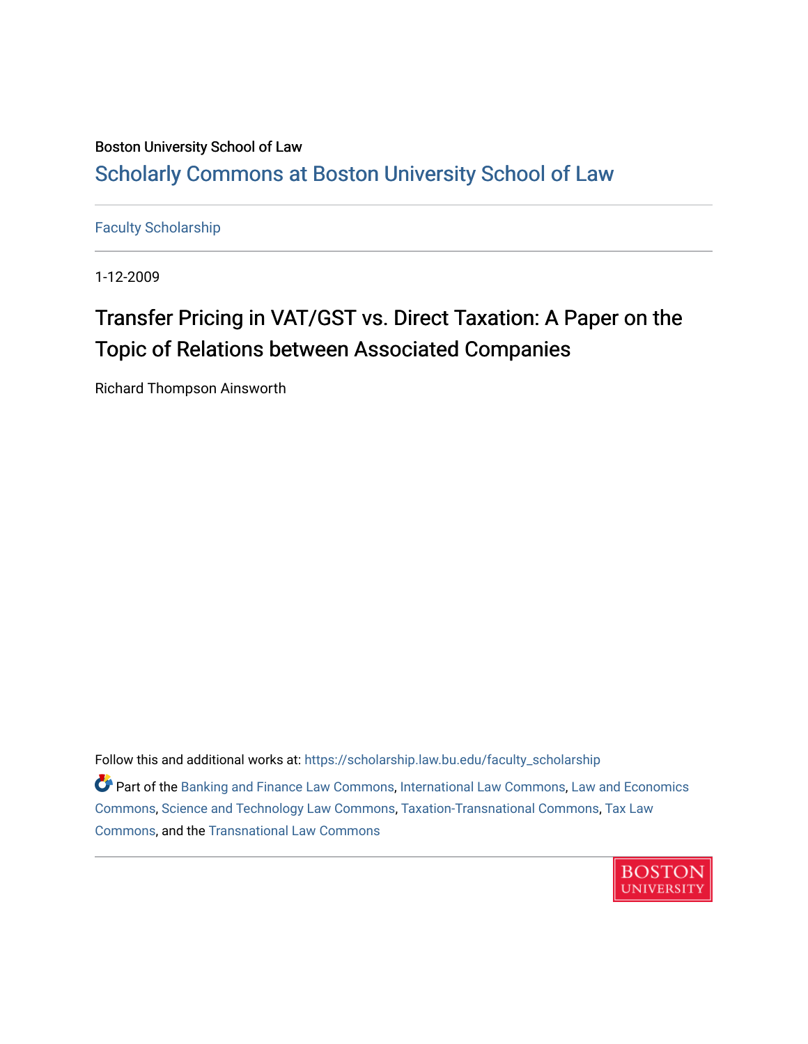Boston University School of Law

# Scholarly Commons at Boston University School of Law

Faculty Scholarship

1-12-2009

## Transfer Pricing in VAT/GST vs. Direct Taxation: A Paper on the Topic of Relations between Associated Companies

Richard Thompson Ainsworth

Follow this and additional works at: https://scholarship.law.bu.edu/faculty_scholarship

Part of the Banking and Finance Law Commons, International Law Commons, Law and Economics Commons, Science and Technology Law Commons, Taxation-Transnational Commons, Tax Law Commons, and the Transnational Law Commons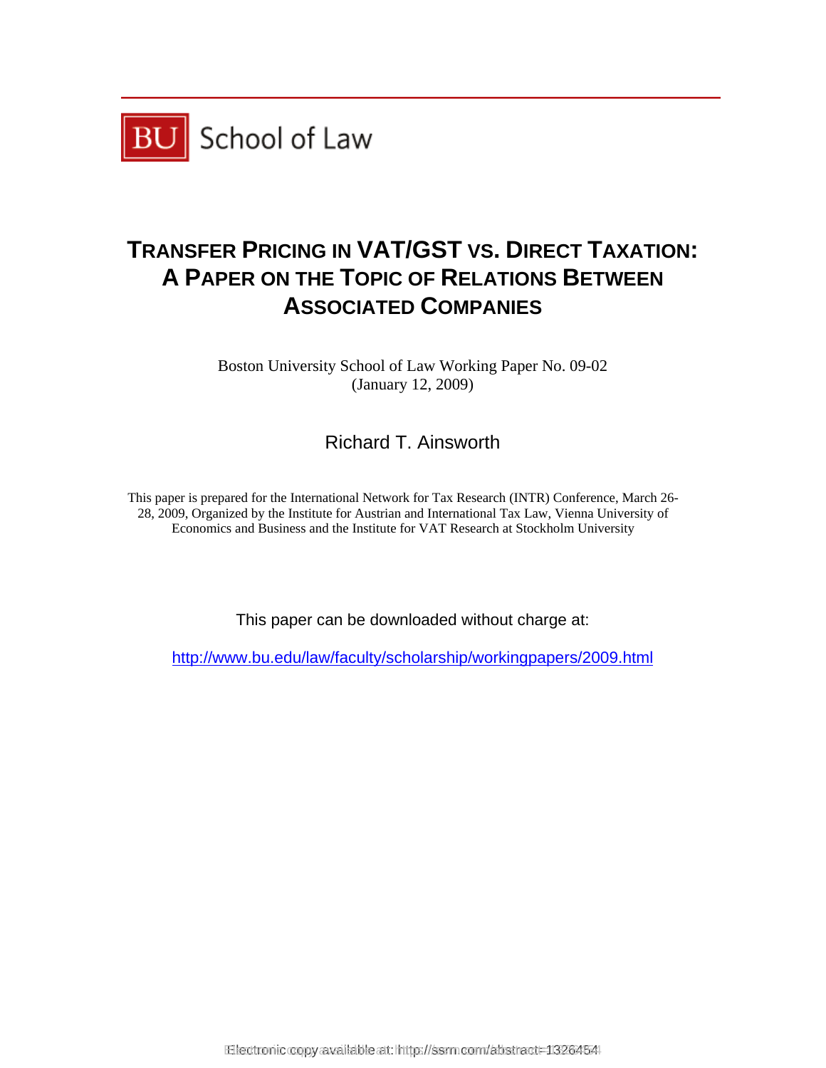BU School of Law

# TRANSFER PRICING IN VAT/GST VS. DIRECT TAXATION: A PAPER ON THE TOPIC OF RELATIONS BETWEEN ASSOCIATED COMPANIES

Boston University School of Law Working Paper No. 09-02
(January 12, 2009)

Richard T. Ainsworth

This paper is prepared for the International Network for Tax Research (INTR) Conference, March 26-28, 2009, Organized by the Institute for Austrian and International Tax Law, Vienna University of Economics and Business and the Institute for VAT Research at Stockholm University

This paper can be downloaded without charge at:

http://www.bu.edu/law/faculty/scholarship/workingpapers/2009.html

Electronic copy available at: http://ssrn.com/abstract=1326454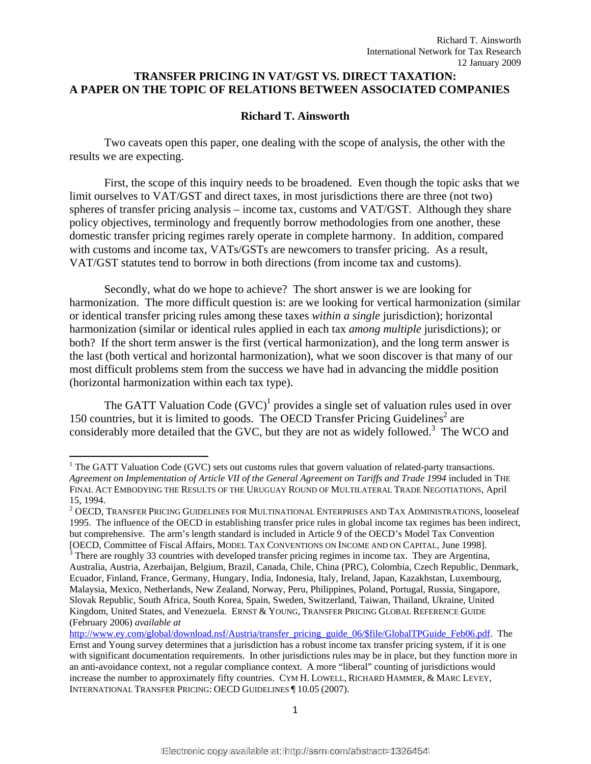Richard T. Ainsworth
International Network for Tax Research
12 January 2009

**TRANSFER PRICING IN VAT/GST VS. DIRECT TAXATION:**
**A PAPER ON THE TOPIC OF RELATIONS BETWEEN ASSOCIATED COMPANIES**

**Richard T. Ainsworth**

Two caveats open this paper, one dealing with the scope of analysis, the other with the results we are expecting.

First, the scope of this inquiry needs to be broadened. Even though the topic asks that we limit ourselves to VAT/GST and direct taxes, in most jurisdictions there are three (not two) spheres of transfer pricing analysis – income tax, customs and VAT/GST. Although they share policy objectives, terminology and frequently borrow methodologies from one another, these domestic transfer pricing regimes rarely operate in complete harmony. In addition, compared with customs and income tax, VATs/GSTs are newcomers to transfer pricing. As a result, VAT/GST statutes tend to borrow in both directions (from income tax and customs).

Secondly, what do we hope to achieve? The short answer is we are looking for harmonization. The more difficult question is: are we looking for vertical harmonization (similar or identical transfer pricing rules among these taxes *within a single* jurisdiction); horizontal harmonization (similar or identical rules applied in each tax *among multiple* jurisdictions); or both? If the short term answer is the first (vertical harmonization), and the long term answer is the last (both vertical and horizontal harmonization), what we soon discover is that many of our most difficult problems stem from the success we have had in advancing the middle position (horizontal harmonization within each tax type).

The GATT Valuation Code (GVC)[1] provides a single set of valuation rules used in over 150 countries, but it is limited to goods. The OECD Transfer Pricing Guidelines[2] are considerably more detailed that the GVC, but they are not as widely followed.[3] The WCO and

---

[1] The GATT Valuation Code (GVC) sets out customs rules that govern valuation of related-party transactions. *Agreement on Implementation of Article VII of the General Agreement on Tariffs and Trade 1994* included in THE FINAL ACT EMBODYING THE RESULTS OF THE URUGUAY ROUND OF MULTILATERAL TRADE NEGOTIATIONS, April 15, 1994.

[2] OECD, TRANSFER PRICING GUIDELINES FOR MULTINATIONAL ENTERPRISES AND TAX ADMINISTRATIONS, looseleaf 1995. The influence of the OECD in establishing transfer price rules in global income tax regimes has been indirect, but comprehensive. The arm's length standard is included in Article 9 of the OECD's Model Tax Convention [OECD, Committee of Fiscal Affairs, MODEL TAX CONVENTIONS ON INCOME AND ON CAPITAL, June 1998].

[3] There are roughly 33 countries with developed transfer pricing regimes in income tax. They are Argentina, Australia, Austria, Azerbaijan, Belgium, Brazil, Canada, Chile, China (PRC), Colombia, Czech Republic, Denmark, Ecuador, Finland, France, Germany, Hungary, India, Indonesia, Italy, Ireland, Japan, Kazakhstan, Luxembourg, Malaysia, Mexico, Netherlands, New Zealand, Norway, Peru, Philippines, Poland, Portugal, Russia, Singapore, Slovak Republic, South Africa, South Korea, Spain, Sweden, Switzerland, Taiwan, Thailand, Ukraine, United Kingdom, United States, and Venezuela. ERNST & YOUNG, TRANSFER PRICING GLOBAL REFERENCE GUIDE (February 2006) *available at* http://www.ey.com/global/download.nsf/Austria/transfer_pricing_guide_06/$file/GlobalTPGuide_Feb06.pdf. The Ernst and Young survey determines that a jurisdiction has a robust income tax transfer pricing system, if it is one with significant documentation requirements. In other jurisdictions rules may be in place, but they function more in an anti-avoidance context, not a regular compliance context. A more "liberal" counting of jurisdictions would increase the number to approximately fifty countries. CYM H. LOWELL, RICHARD HAMMER, & MARC LEVEY, INTERNATIONAL TRANSFER PRICING: OECD GUIDELINES ¶ 10.05 (2007).

Electronic copy available at: http://ssrn.com/abstract=1326454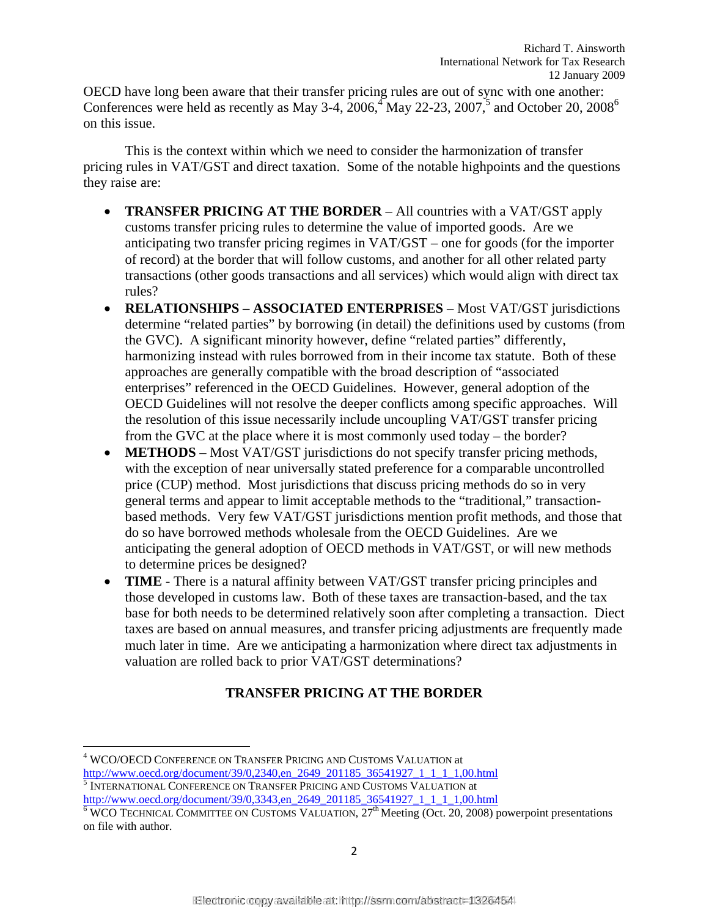OECD have long been aware that their transfer pricing rules are out of sync with one another: Conferences were held as recently as May 3-4, 2006,[4] May 22-23, 2007,[5] and October 20, 2008[6] on this issue.

This is the context within which we need to consider the harmonization of transfer pricing rules in VAT/GST and direct taxation. Some of the notable highpoints and the questions they raise are:

- **TRANSFER PRICING AT THE BORDER** – All countries with a VAT/GST apply customs transfer pricing rules to determine the value of imported goods. Are we anticipating two transfer pricing regimes in VAT/GST – one for goods (for the importer of record) at the border that will follow customs, and another for all other related party transactions (other goods transactions and all services) which would align with direct tax rules?
- **RELATIONSHIPS – ASSOCIATED ENTERPRISES** – Most VAT/GST jurisdictions determine "related parties" by borrowing (in detail) the definitions used by customs (from the GVC). A significant minority however, define "related parties" differently, harmonizing instead with rules borrowed from in their income tax statute. Both of these approaches are generally compatible with the broad description of "associated enterprises" referenced in the OECD Guidelines. However, general adoption of the OECD Guidelines will not resolve the deeper conflicts among specific approaches. Will the resolution of this issue necessarily include uncoupling VAT/GST transfer pricing from the GVC at the place where it is most commonly used today – the border?
- **METHODS** – Most VAT/GST jurisdictions do not specify transfer pricing methods, with the exception of near universally stated preference for a comparable uncontrolled price (CUP) method. Most jurisdictions that discuss pricing methods do so in very general terms and appear to limit acceptable methods to the "traditional," transaction-based methods. Very few VAT/GST jurisdictions mention profit methods, and those that do so have borrowed methods wholesale from the OECD Guidelines. Are we anticipating the general adoption of OECD methods in VAT/GST, or will new methods to determine prices be designed?
- **TIME** - There is a natural affinity between VAT/GST transfer pricing principles and those developed in customs law. Both of these taxes are transaction-based, and the tax base for both needs to be determined relatively soon after completing a transaction. Diect taxes are based on annual measures, and transfer pricing adjustments are frequently made much later in time. Are we anticipating a harmonization where direct tax adjustments in valuation are rolled back to prior VAT/GST determinations?

## TRANSFER PRICING AT THE BORDER

---

[4] WCO/OECD Conference on Transfer Pricing and Customs Valuation at http://www.oecd.org/document/39/0,2340,en_2649_201185_36541927_1_1_1_1,00.html

[5] International Conference on Transfer Pricing and Customs Valuation at http://www.oecd.org/document/39/0,3343,en_2649_201185_36541927_1_1_1_1,00.html

[6] WCO Technical Committee on Customs Valuation, 27th Meeting (Oct. 20, 2008) powerpoint presentations on file with author.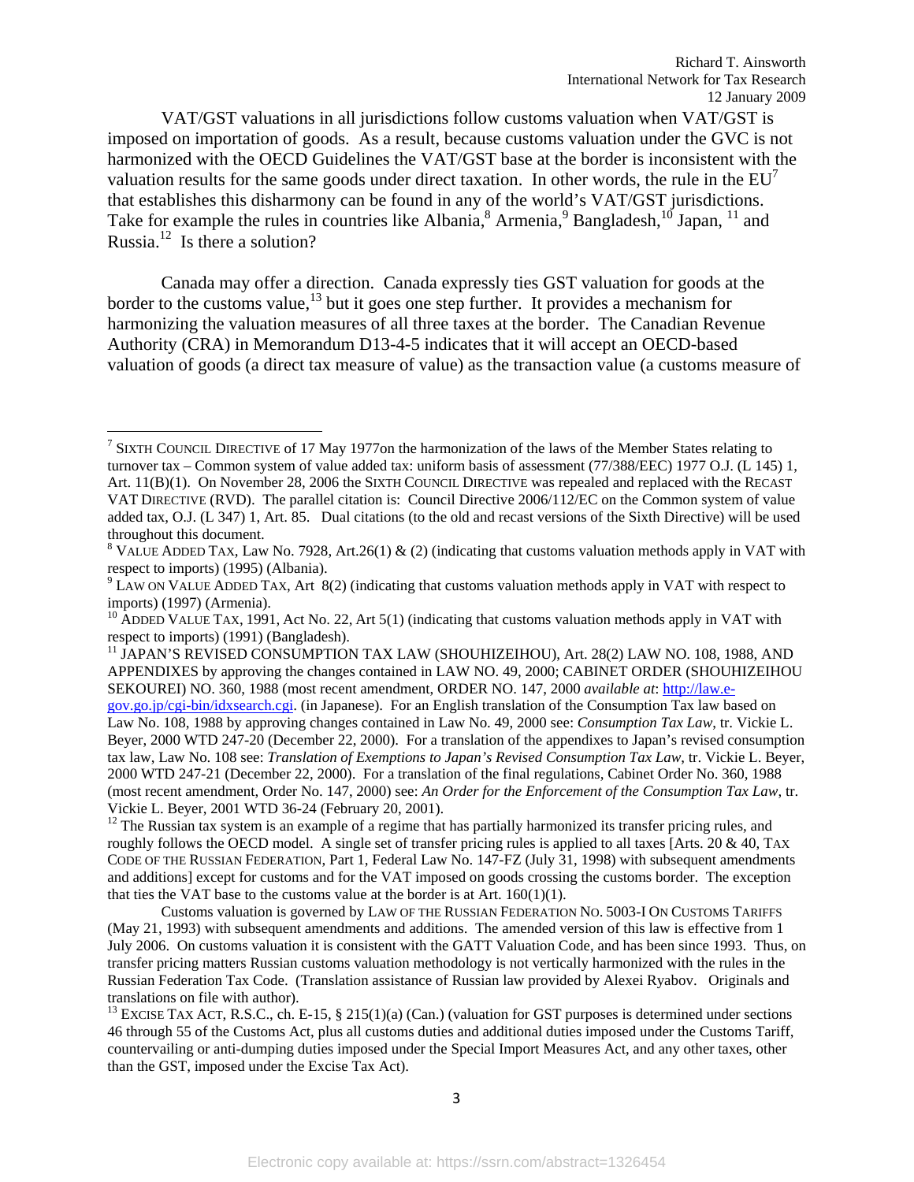VAT/GST valuations in all jurisdictions follow customs valuation when VAT/GST is imposed on importation of goods. As a result, because customs valuation under the GVC is not harmonized with the OECD Guidelines the VAT/GST base at the border is inconsistent with the valuation results for the same goods under direct taxation. In other words, the rule in the EU[7] that establishes this disharmony can be found in any of the world's VAT/GST jurisdictions. Take for example the rules in countries like Albania,[8] Armenia,[9] Bangladesh,[10] Japan,[11] and Russia.[12] Is there a solution?

Canada may offer a direction. Canada expressly ties GST valuation for goods at the border to the customs value,[13] but it goes one step further. It provides a mechanism for harmonizing the valuation measures of all three taxes at the border. The Canadian Revenue Authority (CRA) in Memorandum D13-4-5 indicates that it will accept an OECD-based valuation of goods (a direct tax measure of value) as the transaction value (a customs measure of

---

[7] SIXTH COUNCIL DIRECTIVE of 17 May 1977on the harmonization of the laws of the Member States relating to turnover tax – Common system of value added tax: uniform basis of assessment (77/388/EEC) 1977 O.J. (L 145) 1, Art. 11(B)(1). On November 28, 2006 the SIXTH COUNCIL DIRECTIVE was repealed and replaced with the RECAST VAT DIRECTIVE (RVD). The parallel citation is: Council Directive 2006/112/EC on the Common system of value added tax, O.J. (L 347) 1, Art. 85. Dual citations (to the old and recast versions of the Sixth Directive) will be used throughout this document.

[8] VALUE ADDED TAX, Law No. 7928, Art.26(1) & (2) (indicating that customs valuation methods apply in VAT with respect to imports) (1995) (Albania).

[9] LAW ON VALUE ADDED TAX, Art 8(2) (indicating that customs valuation methods apply in VAT with respect to imports) (1997) (Armenia).

[10] ADDED VALUE TAX, 1991, Act No. 22, Art 5(1) (indicating that customs valuation methods apply in VAT with respect to imports) (1991) (Bangladesh).

[11] JAPAN'S REVISED CONSUMPTION TAX LAW (SHOUHIZEIHOU), Art. 28(2) LAW NO. 108, 1988, AND APPENDIXES by approving the changes contained in LAW NO. 49, 2000; CABINET ORDER (SHOUHIZEIHOU SEKOUREI) NO. 360, 1988 (most recent amendment, ORDER NO. 147, 2000 *available at*: http://law.e-gov.go.jp/cgi-bin/idxsearch.cgi. (in Japanese). For an English translation of the Consumption Tax law based on Law No. 108, 1988 by approving changes contained in Law No. 49, 2000 see: *Consumption Tax Law*, tr. Vickie L. Beyer, 2000 WTD 247-20 (December 22, 2000). For a translation of the appendixes to Japan's revised consumption tax law, Law No. 108 see: *Translation of Exemptions to Japan's Revised Consumption Tax Law*, tr. Vickie L. Beyer, 2000 WTD 247-21 (December 22, 2000). For a translation of the final regulations, Cabinet Order No. 360, 1988 (most recent amendment, Order No. 147, 2000) see: *An Order for the Enforcement of the Consumption Tax Law*, tr. Vickie L. Beyer, 2001 WTD 36-24 (February 20, 2001).

[12] The Russian tax system is an example of a regime that has partially harmonized its transfer pricing rules, and roughly follows the OECD model. A single set of transfer pricing rules is applied to all taxes [Arts. 20 & 40, TAX CODE OF THE RUSSIAN FEDERATION, Part 1, Federal Law No. 147-FZ (July 31, 1998) with subsequent amendments and additions] except for customs and for the VAT imposed on goods crossing the customs border. The exception that ties the VAT base to the customs value at the border is at Art. 160(1)(1).

Customs valuation is governed by LAW OF THE RUSSIAN FEDERATION NO. 5003-I ON CUSTOMS TARIFFS (May 21, 1993) with subsequent amendments and additions. The amended version of this law is effective from 1 July 2006. On customs valuation it is consistent with the GATT Valuation Code, and has been since 1993. Thus, on transfer pricing matters Russian customs valuation methodology is not vertically harmonized with the rules in the Russian Federation Tax Code. (Translation assistance of Russian law provided by Alexei Ryabov. Originals and translations on file with author).

[13] EXCISE TAX ACT, R.S.C., ch. E-15, § 215(1)(a) (Can.) (valuation for GST purposes is determined under sections 46 through 55 of the Customs Act, plus all customs duties and additional duties imposed under the Customs Tariff, countervailing or anti-dumping duties imposed under the Special Import Measures Act, and any other taxes, other than the GST, imposed under the Excise Tax Act).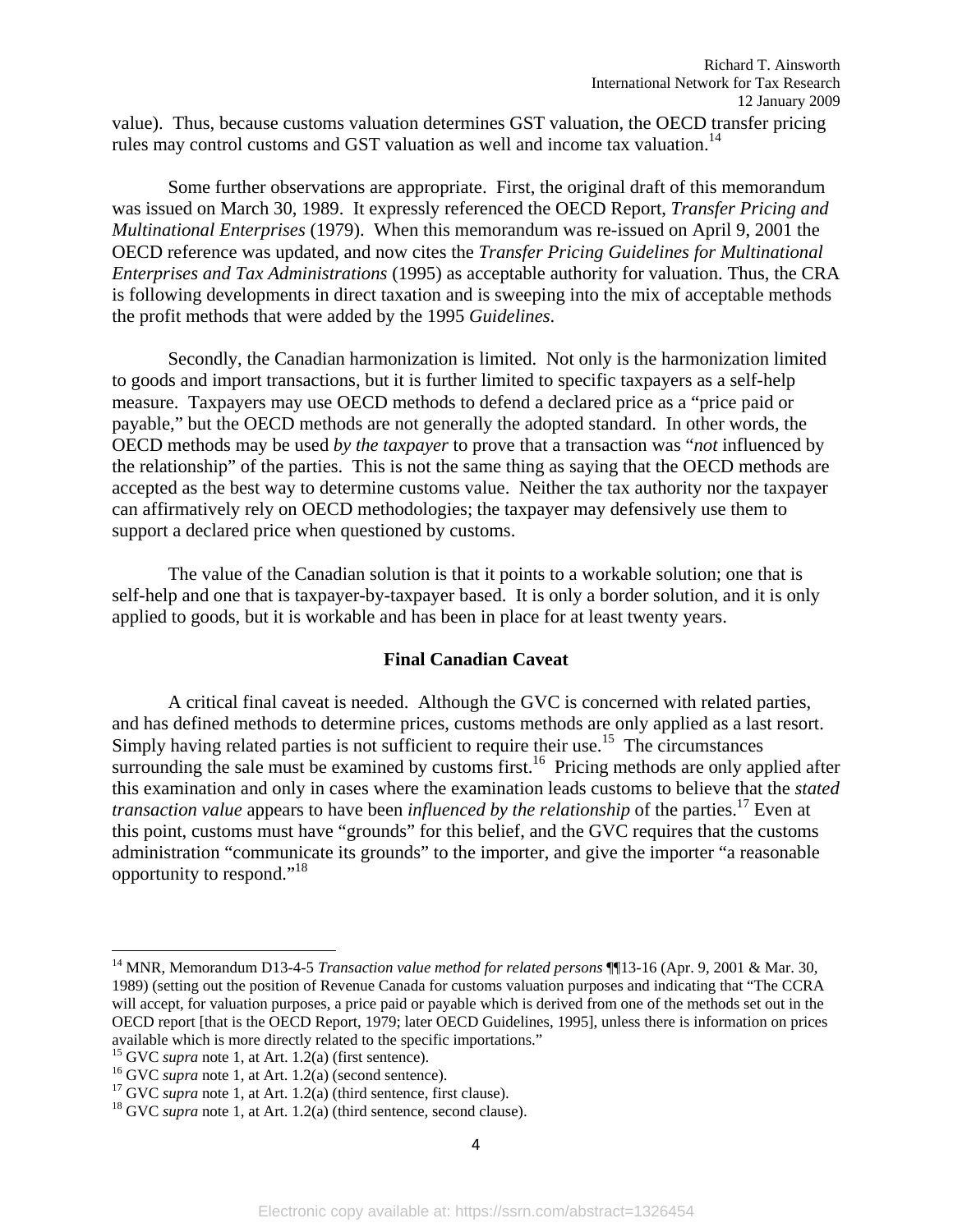value). Thus, because customs valuation determines GST valuation, the OECD transfer pricing rules may control customs and GST valuation as well and income tax valuation.[14]

Some further observations are appropriate. First, the original draft of this memorandum was issued on March 30, 1989. It expressly referenced the OECD Report, *Transfer Pricing and Multinational Enterprises* (1979). When this memorandum was re-issued on April 9, 2001 the OECD reference was updated, and now cites the *Transfer Pricing Guidelines for Multinational Enterprises and Tax Administrations* (1995) as acceptable authority for valuation. Thus, the CRA is following developments in direct taxation and is sweeping into the mix of acceptable methods the profit methods that were added by the 1995 *Guidelines*.

Secondly, the Canadian harmonization is limited. Not only is the harmonization limited to goods and import transactions, but it is further limited to specific taxpayers as a self-help measure. Taxpayers may use OECD methods to defend a declared price as a "price paid or payable," but the OECD methods are not generally the adopted standard. In other words, the OECD methods may be used *by the taxpayer* to prove that a transaction was "*not* influenced by the relationship" of the parties. This is not the same thing as saying that the OECD methods are accepted as the best way to determine customs value. Neither the tax authority nor the taxpayer can affirmatively rely on OECD methodologies; the taxpayer may defensively use them to support a declared price when questioned by customs.

The value of the Canadian solution is that it points to a workable solution; one that is self-help and one that is taxpayer-by-taxpayer based. It is only a border solution, and it is only applied to goods, but it is workable and has been in place for at least twenty years.

### Final Canadian Caveat

A critical final caveat is needed. Although the GVC is concerned with related parties, and has defined methods to determine prices, customs methods are only applied as a last resort. Simply having related parties is not sufficient to require their use.[15] The circumstances surrounding the sale must be examined by customs first.[16] Pricing methods are only applied after this examination and only in cases where the examination leads customs to believe that the *stated transaction value* appears to have been *influenced by the relationship* of the parties.[17] Even at this point, customs must have "grounds" for this belief, and the GVC requires that the customs administration "communicate its grounds" to the importer, and give the importer "a reasonable opportunity to respond."[18]

---

[14] MNR, Memorandum D13-4-5 *Transaction value method for related persons* ¶¶13-16 (Apr. 9, 2001 & Mar. 30, 1989) (setting out the position of Revenue Canada for customs valuation purposes and indicating that "The CCRA will accept, for valuation purposes, a price paid or payable which is derived from one of the methods set out in the OECD report [that is the OECD Report, 1979; later OECD Guidelines, 1995], unless there is information on prices available which is more directly related to the specific importations."

[15] GVC *supra* note 1, at Art. 1.2(a) (first sentence).

[16] GVC *supra* note 1, at Art. 1.2(a) (second sentence).

[17] GVC *supra* note 1, at Art. 1.2(a) (third sentence, first clause).

[18] GVC *supra* note 1, at Art. 1.2(a) (third sentence, second clause).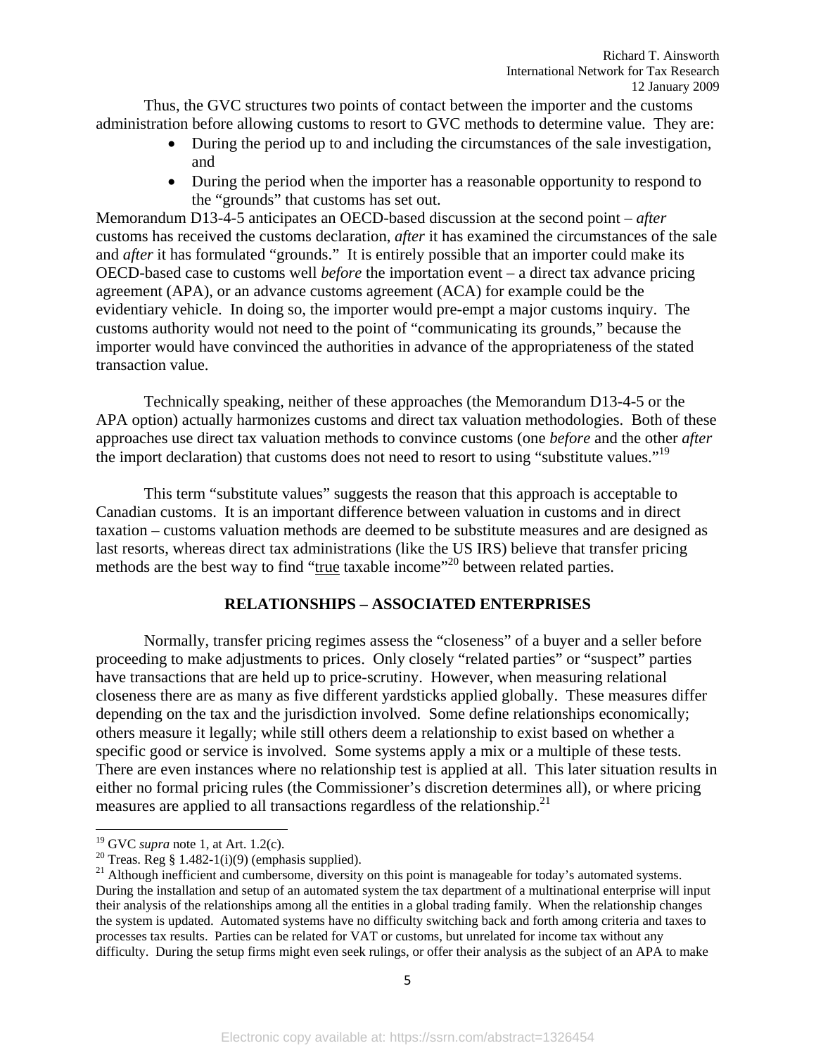Thus, the GVC structures two points of contact between the importer and the customs administration before allowing customs to resort to GVC methods to determine value. They are:

- During the period up to and including the circumstances of the sale investigation, and
- During the period when the importer has a reasonable opportunity to respond to the "grounds" that customs has set out.

Memorandum D13-4-5 anticipates an OECD-based discussion at the second point – *after* customs has received the customs declaration, *after* it has examined the circumstances of the sale and *after* it has formulated "grounds." It is entirely possible that an importer could make its OECD-based case to customs well *before* the importation event – a direct tax advance pricing agreement (APA), or an advance customs agreement (ACA) for example could be the evidentiary vehicle. In doing so, the importer would pre-empt a major customs inquiry. The customs authority would not need to the point of "communicating its grounds," because the importer would have convinced the authorities in advance of the appropriateness of the stated transaction value.

Technically speaking, neither of these approaches (the Memorandum D13-4-5 or the APA option) actually harmonizes customs and direct tax valuation methodologies. Both of these approaches use direct tax valuation methods to convince customs (one *before* and the other *after* the import declaration) that customs does not need to resort to using "substitute values."[19]

This term "substitute values" suggests the reason that this approach is acceptable to Canadian customs. It is an important difference between valuation in customs and in direct taxation – customs valuation methods are deemed to be substitute measures and are designed as last resorts, whereas direct tax administrations (like the US IRS) believe that transfer pricing methods are the best way to find "<u>true</u> taxable income"[20] between related parties.

## RELATIONSHIPS – ASSOCIATED ENTERPRISES

Normally, transfer pricing regimes assess the "closeness" of a buyer and a seller before proceeding to make adjustments to prices. Only closely "related parties" or "suspect" parties have transactions that are held up to price-scrutiny. However, when measuring relational closeness there are as many as five different yardsticks applied globally. These measures differ depending on the tax and the jurisdiction involved. Some define relationships economically; others measure it legally; while still others deem a relationship to exist based on whether a specific good or service is involved. Some systems apply a mix or a multiple of these tests. There are even instances where no relationship test is applied at all. This later situation results in either no formal pricing rules (the Commissioner's discretion determines all), or where pricing measures are applied to all transactions regardless of the relationship.[21]

---

[19] GVC *supra* note 1, at Art. 1.2(c).

[20] Treas. Reg § 1.482-1(i)(9) (emphasis supplied).

[21] Although inefficient and cumbersome, diversity on this point is manageable for today's automated systems. During the installation and setup of an automated system the tax department of a multinational enterprise will input their analysis of the relationships among all the entities in a global trading family. When the relationship changes the system is updated. Automated systems have no difficulty switching back and forth among criteria and taxes to processes tax results. Parties can be related for VAT or customs, but unrelated for income tax without any difficulty. During the setup firms might even seek rulings, or offer their analysis as the subject of an APA to make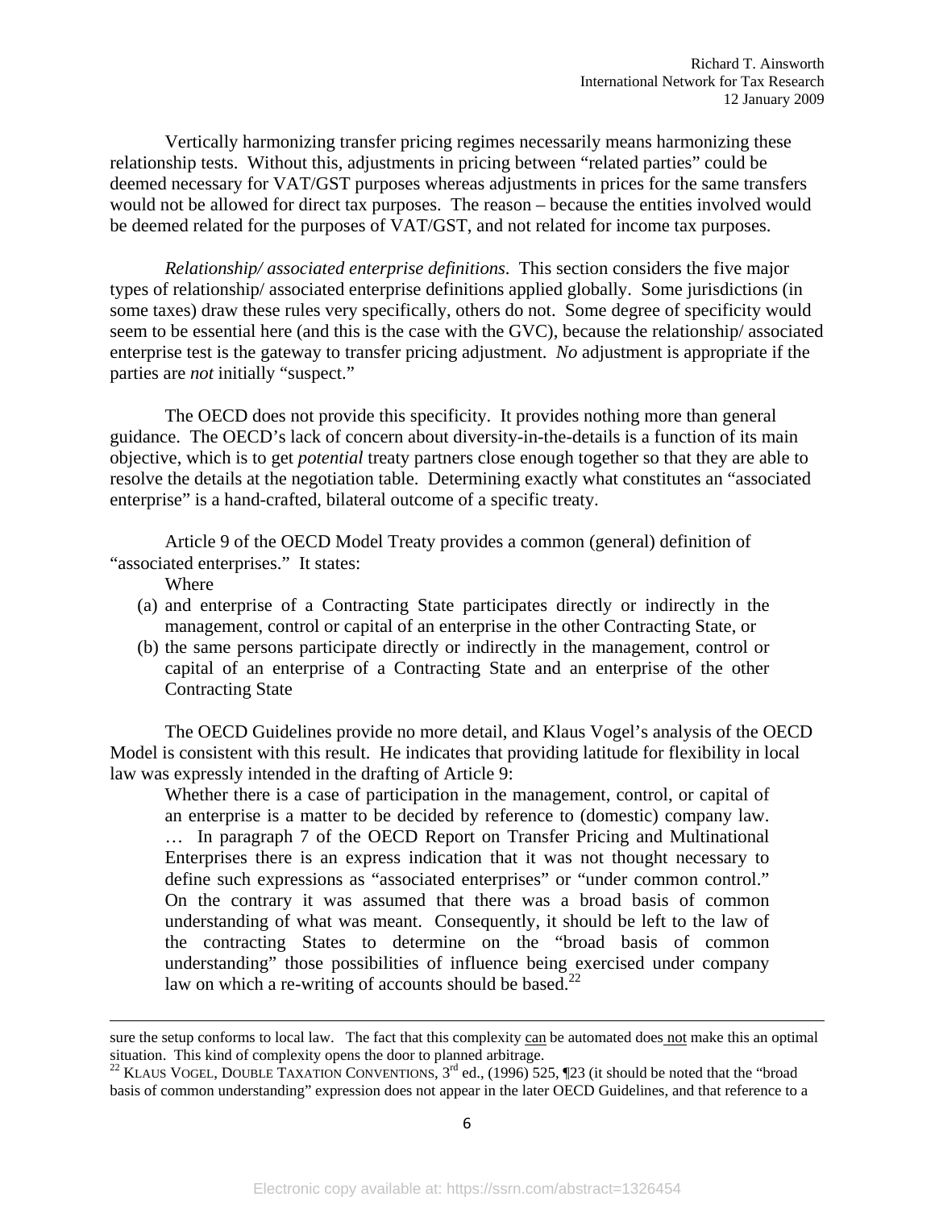Vertically harmonizing transfer pricing regimes necessarily means harmonizing these relationship tests. Without this, adjustments in pricing between "related parties" could be deemed necessary for VAT/GST purposes whereas adjustments in prices for the same transfers would not be allowed for direct tax purposes. The reason – because the entities involved would be deemed related for the purposes of VAT/GST, and not related for income tax purposes.

*Relationship/ associated enterprise definitions*. This section considers the five major types of relationship/ associated enterprise definitions applied globally. Some jurisdictions (in some taxes) draw these rules very specifically, others do not. Some degree of specificity would seem to be essential here (and this is the case with the GVC), because the relationship/ associated enterprise test is the gateway to transfer pricing adjustment. *No* adjustment is appropriate if the parties are *not* initially "suspect."

The OECD does not provide this specificity. It provides nothing more than general guidance. The OECD's lack of concern about diversity-in-the-details is a function of its main objective, which is to get *potential* treaty partners close enough together so that they are able to resolve the details at the negotiation table. Determining exactly what constitutes an "associated enterprise" is a hand-crafted, bilateral outcome of a specific treaty.

Article 9 of the OECD Model Treaty provides a common (general) definition of "associated enterprises." It states:

> Where
>
> (a) and enterprise of a Contracting State participates directly or indirectly in the management, control or capital of an enterprise in the other Contracting State, or
>
> (b) the same persons participate directly or indirectly in the management, control or capital of an enterprise of a Contracting State and an enterprise of the other Contracting State

The OECD Guidelines provide no more detail, and Klaus Vogel's analysis of the OECD Model is consistent with this result. He indicates that providing latitude for flexibility in local law was expressly intended in the drafting of Article 9:

> Whether there is a case of participation in the management, control, or capital of an enterprise is a matter to be decided by reference to (domestic) company law. … In paragraph 7 of the OECD Report on Transfer Pricing and Multinational Enterprises there is an express indication that it was not thought necessary to define such expressions as "associated enterprises" or "under common control." On the contrary it was assumed that there was a broad basis of common understanding of what was meant. Consequently, it should be left to the law of the contracting States to determine on the "broad basis of common understanding" those possibilities of influence being exercised under company law on which a re-writing of accounts should be based.[22]

---

sure the setup conforms to local law. The fact that this complexity can be automated does not make this an optimal situation. This kind of complexity opens the door to planned arbitrage.

[22] KLAUS VOGEL, DOUBLE TAXATION CONVENTIONS, 3rd ed., (1996) 525, ¶23 (it should be noted that the "broad basis of common understanding" expression does not appear in the later OECD Guidelines, and that reference to a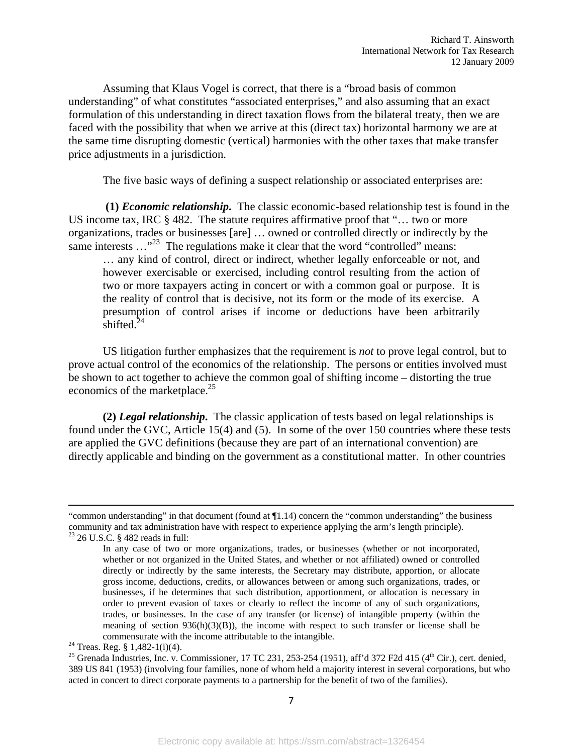Assuming that Klaus Vogel is correct, that there is a "broad basis of common understanding" of what constitutes "associated enterprises," and also assuming that an exact formulation of this understanding in direct taxation flows from the bilateral treaty, then we are faced with the possibility that when we arrive at this (direct tax) horizontal harmony we are at the same time disrupting domestic (vertical) harmonies with the other taxes that make transfer price adjustments in a jurisdiction.

The five basic ways of defining a suspect relationship or associated enterprises are:

**(1) *Economic relationship*.** The classic economic-based relationship test is found in the US income tax, IRC § 482. The statute requires affirmative proof that "… two or more organizations, trades or businesses [are] … owned or controlled directly or indirectly by the same interests …"[23] The regulations make it clear that the word "controlled" means:

> … any kind of control, direct or indirect, whether legally enforceable or not, and however exercisable or exercised, including control resulting from the action of two or more taxpayers acting in concert or with a common goal or purpose. It is the reality of control that is decisive, not its form or the mode of its exercise. A presumption of control arises if income or deductions have been arbitrarily shifted.[24]

US litigation further emphasizes that the requirement is *not* to prove legal control, but to prove actual control of the economics of the relationship. The persons or entities involved must be shown to act together to achieve the common goal of shifting income – distorting the true economics of the marketplace.[25]

**(2) *Legal relationship*.** The classic application of tests based on legal relationships is found under the GVC, Article 15(4) and (5). In some of the over 150 countries where these tests are applied the GVC definitions (because they are part of an international convention) are directly applicable and binding on the government as a constitutional matter. In other countries

---

"common understanding" in that document (found at ¶1.14) concern the "common understanding" the business community and tax administration have with respect to experience applying the arm's length principle).

[23] 26 U.S.C. § 482 reads in full:

> In any case of two or more organizations, trades, or businesses (whether or not incorporated, whether or not organized in the United States, and whether or not affiliated) owned or controlled directly or indirectly by the same interests, the Secretary may distribute, apportion, or allocate gross income, deductions, credits, or allowances between or among such organizations, trades, or businesses, if he determines that such distribution, apportionment, or allocation is necessary in order to prevent evasion of taxes or clearly to reflect the income of any of such organizations, trades, or businesses. In the case of any transfer (or license) of intangible property (within the meaning of section 936(h)(3)(B)), the income with respect to such transfer or license shall be commensurate with the income attributable to the intangible.

[24] Treas. Reg. § 1,482-1(i)(4).

[25] Grenada Industries, Inc. v. Commissioner, 17 TC 231, 253-254 (1951), aff'd 372 F2d 415 (4th Cir.), cert. denied, 389 US 841 (1953) (involving four families, none of whom held a majority interest in several corporations, but who acted in concert to direct corporate payments to a partnership for the benefit of two of the families).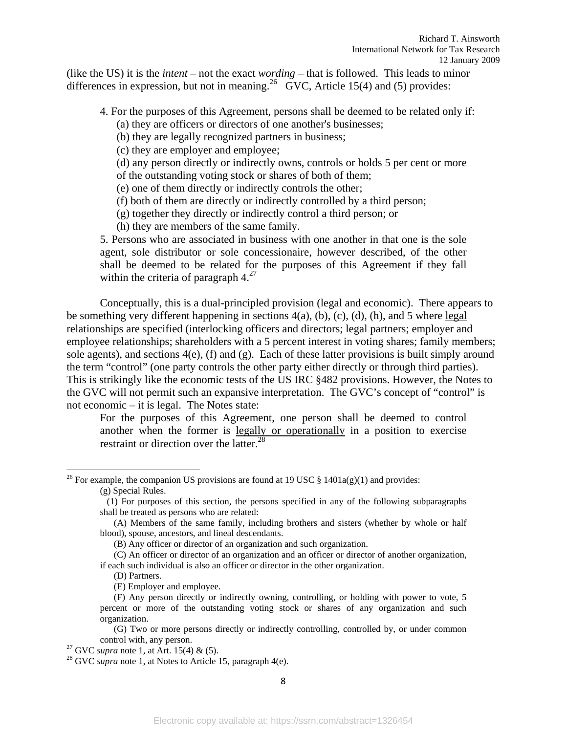(like the US) it is the *intent* – not the exact *wording* – that is followed. This leads to minor differences in expression, but not in meaning.[26] GVC, Article 15(4) and (5) provides:

> 4. For the purposes of this Agreement, persons shall be deemed to be related only if:
> (a) they are officers or directors of one another's businesses;
> (b) they are legally recognized partners in business;
> (c) they are employer and employee;
> (d) any person directly or indirectly owns, controls or holds 5 per cent or more of the outstanding voting stock or shares of both of them;
> (e) one of them directly or indirectly controls the other;
> (f) both of them are directly or indirectly controlled by a third person;
> (g) together they directly or indirectly control a third person; or
> (h) they are members of the same family.
>
> 5. Persons who are associated in business with one another in that one is the sole agent, sole distributor or sole concessionaire, however described, of the other shall be deemed to be related for the purposes of this Agreement if they fall within the criteria of paragraph 4.[27]

Conceptually, this is a dual-principled provision (legal and economic). There appears to be something very different happening in sections 4(a), (b), (c), (d), (h), and 5 where <u>legal</u> relationships are specified (interlocking officers and directors; legal partners; employer and employee relationships; shareholders with a 5 percent interest in voting shares; family members; sole agents), and sections 4(e), (f) and (g). Each of these latter provisions is built simply around the term "control" (one party controls the other party either directly or through third parties). This is strikingly like the economic tests of the US IRC §482 provisions. However, the Notes to the GVC will not permit such an expansive interpretation. The GVC's concept of "control" is not economic – it is legal. The Notes state:

> For the purposes of this Agreement, one person shall be deemed to control another when the former is <u>legally or operationally</u> in a position to exercise restraint or direction over the latter.[28]

---

[26] For example, the companion US provisions are found at 19 USC § 1401a(g)(1) and provides:

> (g) Special Rules.
> (1) For purposes of this section, the persons specified in any of the following subparagraphs shall be treated as persons who are related:
> (A) Members of the same family, including brothers and sisters (whether by whole or half blood), spouse, ancestors, and lineal descendants.
> (B) Any officer or director of an organization and such organization.
> (C) An officer or director of an organization and an officer or director of another organization, if each such individual is also an officer or director in the other organization.
> (D) Partners.
> (E) Employer and employee.
> (F) Any person directly or indirectly owning, controlling, or holding with power to vote, 5 percent or more of the outstanding voting stock or shares of any organization and such organization.
> (G) Two or more persons directly or indirectly controlling, controlled by, or under common control with, any person.

[27] GVC *supra* note 1, at Art. 15(4) & (5).

[28] GVC *supra* note 1, at Notes to Article 15, paragraph 4(e).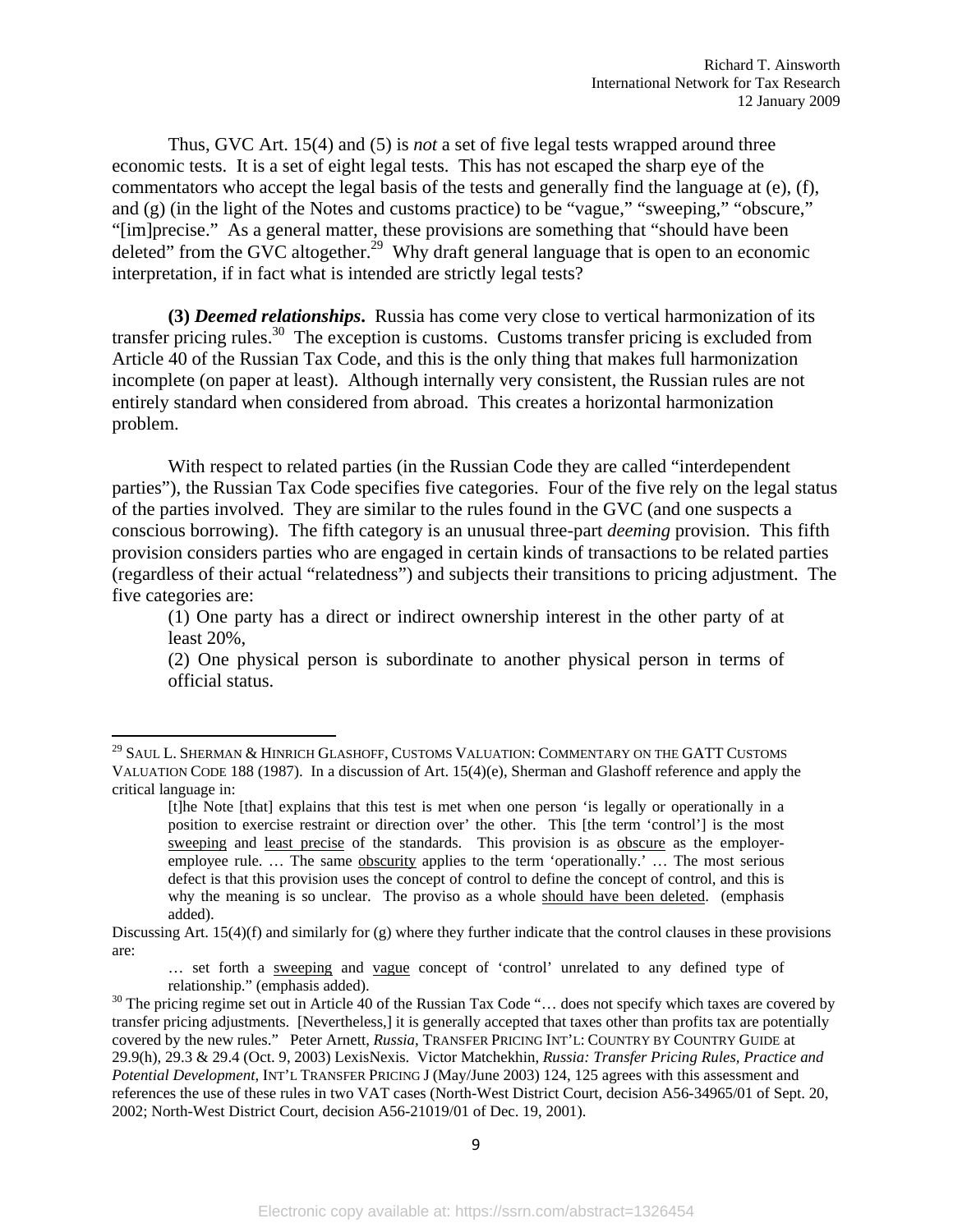Thus, GVC Art. 15(4) and (5) is *not* a set of five legal tests wrapped around three economic tests. It is a set of eight legal tests. This has not escaped the sharp eye of the commentators who accept the legal basis of the tests and generally find the language at (e), (f), and (g) (in the light of the Notes and customs practice) to be "vague," "sweeping," "obscure," "[im]precise." As a general matter, these provisions are something that "should have been deleted" from the GVC altogether.[29] Why draft general language that is open to an economic interpretation, if in fact what is intended are strictly legal tests?

**(3) *Deemed relationships*.** Russia has come very close to vertical harmonization of its transfer pricing rules.[30] The exception is customs. Customs transfer pricing is excluded from Article 40 of the Russian Tax Code, and this is the only thing that makes full harmonization incomplete (on paper at least). Although internally very consistent, the Russian rules are not entirely standard when considered from abroad. This creates a horizontal harmonization problem.

With respect to related parties (in the Russian Code they are called "interdependent parties"), the Russian Tax Code specifies five categories. Four of the five rely on the legal status of the parties involved. They are similar to the rules found in the GVC (and one suspects a conscious borrowing). The fifth category is an unusual three-part *deeming* provision. This fifth provision considers parties who are engaged in certain kinds of transactions to be related parties (regardless of their actual "relatedness") and subjects their transitions to pricing adjustment. The five categories are:

> (1) One party has a direct or indirect ownership interest in the other party of at least 20%,
>
> (2) One physical person is subordinate to another physical person in terms of official status.

---

[29] SAUL L. SHERMAN & HINRICH GLASHOFF, CUSTOMS VALUATION: COMMENTARY ON THE GATT CUSTOMS VALUATION CODE 188 (1987). In a discussion of Art. 15(4)(e), Sherman and Glashoff reference and apply the critical language in:

> [t]he Note [that] explains that this test is met when one person 'is legally or operationally in a position to exercise restraint or direction over' the other. This [the term 'control'] is the most <u>sweeping</u> and <u>least precise</u> of the standards. This provision is as <u>obscure</u> as the employer-employee rule. … The same <u>obscurity</u> applies to the term 'operationally.' … The most serious defect is that this provision uses the concept of control to define the concept of control, and this is why the meaning is so unclear. The proviso as a whole <u>should have been deleted</u>. (emphasis added).

Discussing Art. 15(4)(f) and similarly for (g) where they further indicate that the control clauses in these provisions are:

> … set forth a <u>sweeping</u> and <u>vague</u> concept of 'control' unrelated to any defined type of relationship." (emphasis added).

[30] The pricing regime set out in Article 40 of the Russian Tax Code "… does not specify which taxes are covered by transfer pricing adjustments. [Nevertheless,] it is generally accepted that taxes other than profits tax are potentially covered by the new rules." Peter Arnett, *Russia*, TRANSFER PRICING INT'L: COUNTRY BY COUNTRY GUIDE at 29.9(h), 29.3 & 29.4 (Oct. 9, 2003) LexisNexis. Victor Matchekhin, *Russia: Transfer Pricing Rules, Practice and Potential Development*, INT'L TRANSFER PRICING J (May/June 2003) 124, 125 agrees with this assessment and references the use of these rules in two VAT cases (North-West District Court, decision A56-34965/01 of Sept. 20, 2002; North-West District Court, decision A56-21019/01 of Dec. 19, 2001).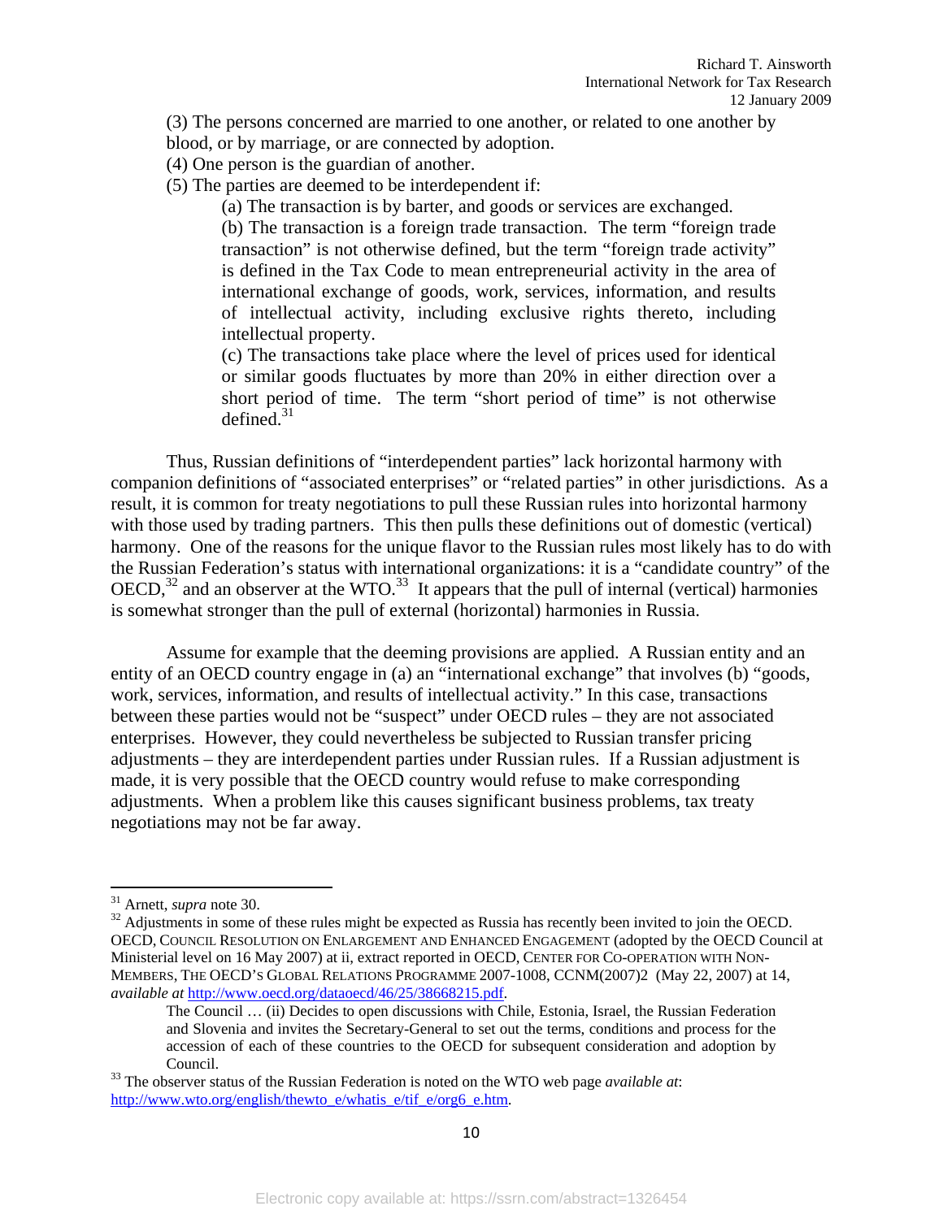(3) The persons concerned are married to one another, or related to one another by blood, or by marriage, or are connected by adoption.

(4) One person is the guardian of another.

(5) The parties are deemed to be interdependent if:

> (a) The transaction is by barter, and goods or services are exchanged.
>
> (b) The transaction is a foreign trade transaction. The term "foreign trade transaction" is not otherwise defined, but the term "foreign trade activity" is defined in the Tax Code to mean entrepreneurial activity in the area of international exchange of goods, work, services, information, and results of intellectual activity, including exclusive rights thereto, including intellectual property.
>
> (c) The transactions take place where the level of prices used for identical or similar goods fluctuates by more than 20% in either direction over a short period of time. The term "short period of time" is not otherwise defined.[31]

Thus, Russian definitions of "interdependent parties" lack horizontal harmony with companion definitions of "associated enterprises" or "related parties" in other jurisdictions. As a result, it is common for treaty negotiations to pull these Russian rules into horizontal harmony with those used by trading partners. This then pulls these definitions out of domestic (vertical) harmony. One of the reasons for the unique flavor to the Russian rules most likely has to do with the Russian Federation's status with international organizations: it is a "candidate country" of the OECD,[32] and an observer at the WTO.[33] It appears that the pull of internal (vertical) harmonies is somewhat stronger than the pull of external (horizontal) harmonies in Russia.

Assume for example that the deeming provisions are applied. A Russian entity and an entity of an OECD country engage in (a) an "international exchange" that involves (b) "goods, work, services, information, and results of intellectual activity." In this case, transactions between these parties would not be "suspect" under OECD rules – they are not associated enterprises. However, they could nevertheless be subjected to Russian transfer pricing adjustments – they are interdependent parties under Russian rules. If a Russian adjustment is made, it is very possible that the OECD country would refuse to make corresponding adjustments. When a problem like this causes significant business problems, tax treaty negotiations may not be far away.

---

[31] Arnett, *supra* note 30.

[32] Adjustments in some of these rules might be expected as Russia has recently been invited to join the OECD. OECD, COUNCIL RESOLUTION ON ENLARGEMENT AND ENHANCED ENGAGEMENT (adopted by the OECD Council at Ministerial level on 16 May 2007) at ii, extract reported in OECD, CENTER FOR CO-OPERATION WITH NON-MEMBERS, THE OECD'S GLOBAL RELATIONS PROGRAMME 2007-1008, CCNM(2007)2 (May 22, 2007) at 14, *available at* http://www.oecd.org/dataoecd/46/25/38668215.pdf.

> The Council … (ii) Decides to open discussions with Chile, Estonia, Israel, the Russian Federation and Slovenia and invites the Secretary-General to set out the terms, conditions and process for the accession of each of these countries to the OECD for subsequent consideration and adoption by Council.

[33] The observer status of the Russian Federation is noted on the WTO web page *available at*: http://www.wto.org/english/thewto_e/whatis_e/tif_e/org6_e.htm.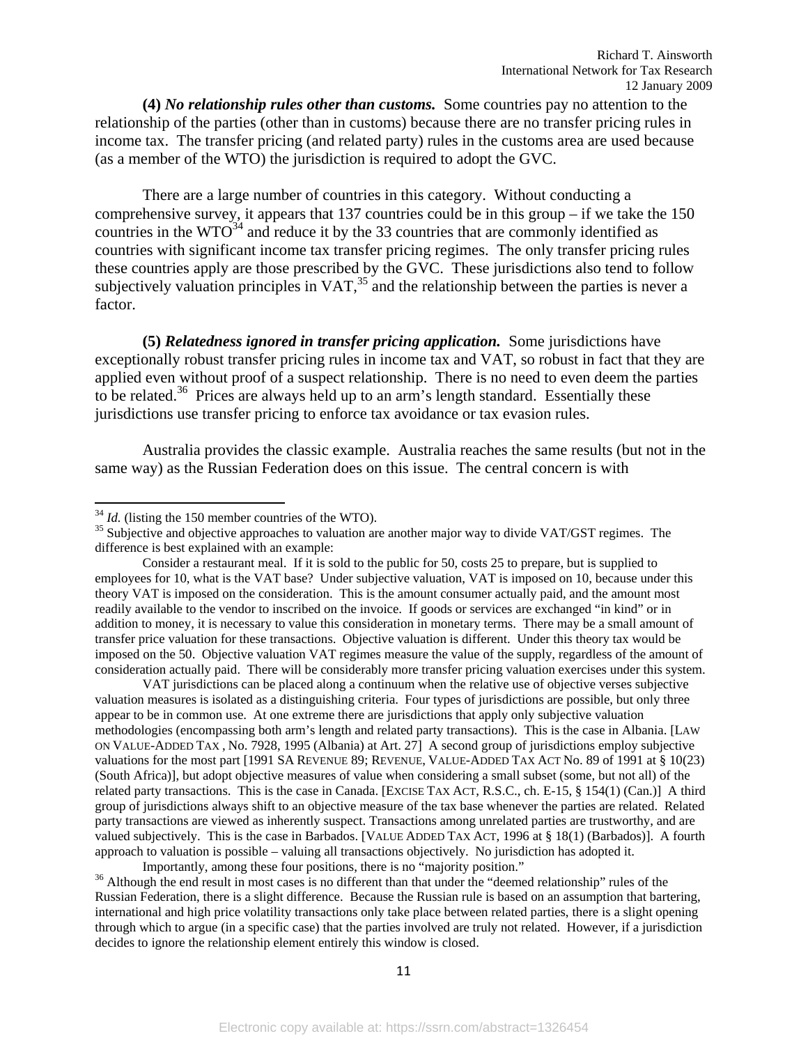**(4)** ***No relationship rules other than customs.*** Some countries pay no attention to the relationship of the parties (other than in customs) because there are no transfer pricing rules in income tax. The transfer pricing (and related party) rules in the customs area are used because (as a member of the WTO) the jurisdiction is required to adopt the GVC.

There are a large number of countries in this category. Without conducting a comprehensive survey, it appears that 137 countries could be in this group – if we take the 150 countries in the WTO[34] and reduce it by the 33 countries that are commonly identified as countries with significant income tax transfer pricing regimes. The only transfer pricing rules these countries apply are those prescribed by the GVC. These jurisdictions also tend to follow subjectively valuation principles in VAT,[35] and the relationship between the parties is never a factor.

**(5)** ***Relatedness ignored in transfer pricing application.*** Some jurisdictions have exceptionally robust transfer pricing rules in income tax and VAT, so robust in fact that they are applied even without proof of a suspect relationship. There is no need to even deem the parties to be related.[36] Prices are always held up to an arm's length standard. Essentially these jurisdictions use transfer pricing to enforce tax avoidance or tax evasion rules.

Australia provides the classic example. Australia reaches the same results (but not in the same way) as the Russian Federation does on this issue. The central concern is with

---

[34] *Id.* (listing the 150 member countries of the WTO).

[35] Subjective and objective approaches to valuation are another major way to divide VAT/GST regimes. The difference is best explained with an example:

Consider a restaurant meal. If it is sold to the public for 50, costs 25 to prepare, but is supplied to employees for 10, what is the VAT base? Under subjective valuation, VAT is imposed on 10, because under this theory VAT is imposed on the consideration. This is the amount consumer actually paid, and the amount most readily available to the vendor to inscribed on the invoice. If goods or services are exchanged "in kind" or in addition to money, it is necessary to value this consideration in monetary terms. There may be a small amount of transfer price valuation for these transactions. Objective valuation is different. Under this theory tax would be imposed on the 50. Objective valuation VAT regimes measure the value of the supply, regardless of the amount of consideration actually paid. There will be considerably more transfer pricing valuation exercises under this system.

VAT jurisdictions can be placed along a continuum when the relative use of objective verses subjective valuation measures is isolated as a distinguishing criteria. Four types of jurisdictions are possible, but only three appear to be in common use. At one extreme there are jurisdictions that apply only subjective valuation methodologies (encompassing both arm's length and related party transactions). This is the case in Albania. [LAW ON VALUE-ADDED TAX , No. 7928, 1995 (Albania) at Art. 27] A second group of jurisdictions employ subjective valuations for the most part [1991 SA REVENUE 89; REVENUE, VALUE-ADDED TAX ACT No. 89 of 1991 at § 10(23) (South Africa)], but adopt objective measures of value when considering a small subset (some, but not all) of the related party transactions. This is the case in Canada. [EXCISE TAX ACT, R.S.C., ch. E-15, § 154(1) (Can.)] A third group of jurisdictions always shift to an objective measure of the tax base whenever the parties are related. Related party transactions are viewed as inherently suspect. Transactions among unrelated parties are trustworthy, and are valued subjectively. This is the case in Barbados. [VALUE ADDED TAX ACT, 1996 at § 18(1) (Barbados)]. A fourth approach to valuation is possible – valuing all transactions objectively. No jurisdiction has adopted it.

Importantly, among these four positions, there is no "majority position."

[36] Although the end result in most cases is no different than that under the "deemed relationship" rules of the Russian Federation, there is a slight difference. Because the Russian rule is based on an assumption that bartering, international and high price volatility transactions only take place between related parties, there is a slight opening through which to argue (in a specific case) that the parties involved are truly not related. However, if a jurisdiction decides to ignore the relationship element entirely this window is closed.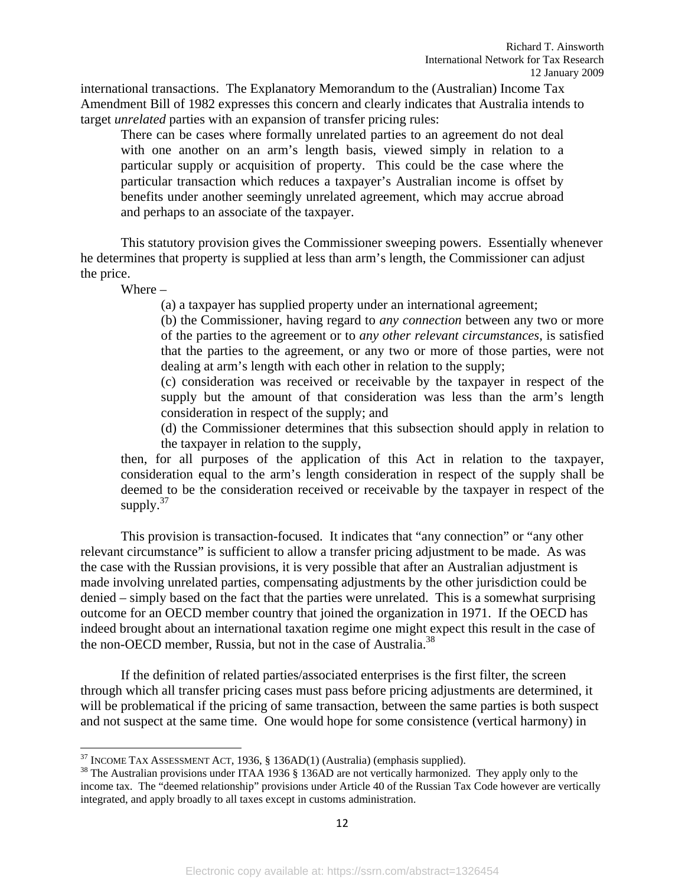international transactions. The Explanatory Memorandum to the (Australian) Income Tax Amendment Bill of 1982 expresses this concern and clearly indicates that Australia intends to target *unrelated* parties with an expansion of transfer pricing rules:

> There can be cases where formally unrelated parties to an agreement do not deal with one another on an arm's length basis, viewed simply in relation to a particular supply or acquisition of property. This could be the case where the particular transaction which reduces a taxpayer's Australian income is offset by benefits under another seemingly unrelated agreement, which may accrue abroad and perhaps to an associate of the taxpayer.

This statutory provision gives the Commissioner sweeping powers. Essentially whenever he determines that property is supplied at less than arm's length, the Commissioner can adjust the price.

> Where –
>
> (a) a taxpayer has supplied property under an international agreement;
>
> (b) the Commissioner, having regard to *any connection* between any two or more of the parties to the agreement or to *any other relevant circumstances*, is satisfied that the parties to the agreement, or any two or more of those parties, were not dealing at arm's length with each other in relation to the supply;
>
> (c) consideration was received or receivable by the taxpayer in respect of the supply but the amount of that consideration was less than the arm's length consideration in respect of the supply; and
>
> (d) the Commissioner determines that this subsection should apply in relation to the taxpayer in relation to the supply,
>
> then, for all purposes of the application of this Act in relation to the taxpayer, consideration equal to the arm's length consideration in respect of the supply shall be deemed to be the consideration received or receivable by the taxpayer in respect of the supply.[37]

This provision is transaction-focused. It indicates that "any connection" or "any other relevant circumstance" is sufficient to allow a transfer pricing adjustment to be made. As was the case with the Russian provisions, it is very possible that after an Australian adjustment is made involving unrelated parties, compensating adjustments by the other jurisdiction could be denied – simply based on the fact that the parties were unrelated. This is a somewhat surprising outcome for an OECD member country that joined the organization in 1971. If the OECD has indeed brought about an international taxation regime one might expect this result in the case of the non-OECD member, Russia, but not in the case of Australia.[38]

If the definition of related parties/associated enterprises is the first filter, the screen through which all transfer pricing cases must pass before pricing adjustments are determined, it will be problematical if the pricing of same transaction, between the same parties is both suspect and not suspect at the same time. One would hope for some consistence (vertical harmony) in

---

[37] INCOME TAX ASSESSMENT ACT, 1936, § 136AD(1) (Australia) (emphasis supplied).

[38] The Australian provisions under ITAA 1936 § 136AD are not vertically harmonized. They apply only to the income tax. The "deemed relationship" provisions under Article 40 of the Russian Tax Code however are vertically integrated, and apply broadly to all taxes except in customs administration.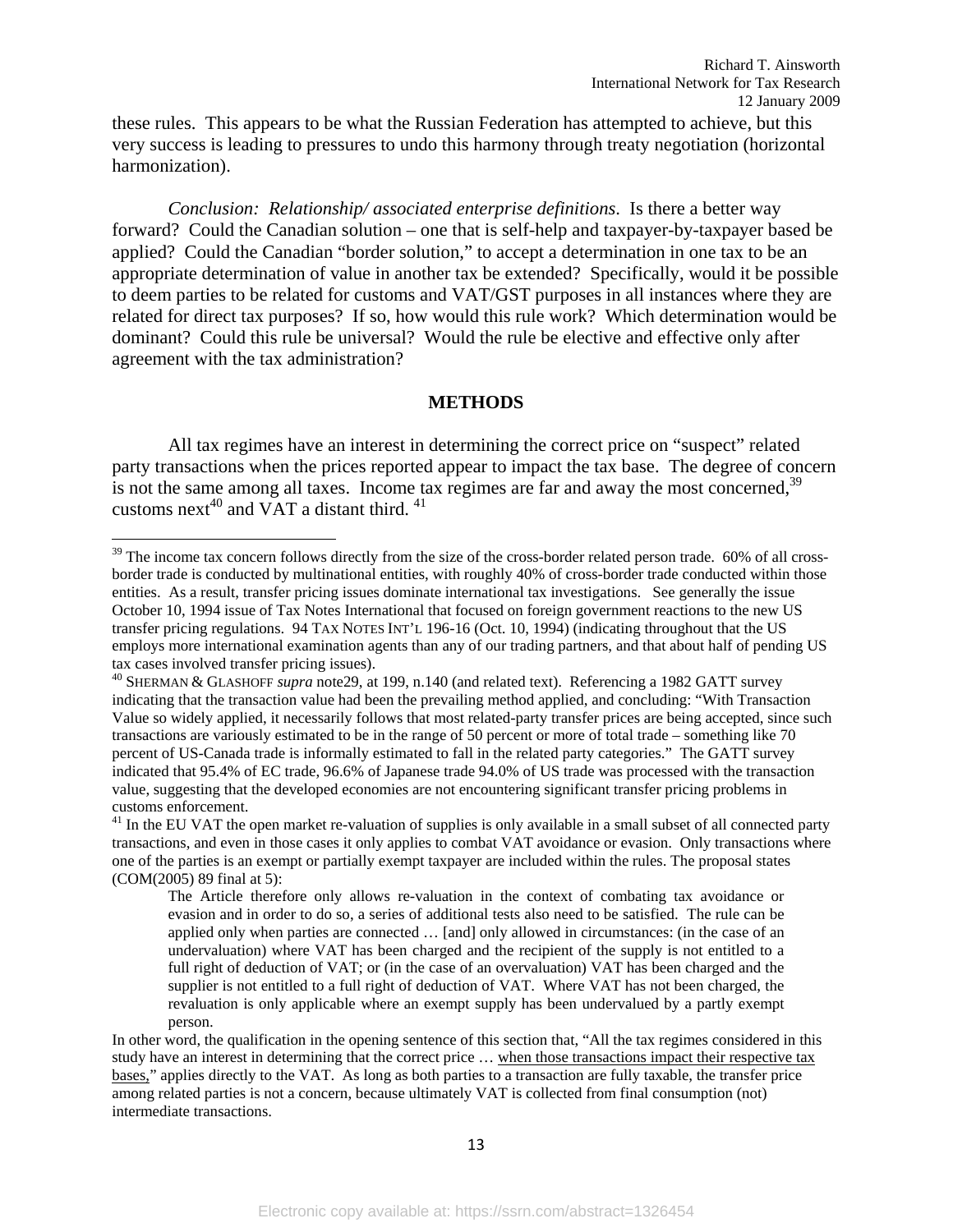these rules. This appears to be what the Russian Federation has attempted to achieve, but this very success is leading to pressures to undo this harmony through treaty negotiation (horizontal harmonization).

*Conclusion: Relationship/ associated enterprise definitions*. Is there a better way forward? Could the Canadian solution – one that is self-help and taxpayer-by-taxpayer based be applied? Could the Canadian "border solution," to accept a determination in one tax to be an appropriate determination of value in another tax be extended? Specifically, would it be possible to deem parties to be related for customs and VAT/GST purposes in all instances where they are related for direct tax purposes? If so, how would this rule work? Which determination would be dominant? Could this rule be universal? Would the rule be elective and effective only after agreement with the tax administration?

## METHODS

All tax regimes have an interest in determining the correct price on "suspect" related party transactions when the prices reported appear to impact the tax base. The degree of concern is not the same among all taxes. Income tax regimes are far and away the most concerned,[39] customs next[40] and VAT a distant third. [41]

---

[39] The income tax concern follows directly from the size of the cross-border related person trade. 60% of all cross-border trade is conducted by multinational entities, with roughly 40% of cross-border trade conducted within those entities. As a result, transfer pricing issues dominate international tax investigations. See generally the issue October 10, 1994 issue of Tax Notes International that focused on foreign government reactions to the new US transfer pricing regulations. 94 TAX NOTES INT'L 196-16 (Oct. 10, 1994) (indicating throughout that the US employs more international examination agents than any of our trading partners, and that about half of pending US tax cases involved transfer pricing issues).

[40] SHERMAN & GLASHOFF *supra* note29, at 199, n.140 (and related text). Referencing a 1982 GATT survey indicating that the transaction value had been the prevailing method applied, and concluding: "With Transaction Value so widely applied, it necessarily follows that most related-party transfer prices are being accepted, since such transactions are variously estimated to be in the range of 50 percent or more of total trade – something like 70 percent of US-Canada trade is informally estimated to fall in the related party categories." The GATT survey indicated that 95.4% of EC trade, 96.6% of Japanese trade 94.0% of US trade was processed with the transaction value, suggesting that the developed economies are not encountering significant transfer pricing problems in customs enforcement.

[41] In the EU VAT the open market re-valuation of supplies is only available in a small subset of all connected party transactions, and even in those cases it only applies to combat VAT avoidance or evasion. Only transactions where one of the parties is an exempt or partially exempt taxpayer are included within the rules. The proposal states (COM(2005) 89 final at 5):

> The Article therefore only allows re-valuation in the context of combating tax avoidance or evasion and in order to do so, a series of additional tests also need to be satisfied. The rule can be applied only when parties are connected … [and] only allowed in circumstances: (in the case of an undervaluation) where VAT has been charged and the recipient of the supply is not entitled to a full right of deduction of VAT; or (in the case of an overvaluation) VAT has been charged and the supplier is not entitled to a full right of deduction of VAT. Where VAT has not been charged, the revaluation is only applicable where an exempt supply has been undervalued by a partly exempt person.

In other word, the qualification in the opening sentence of this section that, "All the tax regimes considered in this study have an interest in determining that the correct price … <u>when those transactions impact their respective tax bases,</u>" applies directly to the VAT. As long as both parties to a transaction are fully taxable, the transfer price among related parties is not a concern, because ultimately VAT is collected from final consumption (not) intermediate transactions.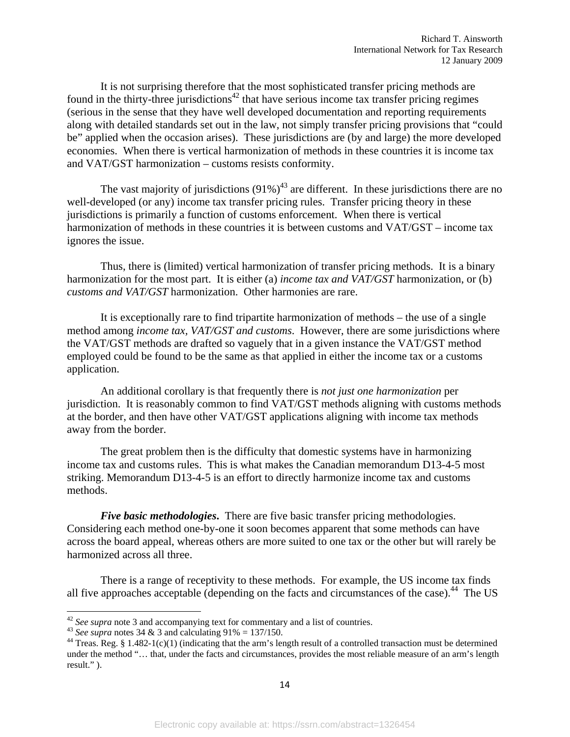It is not surprising therefore that the most sophisticated transfer pricing methods are found in the thirty-three jurisdictions[42] that have serious income tax transfer pricing regimes (serious in the sense that they have well developed documentation and reporting requirements along with detailed standards set out in the law, not simply transfer pricing provisions that "could be" applied when the occasion arises). These jurisdictions are (by and large) the more developed economies. When there is vertical harmonization of methods in these countries it is income tax and VAT/GST harmonization – customs resists conformity.

The vast majority of jurisdictions (91%)[43] are different. In these jurisdictions there are no well-developed (or any) income tax transfer pricing rules. Transfer pricing theory in these jurisdictions is primarily a function of customs enforcement. When there is vertical harmonization of methods in these countries it is between customs and VAT/GST – income tax ignores the issue.

Thus, there is (limited) vertical harmonization of transfer pricing methods. It is a binary harmonization for the most part. It is either (a) *income tax and VAT/GST* harmonization, or (b) *customs and VAT/GST* harmonization. Other harmonies are rare.

It is exceptionally rare to find tripartite harmonization of methods – the use of a single method among *income tax, VAT/GST and customs*. However, there are some jurisdictions where the VAT/GST methods are drafted so vaguely that in a given instance the VAT/GST method employed could be found to be the same as that applied in either the income tax or a customs application.

An additional corollary is that frequently there is *not just one harmonization* per jurisdiction. It is reasonably common to find VAT/GST methods aligning with customs methods at the border, and then have other VAT/GST applications aligning with income tax methods away from the border.

The great problem then is the difficulty that domestic systems have in harmonizing income tax and customs rules. This is what makes the Canadian memorandum D13-4-5 most striking. Memorandum D13-4-5 is an effort to directly harmonize income tax and customs methods.

***Five basic methodologies***. There are five basic transfer pricing methodologies. Considering each method one-by-one it soon becomes apparent that some methods can have across the board appeal, whereas others are more suited to one tax or the other but will rarely be harmonized across all three.

There is a range of receptivity to these methods. For example, the US income tax finds all five approaches acceptable (depending on the facts and circumstances of the case).[44] The US

---

[42] *See supra* note 3 and accompanying text for commentary and a list of countries.

[43] *See supra* notes 34 & 3 and calculating 91% = 137/150.

[44] Treas. Reg. § 1.482-1(c)(1) (indicating that the arm's length result of a controlled transaction must be determined under the method "… that, under the facts and circumstances, provides the most reliable measure of an arm's length result." ).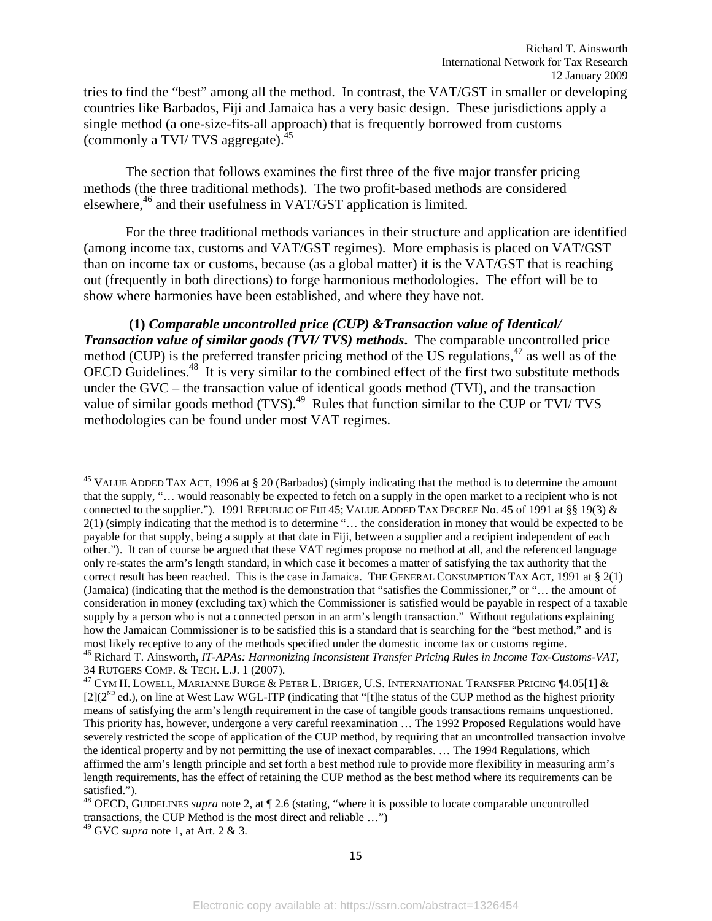tries to find the "best" among all the method. In contrast, the VAT/GST in smaller or developing countries like Barbados, Fiji and Jamaica has a very basic design. These jurisdictions apply a single method (a one-size-fits-all approach) that is frequently borrowed from customs (commonly a TVI/ TVS aggregate).[45]

The section that follows examines the first three of the five major transfer pricing methods (the three traditional methods). The two profit-based methods are considered elsewhere,[46] and their usefulness in VAT/GST application is limited.

For the three traditional methods variances in their structure and application are identified (among income tax, customs and VAT/GST regimes). More emphasis is placed on VAT/GST than on income tax or customs, because (as a global matter) it is the VAT/GST that is reaching out (frequently in both directions) to forge harmonious methodologies. The effort will be to show where harmonies have been established, and where they have not.

**(1)** ***Comparable uncontrolled price (CUP) &Transaction value of Identical/ Transaction value of similar goods (TVI/ TVS) methods*****.** The comparable uncontrolled price method (CUP) is the preferred transfer pricing method of the US regulations,[47] as well as of the OECD Guidelines.[48] It is very similar to the combined effect of the first two substitute methods under the GVC – the transaction value of identical goods method (TVI), and the transaction value of similar goods method (TVS).[49] Rules that function similar to the CUP or TVI/ TVS methodologies can be found under most VAT regimes.

---

[45] VALUE ADDED TAX ACT, 1996 at § 20 (Barbados) (simply indicating that the method is to determine the amount that the supply, "… would reasonably be expected to fetch on a supply in the open market to a recipient who is not connected to the supplier."). 1991 REPUBLIC OF FIJI 45; VALUE ADDED TAX DECREE No. 45 of 1991 at §§ 19(3) & 2(1) (simply indicating that the method is to determine "… the consideration in money that would be expected to be payable for that supply, being a supply at that date in Fiji, between a supplier and a recipient independent of each other."). It can of course be argued that these VAT regimes propose no method at all, and the referenced language only re-states the arm's length standard, in which case it becomes a matter of satisfying the tax authority that the correct result has been reached. This is the case in Jamaica. THE GENERAL CONSUMPTION TAX ACT, 1991 at § 2(1) (Jamaica) (indicating that the method is the demonstration that "satisfies the Commissioner," or "… the amount of consideration in money (excluding tax) which the Commissioner is satisfied would be payable in respect of a taxable supply by a person who is not a connected person in an arm's length transaction." Without regulations explaining how the Jamaican Commissioner is to be satisfied this is a standard that is searching for the "best method," and is most likely receptive to any of the methods specified under the domestic income tax or customs regime.

[46] Richard T. Ainsworth, *IT-APAs: Harmonizing Inconsistent Transfer Pricing Rules in Income Tax-Customs-VAT*, 34 RUTGERS COMP. & TECH. L.J. 1 (2007).

[47] CYM H. LOWELL, MARIANNE BURGE & PETER L. BRIGER, U.S. INTERNATIONAL TRANSFER PRICING ¶4.05[1] & [2](2[ND] ed.), on line at West Law WGL-ITP (indicating that "[t]he status of the CUP method as the highest priority means of satisfying the arm's length requirement in the case of tangible goods transactions remains unquestioned. This priority has, however, undergone a very careful reexamination … The 1992 Proposed Regulations would have severely restricted the scope of application of the CUP method, by requiring that an uncontrolled transaction involve the identical property and by not permitting the use of inexact comparables. … The 1994 Regulations, which affirmed the arm's length principle and set forth a best method rule to provide more flexibility in measuring arm's length requirements, has the effect of retaining the CUP method as the best method where its requirements can be satisfied.").

[48] OECD, GUIDELINES *supra* note 2, at ¶ 2.6 (stating, "where it is possible to locate comparable uncontrolled transactions, the CUP Method is the most direct and reliable …")

[49] GVC *supra* note 1, at Art. 2 & 3.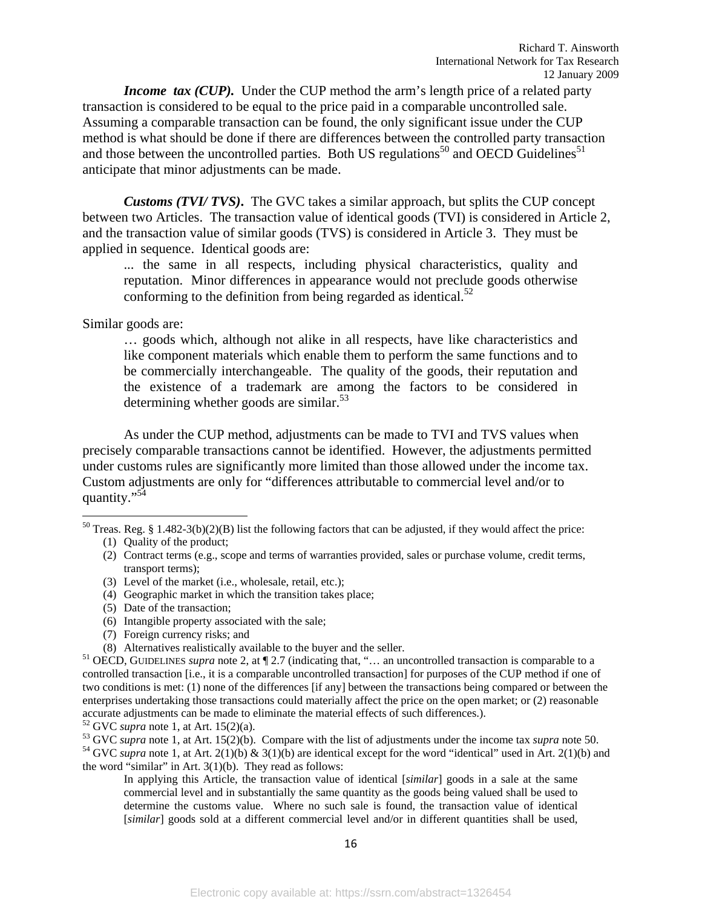***Income tax (CUP).*** Under the CUP method the arm's length price of a related party transaction is considered to be equal to the price paid in a comparable uncontrolled sale. Assuming a comparable transaction can be found, the only significant issue under the CUP method is what should be done if there are differences between the controlled party transaction and those between the uncontrolled parties. Both US regulations[50] and OECD Guidelines[51] anticipate that minor adjustments can be made.

***Customs (TVI/ TVS).*** The GVC takes a similar approach, but splits the CUP concept between two Articles. The transaction value of identical goods (TVI) is considered in Article 2, and the transaction value of similar goods (TVS) is considered in Article 3. They must be applied in sequence. Identical goods are:

> ... the same in all respects, including physical characteristics, quality and reputation. Minor differences in appearance would not preclude goods otherwise conforming to the definition from being regarded as identical.[52]

Similar goods are:

> … goods which, although not alike in all respects, have like characteristics and like component materials which enable them to perform the same functions and to be commercially interchangeable. The quality of the goods, their reputation and the existence of a trademark are among the factors to be considered in determining whether goods are similar.[53]

As under the CUP method, adjustments can be made to TVI and TVS values when precisely comparable transactions cannot be identified. However, the adjustments permitted under customs rules are significantly more limited than those allowed under the income tax. Custom adjustments are only for "differences attributable to commercial level and/or to quantity."[54]

---

[50] Treas. Reg. § 1.482-3(b)(2)(B) list the following factors that can be adjusted, if they would affect the price:
(1) Quality of the product;
(2) Contract terms (e.g., scope and terms of warranties provided, sales or purchase volume, credit terms, transport terms);
(3) Level of the market (i.e., wholesale, retail, etc.);
(4) Geographic market in which the transition takes place;
(5) Date of the transaction;
(6) Intangible property associated with the sale;
(7) Foreign currency risks; and
(8) Alternatives realistically available to the buyer and the seller.

[51] OECD, GUIDELINES *supra* note 2, at ¶ 2.7 (indicating that, "… an uncontrolled transaction is comparable to a controlled transaction [i.e., it is a comparable uncontrolled transaction] for purposes of the CUP method if one of two conditions is met: (1) none of the differences [if any] between the transactions being compared or between the enterprises undertaking those transactions could materially affect the price on the open market; or (2) reasonable accurate adjustments can be made to eliminate the material effects of such differences.).

[52] GVC *supra* note 1, at Art. 15(2)(a).

[53] GVC *supra* note 1, at Art. 15(2)(b). Compare with the list of adjustments under the income tax *supra* note 50.

[54] GVC *supra* note 1, at Art. 2(1)(b) & 3(1)(b) are identical except for the word "identical" used in Art. 2(1)(b) and the word "similar" in Art. 3(1)(b). They read as follows:

> In applying this Article, the transaction value of identical [*similar*] goods in a sale at the same commercial level and in substantially the same quantity as the goods being valued shall be used to determine the customs value. Where no such sale is found, the transaction value of identical [*similar*] goods sold at a different commercial level and/or in different quantities shall be used,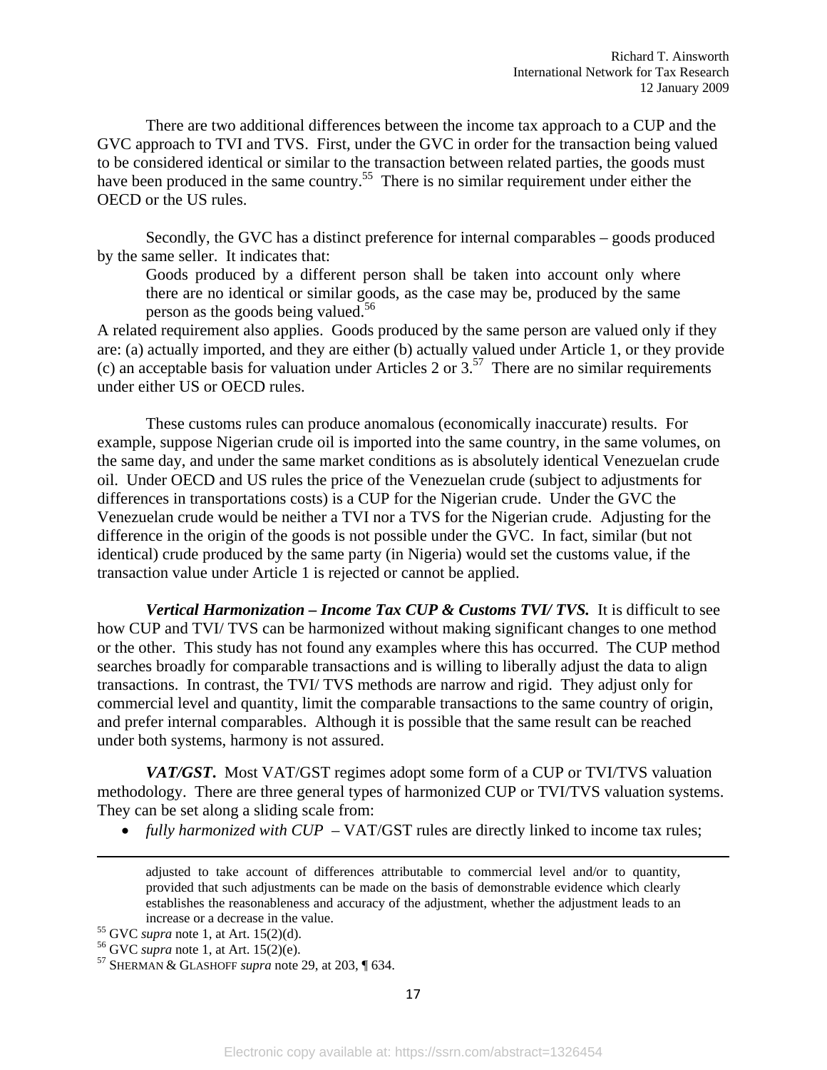There are two additional differences between the income tax approach to a CUP and the GVC approach to TVI and TVS. First, under the GVC in order for the transaction being valued to be considered identical or similar to the transaction between related parties, the goods must have been produced in the same country.[55] There is no similar requirement under either the OECD or the US rules.

Secondly, the GVC has a distinct preference for internal comparables – goods produced by the same seller. It indicates that:

> Goods produced by a different person shall be taken into account only where there are no identical or similar goods, as the case may be, produced by the same person as the goods being valued.[56]

A related requirement also applies. Goods produced by the same person are valued only if they are: (a) actually imported, and they are either (b) actually valued under Article 1, or they provide (c) an acceptable basis for valuation under Articles 2 or 3.[57] There are no similar requirements under either US or OECD rules.

These customs rules can produce anomalous (economically inaccurate) results. For example, suppose Nigerian crude oil is imported into the same country, in the same volumes, on the same day, and under the same market conditions as is absolutely identical Venezuelan crude oil. Under OECD and US rules the price of the Venezuelan crude (subject to adjustments for differences in transportations costs) is a CUP for the Nigerian crude. Under the GVC the Venezuelan crude would be neither a TVI nor a TVS for the Nigerian crude. Adjusting for the difference in the origin of the goods is not possible under the GVC. In fact, similar (but not identical) crude produced by the same party (in Nigeria) would set the customs value, if the transaction value under Article 1 is rejected or cannot be applied.

***Vertical Harmonization – Income Tax CUP & Customs TVI/ TVS.*** It is difficult to see how CUP and TVI/ TVS can be harmonized without making significant changes to one method or the other. This study has not found any examples where this has occurred. The CUP method searches broadly for comparable transactions and is willing to liberally adjust the data to align transactions. In contrast, the TVI/ TVS methods are narrow and rigid. They adjust only for commercial level and quantity, limit the comparable transactions to the same country of origin, and prefer internal comparables. Although it is possible that the same result can be reached under both systems, harmony is not assured.

***VAT/GST.*** Most VAT/GST regimes adopt some form of a CUP or TVI/TVS valuation methodology. There are three general types of harmonized CUP or TVI/TVS valuation systems. They can be set along a sliding scale from:

- *fully harmonized with CUP* – VAT/GST rules are directly linked to income tax rules;

---

adjusted to take account of differences attributable to commercial level and/or to quantity, provided that such adjustments can be made on the basis of demonstrable evidence which clearly establishes the reasonableness and accuracy of the adjustment, whether the adjustment leads to an increase or a decrease in the value.

[55] GVC *supra* note 1, at Art. 15(2)(d).

[56] GVC *supra* note 1, at Art. 15(2)(e).

[57] SHERMAN & GLASHOFF *supra* note 29, at 203, ¶ 634.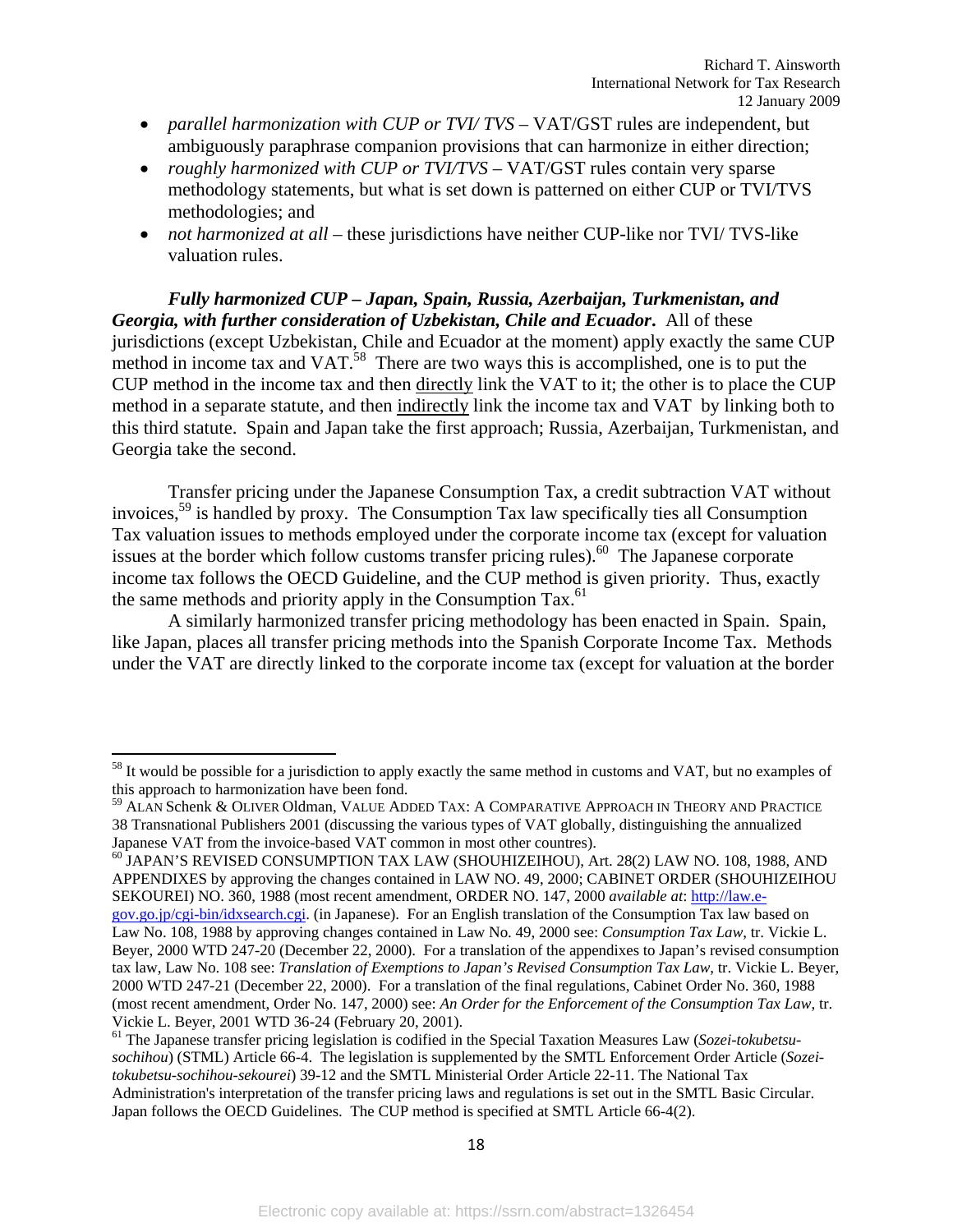- *parallel harmonization with CUP or TVI/ TVS* – VAT/GST rules are independent, but ambiguously paraphrase companion provisions that can harmonize in either direction;
- *roughly harmonized with CUP or TVI/TVS* – VAT/GST rules contain very sparse methodology statements, but what is set down is patterned on either CUP or TVI/TVS methodologies; and
- *not harmonized at all* – these jurisdictions have neither CUP-like nor TVI/ TVS-like valuation rules.

***Fully harmonized CUP – Japan, Spain, Russia, Azerbaijan, Turkmenistan, and Georgia, with further consideration of Uzbekistan, Chile and Ecuador***. All of these jurisdictions (except Uzbekistan, Chile and Ecuador at the moment) apply exactly the same CUP method in income tax and VAT.[58] There are two ways this is accomplished, one is to put the CUP method in the income tax and then directly link the VAT to it; the other is to place the CUP method in a separate statute, and then indirectly link the income tax and VAT by linking both to this third statute. Spain and Japan take the first approach; Russia, Azerbaijan, Turkmenistan, and Georgia take the second.

Transfer pricing under the Japanese Consumption Tax, a credit subtraction VAT without invoices,[59] is handled by proxy. The Consumption Tax law specifically ties all Consumption Tax valuation issues to methods employed under the corporate income tax (except for valuation issues at the border which follow customs transfer pricing rules).[60] The Japanese corporate income tax follows the OECD Guideline, and the CUP method is given priority. Thus, exactly the same methods and priority apply in the Consumption Tax.[61]

A similarly harmonized transfer pricing methodology has been enacted in Spain. Spain, like Japan, places all transfer pricing methods into the Spanish Corporate Income Tax. Methods under the VAT are directly linked to the corporate income tax (except for valuation at the border

---

[58] It would be possible for a jurisdiction to apply exactly the same method in customs and VAT, but no examples of this approach to harmonization have been fond.

[59] ALAN Schenk & OLIVER Oldman, VALUE ADDED TAX: A COMPARATIVE APPROACH IN THEORY AND PRACTICE 38 Transnational Publishers 2001 (discussing the various types of VAT globally, distinguishing the annualized Japanese VAT from the invoice-based VAT common in most other countres).

[60] JAPAN'S REVISED CONSUMPTION TAX LAW (SHOUHIZEIHOU), Art. 28(2) LAW NO. 108, 1988, AND APPENDIXES by approving the changes contained in LAW NO. 49, 2000; CABINET ORDER (SHOUHIZEIHOU SEKOUREI) NO. 360, 1988 (most recent amendment, ORDER NO. 147, 2000 *available at*: http://law.e-gov.go.jp/cgi-bin/idxsearch.cgi. (in Japanese). For an English translation of the Consumption Tax law based on Law No. 108, 1988 by approving changes contained in Law No. 49, 2000 see: *Consumption Tax Law*, tr. Vickie L. Beyer, 2000 WTD 247-20 (December 22, 2000). For a translation of the appendixes to Japan's revised consumption tax law, Law No. 108 see: *Translation of Exemptions to Japan's Revised Consumption Tax Law*, tr. Vickie L. Beyer, 2000 WTD 247-21 (December 22, 2000). For a translation of the final regulations, Cabinet Order No. 360, 1988 (most recent amendment, Order No. 147, 2000) see: *An Order for the Enforcement of the Consumption Tax Law*, tr. Vickie L. Beyer, 2001 WTD 36-24 (February 20, 2001).

[61] The Japanese transfer pricing legislation is codified in the Special Taxation Measures Law (*Sozei-tokubetsu-sochihou*) (STML) Article 66-4. The legislation is supplemented by the SMTL Enforcement Order Article (*Sozei-tokubetsu-sochihou-sekourei*) 39-12 and the SMTL Ministerial Order Article 22-11. The National Tax Administration's interpretation of the transfer pricing laws and regulations is set out in the SMTL Basic Circular. Japan follows the OECD Guidelines. The CUP method is specified at SMTL Article 66-4(2).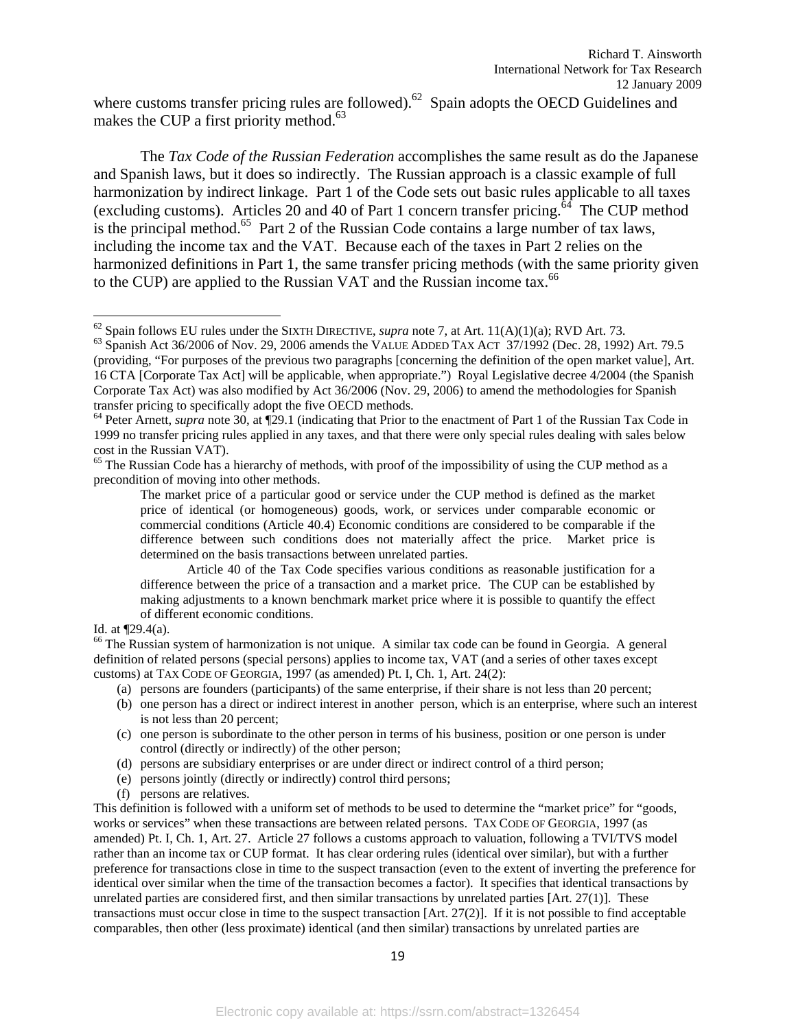where customs transfer pricing rules are followed).[62] Spain adopts the OECD Guidelines and makes the CUP a first priority method.[63]

The *Tax Code of the Russian Federation* accomplishes the same result as do the Japanese and Spanish laws, but it does so indirectly. The Russian approach is a classic example of full harmonization by indirect linkage. Part 1 of the Code sets out basic rules applicable to all taxes (excluding customs). Articles 20 and 40 of Part 1 concern transfer pricing.[64] The CUP method is the principal method.[65] Part 2 of the Russian Code contains a large number of tax laws, including the income tax and the VAT. Because each of the taxes in Part 2 relies on the harmonized definitions in Part 1, the same transfer pricing methods (with the same priority given to the CUP) are applied to the Russian VAT and the Russian income tax.[66]

---

[62] Spain follows EU rules under the SIXTH DIRECTIVE, *supra* note 7, at Art. 11(A)(1)(a); RVD Art. 73.

[63] Spanish Act 36/2006 of Nov. 29, 2006 amends the VALUE ADDED TAX ACT 37/1992 (Dec. 28, 1992) Art. 79.5 (providing, "For purposes of the previous two paragraphs [concerning the definition of the open market value], Art. 16 CTA [Corporate Tax Act] will be applicable, when appropriate.") Royal Legislative decree 4/2004 (the Spanish Corporate Tax Act) was also modified by Act 36/2006 (Nov. 29, 2006) to amend the methodologies for Spanish transfer pricing to specifically adopt the five OECD methods.

[64] Peter Arnett, *supra* note 30, at ¶29.1 (indicating that Prior to the enactment of Part 1 of the Russian Tax Code in 1999 no transfer pricing rules applied in any taxes, and that there were only special rules dealing with sales below cost in the Russian VAT).

[65] The Russian Code has a hierarchy of methods, with proof of the impossibility of using the CUP method as a precondition of moving into other methods.

> The market price of a particular good or service under the CUP method is defined as the market price of identical (or homogeneous) goods, work, or services under comparable economic or commercial conditions (Article 40.4) Economic conditions are considered to be comparable if the difference between such conditions does not materially affect the price. Market price is determined on the basis transactions between unrelated parties.
>
> Article 40 of the Tax Code specifies various conditions as reasonable justification for a difference between the price of a transaction and a market price. The CUP can be established by making adjustments to a known benchmark market price where it is possible to quantify the effect of different economic conditions.

Id. at ¶29.4(a).

[66] The Russian system of harmonization is not unique. A similar tax code can be found in Georgia. A general definition of related persons (special persons) applies to income tax, VAT (and a series of other taxes except customs) at TAX CODE OF GEORGIA, 1997 (as amended) Pt. I, Ch. 1, Art. 24(2):

(a) persons are founders (participants) of the same enterprise, if their share is not less than 20 percent;
(b) one person has a direct or indirect interest in another person, which is an enterprise, where such an interest is not less than 20 percent;
(c) one person is subordinate to the other person in terms of his business, position or one person is under control (directly or indirectly) of the other person;
(d) persons are subsidiary enterprises or are under direct or indirect control of a third person;
(e) persons jointly (directly or indirectly) control third persons;
(f) persons are relatives.

This definition is followed with a uniform set of methods to be used to determine the "market price" for "goods, works or services" when these transactions are between related persons. TAX CODE OF GEORGIA, 1997 (as amended) Pt. I, Ch. 1, Art. 27. Article 27 follows a customs approach to valuation, following a TVI/TVS model rather than an income tax or CUP format. It has clear ordering rules (identical over similar), but with a further preference for transactions close in time to the suspect transaction (even to the extent of inverting the preference for identical over similar when the time of the transaction becomes a factor). It specifies that identical transactions by unrelated parties are considered first, and then similar transactions by unrelated parties [Art. 27(1)]. These transactions must occur close in time to the suspect transaction [Art. 27(2)]. If it is not possible to find acceptable comparables, then other (less proximate) identical (and then similar) transactions by unrelated parties are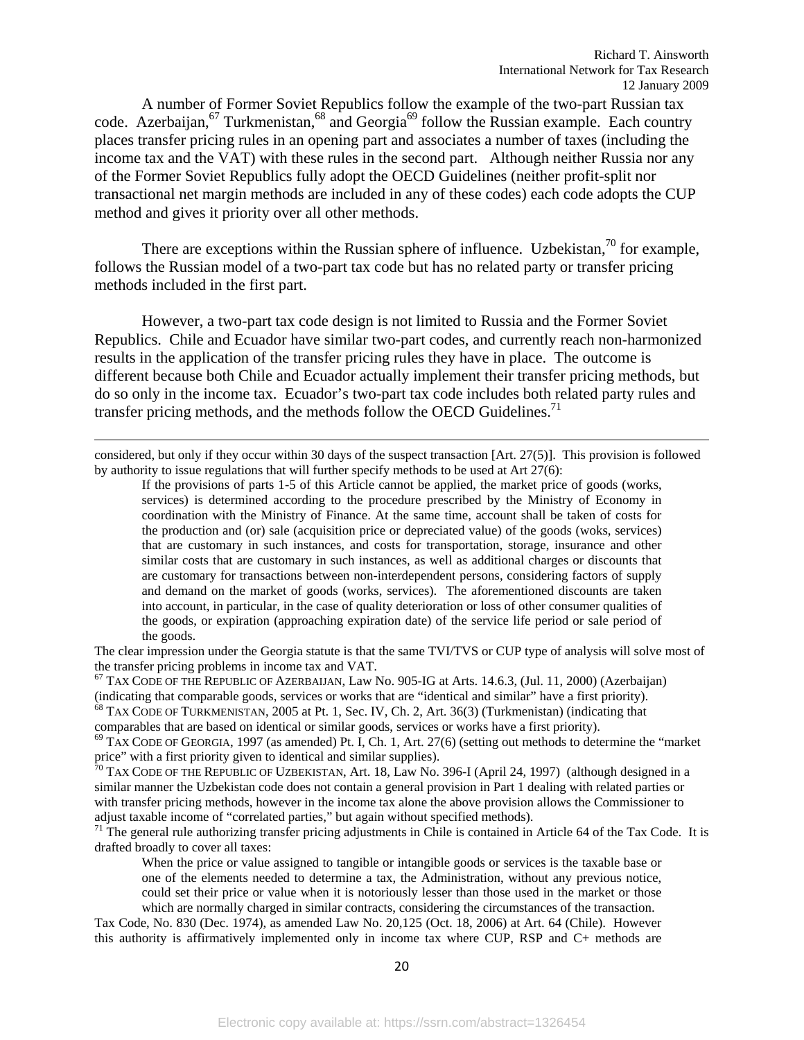A number of Former Soviet Republics follow the example of the two-part Russian tax code. Azerbaijan,[67] Turkmenistan,[68] and Georgia[69] follow the Russian example. Each country places transfer pricing rules in an opening part and associates a number of taxes (including the income tax and the VAT) with these rules in the second part. Although neither Russia nor any of the Former Soviet Republics fully adopt the OECD Guidelines (neither profit-split nor transactional net margin methods are included in any of these codes) each code adopts the CUP method and gives it priority over all other methods.

There are exceptions within the Russian sphere of influence. Uzbekistan,[70] for example, follows the Russian model of a two-part tax code but has no related party or transfer pricing methods included in the first part.

However, a two-part tax code design is not limited to Russia and the Former Soviet Republics. Chile and Ecuador have similar two-part codes, and currently reach non-harmonized results in the application of the transfer pricing rules they have in place. The outcome is different because both Chile and Ecuador actually implement their transfer pricing methods, but do so only in the income tax. Ecuador's two-part tax code includes both related party rules and transfer pricing methods, and the methods follow the OECD Guidelines.[71]

---

considered, but only if they occur within 30 days of the suspect transaction [Art. 27(5)]. This provision is followed by authority to issue regulations that will further specify methods to be used at Art 27(6):

> If the provisions of parts 1-5 of this Article cannot be applied, the market price of goods (works, services) is determined according to the procedure prescribed by the Ministry of Economy in coordination with the Ministry of Finance. At the same time, account shall be taken of costs for the production and (or) sale (acquisition price or depreciated value) of the goods (woks, services) that are customary in such instances, and costs for transportation, storage, insurance and other similar costs that are customary in such instances, as well as additional charges or discounts that are customary for transactions between non-interdependent persons, considering factors of supply and demand on the market of goods (works, services). The aforementioned discounts are taken into account, in particular, in the case of quality deterioration or loss of other consumer qualities of the goods, or expiration (approaching expiration date) of the service life period or sale period of the goods.

The clear impression under the Georgia statute is that the same TVI/TVS or CUP type of analysis will solve most of the transfer pricing problems in income tax and VAT.

[67] TAX CODE OF THE REPUBLIC OF AZERBAIJAN, Law No. 905-IG at Arts. 14.6.3, (Jul. 11, 2000) (Azerbaijan) (indicating that comparable goods, services or works that are "identical and similar" have a first priority).

[68] TAX CODE OF TURKMENISTAN, 2005 at Pt. 1, Sec. IV, Ch. 2, Art. 36(3) (Turkmenistan) (indicating that comparables that are based on identical or similar goods, services or works have a first priority).

[69] TAX CODE OF GEORGIA, 1997 (as amended) Pt. I, Ch. 1, Art. 27(6) (setting out methods to determine the "market price" with a first priority given to identical and similar supplies).

[70] TAX CODE OF THE REPUBLIC OF UZBEKISTAN, Art. 18, Law No. 396-I (April 24, 1997) (although designed in a similar manner the Uzbekistan code does not contain a general provision in Part 1 dealing with related parties or with transfer pricing methods, however in the income tax alone the above provision allows the Commissioner to adjust taxable income of "correlated parties," but again without specified methods).

[71] The general rule authorizing transfer pricing adjustments in Chile is contained in Article 64 of the Tax Code. It is drafted broadly to cover all taxes:

> When the price or value assigned to tangible or intangible goods or services is the taxable base or one of the elements needed to determine a tax, the Administration, without any previous notice, could set their price or value when it is notoriously lesser than those used in the market or those which are normally charged in similar contracts, considering the circumstances of the transaction.

Tax Code, No. 830 (Dec. 1974), as amended Law No. 20,125 (Oct. 18, 2006) at Art. 64 (Chile). However this authority is affirmatively implemented only in income tax where CUP, RSP and C+ methods are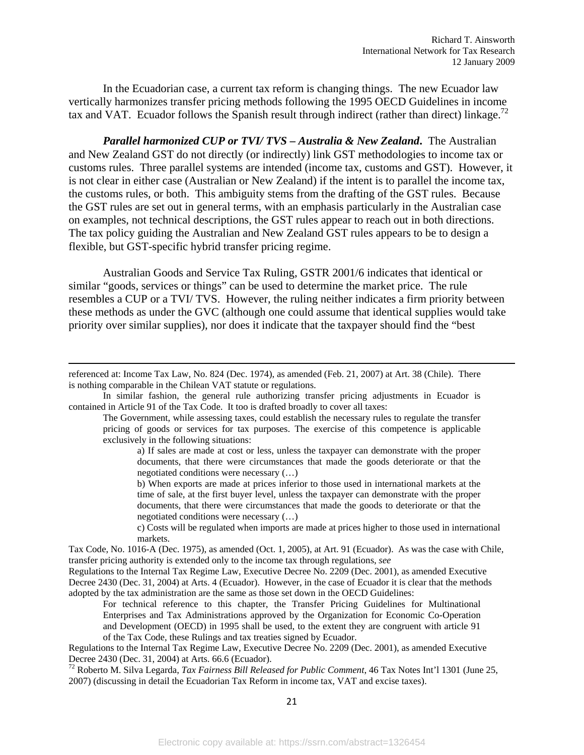In the Ecuadorian case, a current tax reform is changing things. The new Ecuador law vertically harmonizes transfer pricing methods following the 1995 OECD Guidelines in income tax and VAT. Ecuador follows the Spanish result through indirect (rather than direct) linkage.[72]

***Parallel harmonized CUP or TVI/ TVS – Australia & New Zealand*.** The Australian and New Zealand GST do not directly (or indirectly) link GST methodologies to income tax or customs rules. Three parallel systems are intended (income tax, customs and GST). However, it is not clear in either case (Australian or New Zealand) if the intent is to parallel the income tax, the customs rules, or both. This ambiguity stems from the drafting of the GST rules. Because the GST rules are set out in general terms, with an emphasis particularly in the Australian case on examples, not technical descriptions, the GST rules appear to reach out in both directions. The tax policy guiding the Australian and New Zealand GST rules appears to be to design a flexible, but GST-specific hybrid transfer pricing regime.

Australian Goods and Service Tax Ruling, GSTR 2001/6 indicates that identical or similar "goods, services or things" can be used to determine the market price. The rule resembles a CUP or a TVI/ TVS. However, the ruling neither indicates a firm priority between these methods as under the GVC (although one could assume that identical supplies would take priority over similar supplies), nor does it indicate that the taxpayer should find the "best

---

referenced at: Income Tax Law, No. 824 (Dec. 1974), as amended (Feb. 21, 2007) at Art. 38 (Chile). There is nothing comparable in the Chilean VAT statute or regulations.

In similar fashion, the general rule authorizing transfer pricing adjustments in Ecuador is contained in Article 91 of the Tax Code. It too is drafted broadly to cover all taxes:

> The Government, while assessing taxes, could establish the necessary rules to regulate the transfer pricing of goods or services for tax purposes. The exercise of this competence is applicable exclusively in the following situations:
>
> > a) If sales are made at cost or less, unless the taxpayer can demonstrate with the proper documents, that there were circumstances that made the goods deteriorate or that the negotiated conditions were necessary (…)
> >
> > b) When exports are made at prices inferior to those used in international markets at the time of sale, at the first buyer level, unless the taxpayer can demonstrate with the proper documents, that there were circumstances that made the goods to deteriorate or that the negotiated conditions were necessary (…)
> >
> > c) Costs will be regulated when imports are made at prices higher to those used in international markets.

Tax Code, No. 1016-A (Dec. 1975), as amended (Oct. 1, 2005), at Art. 91 (Ecuador). As was the case with Chile, transfer pricing authority is extended only to the income tax through regulations, *see* Regulations to the Internal Tax Regime Law, Executive Decree No. 2209 (Dec. 2001), as amended Executive Decree 2430 (Dec. 31, 2004) at Arts. 4 (Ecuador). However, in the case of Ecuador it is clear that the methods adopted by the tax administration are the same as those set down in the OECD Guidelines:

> For technical reference to this chapter, the Transfer Pricing Guidelines for Multinational Enterprises and Tax Administrations approved by the Organization for Economic Co-Operation and Development (OECD) in 1995 shall be used, to the extent they are congruent with article 91 of the Tax Code, these Rulings and tax treaties signed by Ecuador.

Regulations to the Internal Tax Regime Law, Executive Decree No. 2209 (Dec. 2001), as amended Executive Decree 2430 (Dec. 31, 2004) at Arts. 66.6 (Ecuador).

[72] Roberto M. Silva Legarda, *Tax Fairness Bill Released for Public Comment*, 46 Tax Notes Int'l 1301 (June 25, 2007) (discussing in detail the Ecuadorian Tax Reform in income tax, VAT and excise taxes).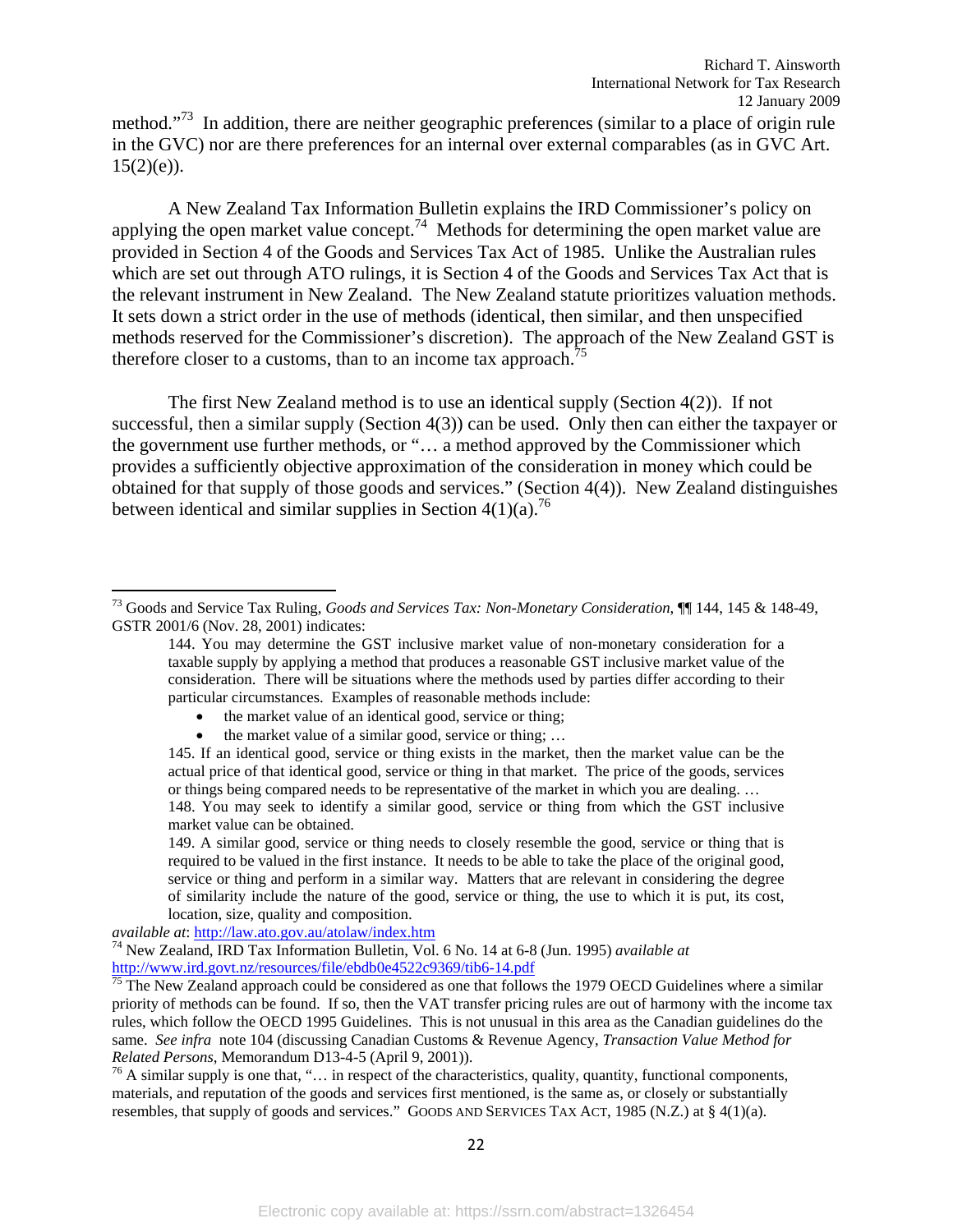method."[73] In addition, there are neither geographic preferences (similar to a place of origin rule in the GVC) nor are there preferences for an internal over external comparables (as in GVC Art. 15(2)(e)).

A New Zealand Tax Information Bulletin explains the IRD Commissioner's policy on applying the open market value concept.[74] Methods for determining the open market value are provided in Section 4 of the Goods and Services Tax Act of 1985. Unlike the Australian rules which are set out through ATO rulings, it is Section 4 of the Goods and Services Tax Act that is the relevant instrument in New Zealand. The New Zealand statute prioritizes valuation methods. It sets down a strict order in the use of methods (identical, then similar, and then unspecified methods reserved for the Commissioner's discretion). The approach of the New Zealand GST is therefore closer to a customs, than to an income tax approach.[75]

The first New Zealand method is to use an identical supply (Section 4(2)). If not successful, then a similar supply (Section 4(3)) can be used. Only then can either the taxpayer or the government use further methods, or "… a method approved by the Commissioner which provides a sufficiently objective approximation of the consideration in money which could be obtained for that supply of those goods and services." (Section 4(4)). New Zealand distinguishes between identical and similar supplies in Section 4(1)(a).[76]

---

[73] Goods and Service Tax Ruling, *Goods and Services Tax: Non-Monetary Consideration*, ¶¶ 144, 145 & 148-49, GSTR 2001/6 (Nov. 28, 2001) indicates:

> 144. You may determine the GST inclusive market value of non-monetary consideration for a taxable supply by applying a method that produces a reasonable GST inclusive market value of the consideration. There will be situations where the methods used by parties differ according to their particular circumstances. Examples of reasonable methods include:
>
> - the market value of an identical good, service or thing;
> - the market value of a similar good, service or thing; …
>
> 145. If an identical good, service or thing exists in the market, then the market value can be the actual price of that identical good, service or thing in that market. The price of the goods, services or things being compared needs to be representative of the market in which you are dealing. …
>
> 148. You may seek to identify a similar good, service or thing from which the GST inclusive market value can be obtained.
>
> 149. A similar good, service or thing needs to closely resemble the good, service or thing that is required to be valued in the first instance. It needs to be able to take the place of the original good, service or thing and perform in a similar way. Matters that are relevant in considering the degree of similarity include the nature of the good, service or thing, the use to which it is put, its cost, location, size, quality and composition.

*available at*: http://law.ato.gov.au/atolaw/index.htm

[74] New Zealand, IRD Tax Information Bulletin, Vol. 6 No. 14 at 6-8 (Jun. 1995) *available at* http://www.ird.govt.nz/resources/file/ebdb0e4522c9369/tib6-14.pdf

[75] The New Zealand approach could be considered as one that follows the 1979 OECD Guidelines where a similar priority of methods can be found. If so, then the VAT transfer pricing rules are out of harmony with the income tax rules, which follow the OECD 1995 Guidelines. This is not unusual in this area as the Canadian guidelines do the same. *See infra* note 104 (discussing Canadian Customs & Revenue Agency, *Transaction Value Method for Related Persons*, Memorandum D13-4-5 (April 9, 2001)).

[76] A similar supply is one that, "… in respect of the characteristics, quality, quantity, functional components, materials, and reputation of the goods and services first mentioned, is the same as, or closely or substantially resembles, that supply of goods and services." GOODS AND SERVICES TAX ACT, 1985 (N.Z.) at § 4(1)(a).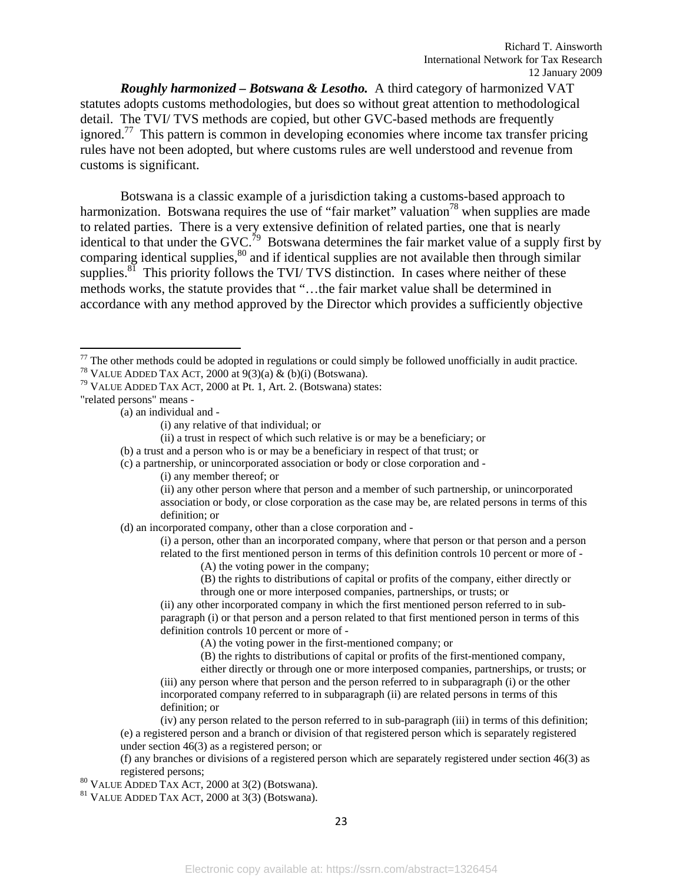***Roughly harmonized – Botswana & Lesotho.*** A third category of harmonized VAT statutes adopts customs methodologies, but does so without great attention to methodological detail. The TVI/ TVS methods are copied, but other GVC-based methods are frequently ignored.[77] This pattern is common in developing economies where income tax transfer pricing rules have not been adopted, but where customs rules are well understood and revenue from customs is significant.

Botswana is a classic example of a jurisdiction taking a customs-based approach to harmonization. Botswana requires the use of "fair market" valuation[78] when supplies are made to related parties. There is a very extensive definition of related parties, one that is nearly identical to that under the GVC.[79] Botswana determines the fair market value of a supply first by comparing identical supplies,[80] and if identical supplies are not available then through similar supplies.[81] This priority follows the TVI/ TVS distinction. In cases where neither of these methods works, the statute provides that "…the fair market value shall be determined in accordance with any method approved by the Director which provides a sufficiently objective

---

[77] The other methods could be adopted in regulations or could simply be followed unofficially in audit practice.

[78] VALUE ADDED TAX ACT, 2000 at 9(3)(a) & (b)(i) (Botswana).

[79] VALUE ADDED TAX ACT, 2000 at Pt. 1, Art. 2. (Botswana) states:

"related persons" means -

(a) an individual and -

(i) any relative of that individual; or

(ii) a trust in respect of which such relative is or may be a beneficiary; or

(b) a trust and a person who is or may be a beneficiary in respect of that trust; or

(c) a partnership, or unincorporated association or body or close corporation and -

(i) any member thereof; or

(ii) any other person where that person and a member of such partnership, or unincorporated association or body, or close corporation as the case may be, are related persons in terms of this definition; or

(d) an incorporated company, other than a close corporation and -

(i) a person, other than an incorporated company, where that person or that person and a person related to the first mentioned person in terms of this definition controls 10 percent or more of -

(A) the voting power in the company;

(B) the rights to distributions of capital or profits of the company, either directly or through one or more interposed companies, partnerships, or trusts; or

(ii) any other incorporated company in which the first mentioned person referred to in sub-paragraph (i) or that person and a person related to that first mentioned person in terms of this definition controls 10 percent or more of -

(A) the voting power in the first-mentioned company; or

(B) the rights to distributions of capital or profits of the first-mentioned company, either directly or through one or more interposed companies, partnerships, or trusts; or

(iii) any person where that person and the person referred to in subparagraph (i) or the other incorporated company referred to in subparagraph (ii) are related persons in terms of this definition; or

(iv) any person related to the person referred to in sub-paragraph (iii) in terms of this definition;

(e) a registered person and a branch or division of that registered person which is separately registered under section 46(3) as a registered person; or

(f) any branches or divisions of a registered person which are separately registered under section 46(3) as registered persons;

[80] VALUE ADDED TAX ACT, 2000 at 3(2) (Botswana).

[81] VALUE ADDED TAX ACT, 2000 at 3(3) (Botswana).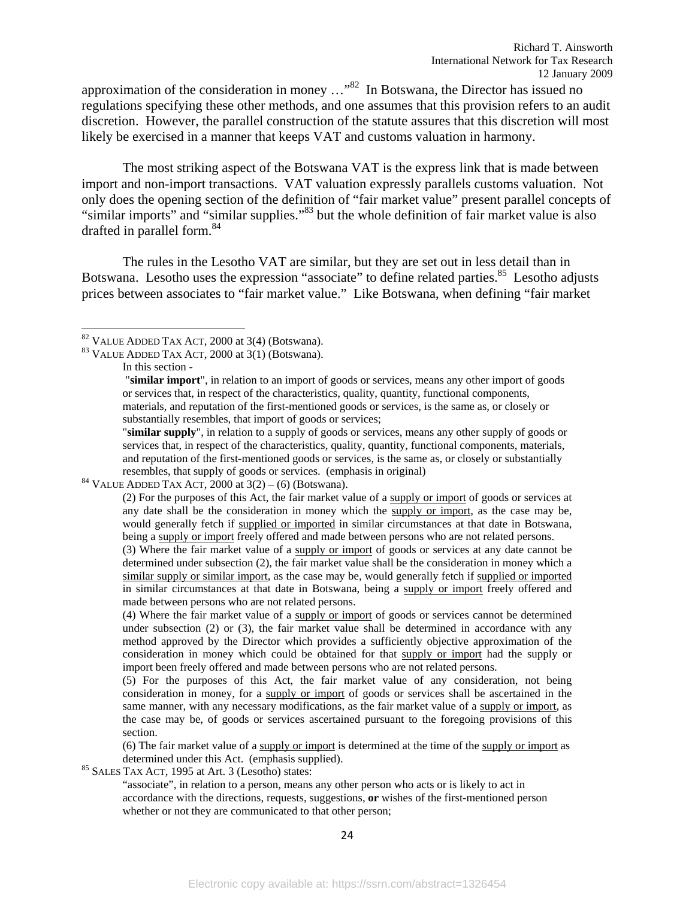approximation of the consideration in money …"[82] In Botswana, the Director has issued no regulations specifying these other methods, and one assumes that this provision refers to an audit discretion. However, the parallel construction of the statute assures that this discretion will most likely be exercised in a manner that keeps VAT and customs valuation in harmony.

The most striking aspect of the Botswana VAT is the express link that is made between import and non-import transactions. VAT valuation expressly parallels customs valuation. Not only does the opening section of the definition of "fair market value" present parallel concepts of "similar imports" and "similar supplies."[83] but the whole definition of fair market value is also drafted in parallel form.[84]

The rules in the Lesotho VAT are similar, but they are set out in less detail than in Botswana. Lesotho uses the expression "associate" to define related parties.[85] Lesotho adjusts prices between associates to "fair market value." Like Botswana, when defining "fair market

---

[82] VALUE ADDED TAX ACT, 2000 at 3(4) (Botswana).

[83] VALUE ADDED TAX ACT, 2000 at 3(1) (Botswana).

> In this section -
>
> "**similar import**", in relation to an import of goods or services, means any other import of goods or services that, in respect of the characteristics, quality, quantity, functional components, materials, and reputation of the first-mentioned goods or services, is the same as, or closely or substantially resembles, that import of goods or services;
>
> "**similar supply**", in relation to a supply of goods or services, means any other supply of goods or services that, in respect of the characteristics, quality, quantity, functional components, materials, and reputation of the first-mentioned goods or services, is the same as, or closely or substantially resembles, that supply of goods or services. (emphasis in original)

[84] VALUE ADDED TAX ACT, 2000 at 3(2) – (6) (Botswana).

> (2) For the purposes of this Act, the fair market value of a <u>supply or import</u> of goods or services at any date shall be the consideration in money which the <u>supply or import</u>, as the case may be, would generally fetch if <u>supplied or imported</u> in similar circumstances at that date in Botswana, being a <u>supply or import</u> freely offered and made between persons who are not related persons.
>
> (3) Where the fair market value of a <u>supply or import</u> of goods or services at any date cannot be determined under subsection (2), the fair market value shall be the consideration in money which a <u>similar supply or similar import</u>, as the case may be, would generally fetch if <u>supplied or imported</u> in similar circumstances at that date in Botswana, being a <u>supply or import</u> freely offered and made between persons who are not related persons.
>
> (4) Where the fair market value of a <u>supply or import</u> of goods or services cannot be determined under subsection (2) or (3), the fair market value shall be determined in accordance with any method approved by the Director which provides a sufficiently objective approximation of the consideration in money which could be obtained for that <u>supply or import</u> had the supply or import been freely offered and made between persons who are not related persons.
>
> (5) For the purposes of this Act, the fair market value of any consideration, not being consideration in money, for a <u>supply or import</u> of goods or services shall be ascertained in the same manner, with any necessary modifications, as the fair market value of a <u>supply or import</u>, as the case may be, of goods or services ascertained pursuant to the foregoing provisions of this section.
>
> (6) The fair market value of a <u>supply or import</u> is determined at the time of the <u>supply or import</u> as determined under this Act. (emphasis supplied).

[85] SALES TAX ACT, 1995 at Art. 3 (Lesotho) states:

> "associate", in relation to a person, means any other person who acts or is likely to act in accordance with the directions, requests, suggestions, **or** wishes of the first-mentioned person whether or not they are communicated to that other person;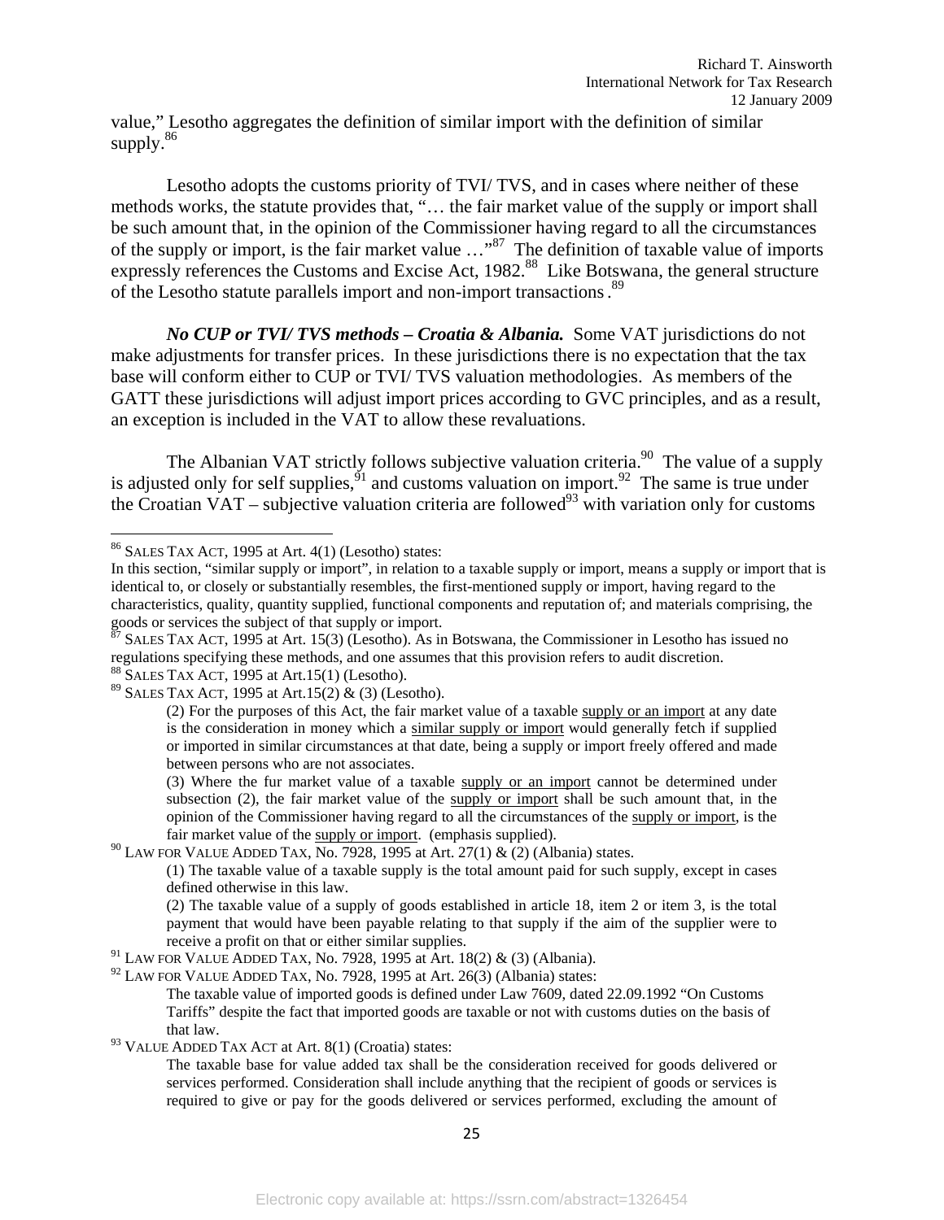value," Lesotho aggregates the definition of similar import with the definition of similar supply.[86]

Lesotho adopts the customs priority of TVI/ TVS, and in cases where neither of these methods works, the statute provides that, "… the fair market value of the supply or import shall be such amount that, in the opinion of the Commissioner having regard to all the circumstances of the supply or import, is the fair market value …"[87] The definition of taxable value of imports expressly references the Customs and Excise Act, 1982.[88] Like Botswana, the general structure of the Lesotho statute parallels import and non-import transactions.[89]

***No CUP or TVI/ TVS methods – Croatia & Albania.*** Some VAT jurisdictions do not make adjustments for transfer prices. In these jurisdictions there is no expectation that the tax base will conform either to CUP or TVI/ TVS valuation methodologies. As members of the GATT these jurisdictions will adjust import prices according to GVC principles, and as a result, an exception is included in the VAT to allow these revaluations.

The Albanian VAT strictly follows subjective valuation criteria.[90] The value of a supply is adjusted only for self supplies,[91] and customs valuation on import.[92] The same is true under the Croatian VAT – subjective valuation criteria are followed[93] with variation only for customs

---

[86] SALES TAX ACT, 1995 at Art. 4(1) (Lesotho) states:
In this section, "similar supply or import", in relation to a taxable supply or import, means a supply or import that is identical to, or closely or substantially resembles, the first-mentioned supply or import, having regard to the characteristics, quality, quantity supplied, functional components and reputation of; and materials comprising, the goods or services the subject of that supply or import.

[87] SALES TAX ACT, 1995 at Art. 15(3) (Lesotho). As in Botswana, the Commissioner in Lesotho has issued no regulations specifying these methods, and one assumes that this provision refers to audit discretion.

[88] SALES TAX ACT, 1995 at Art.15(1) (Lesotho).

[89] SALES TAX ACT, 1995 at Art.15(2) & (3) (Lesotho).

> (2) For the purposes of this Act, the fair market value of a taxable supply or an import at any date is the consideration in money which a similar supply or import would generally fetch if supplied or imported in similar circumstances at that date, being a supply or import freely offered and made between persons who are not associates.
>
> (3) Where the fur market value of a taxable supply or an import cannot be determined under subsection (2), the fair market value of the supply or import shall be such amount that, in the opinion of the Commissioner having regard to all the circumstances of the supply or import, is the fair market value of the supply or import. (emphasis supplied).

[90] LAW FOR VALUE ADDED TAX, No. 7928, 1995 at Art. 27(1) & (2) (Albania) states.

> (1) The taxable value of a taxable supply is the total amount paid for such supply, except in cases defined otherwise in this law.
>
> (2) The taxable value of a supply of goods established in article 18, item 2 or item 3, is the total payment that would have been payable relating to that supply if the aim of the supplier were to receive a profit on that or either similar supplies.

[91] LAW FOR VALUE ADDED TAX, No. 7928, 1995 at Art. 18(2) & (3) (Albania).

[92] LAW FOR VALUE ADDED TAX, No. 7928, 1995 at Art. 26(3) (Albania) states:

> The taxable value of imported goods is defined under Law 7609, dated 22.09.1992 "On Customs Tariffs" despite the fact that imported goods are taxable or not with customs duties on the basis of that law.

[93] VALUE ADDED TAX ACT at Art. 8(1) (Croatia) states:

> The taxable base for value added tax shall be the consideration received for goods delivered or services performed. Consideration shall include anything that the recipient of goods or services is required to give or pay for the goods delivered or services performed, excluding the amount of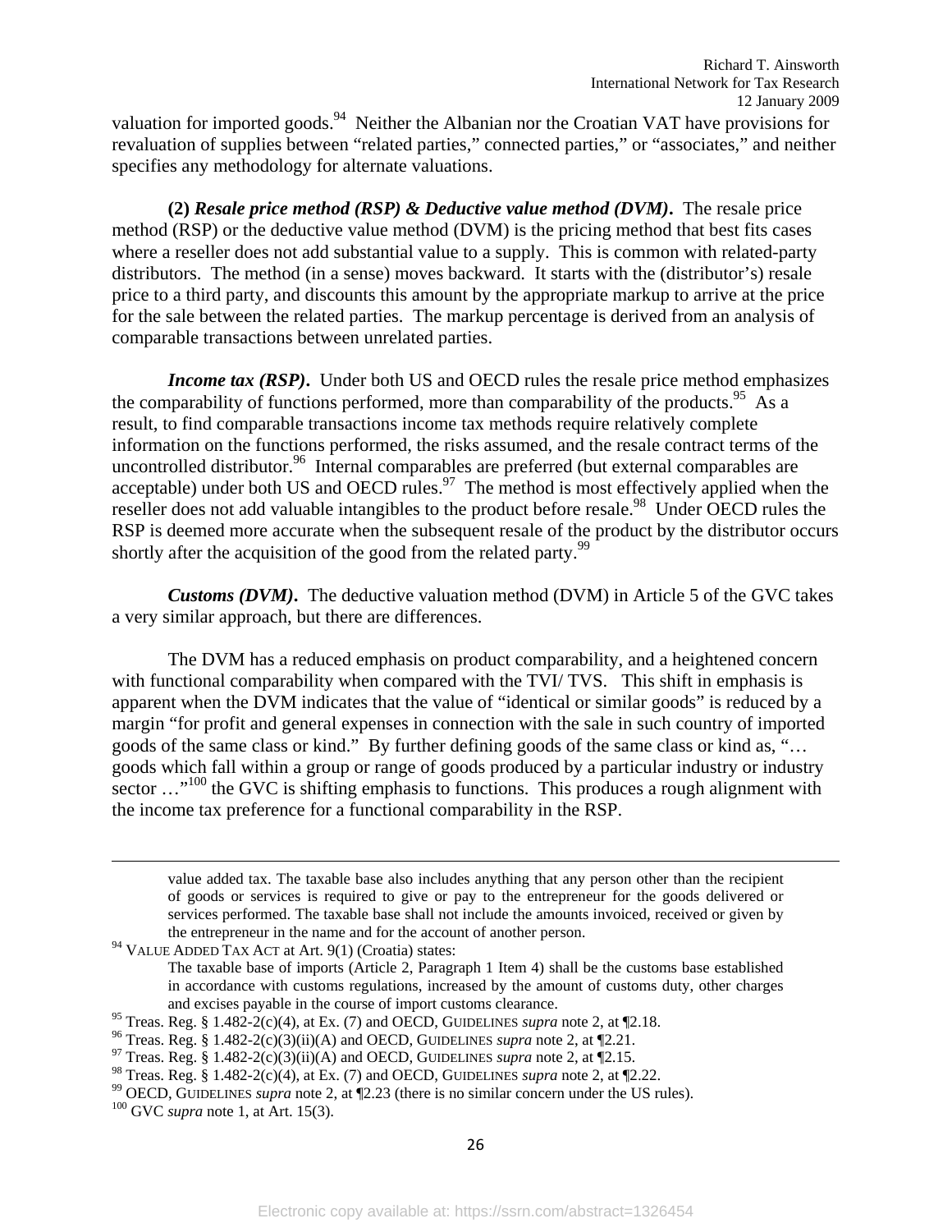valuation for imported goods.[94] Neither the Albanian nor the Croatian VAT have provisions for revaluation of supplies between "related parties," connected parties," or "associates," and neither specifies any methodology for alternate valuations.

**(2)** ***Resale price method (RSP) & Deductive value method (DVM).*** The resale price method (RSP) or the deductive value method (DVM) is the pricing method that best fits cases where a reseller does not add substantial value to a supply. This is common with related-party distributors. The method (in a sense) moves backward. It starts with the (distributor's) resale price to a third party, and discounts this amount by the appropriate markup to arrive at the price for the sale between the related parties. The markup percentage is derived from an analysis of comparable transactions between unrelated parties.

***Income tax (RSP).*** Under both US and OECD rules the resale price method emphasizes the comparability of functions performed, more than comparability of the products.[95] As a result, to find comparable transactions income tax methods require relatively complete information on the functions performed, the risks assumed, and the resale contract terms of the uncontrolled distributor.[96] Internal comparables are preferred (but external comparables are acceptable) under both US and OECD rules.[97] The method is most effectively applied when the reseller does not add valuable intangibles to the product before resale.[98] Under OECD rules the RSP is deemed more accurate when the subsequent resale of the product by the distributor occurs shortly after the acquisition of the good from the related party.[99]

***Customs (DVM).*** The deductive valuation method (DVM) in Article 5 of the GVC takes a very similar approach, but there are differences.

The DVM has a reduced emphasis on product comparability, and a heightened concern with functional comparability when compared with the TVI/ TVS. This shift in emphasis is apparent when the DVM indicates that the value of "identical or similar goods" is reduced by a margin "for profit and general expenses in connection with the sale in such country of imported goods of the same class or kind." By further defining goods of the same class or kind as, "… goods which fall within a group or range of goods produced by a particular industry or industry sector …"[100] the GVC is shifting emphasis to functions. This produces a rough alignment with the income tax preference for a functional comparability in the RSP.

---

> value added tax. The taxable base also includes anything that any person other than the recipient of goods or services is required to give or pay to the entrepreneur for the goods delivered or services performed. The taxable base shall not include the amounts invoiced, received or given by the entrepreneur in the name and for the account of another person.

[94] VALUE ADDED TAX ACT at Art. 9(1) (Croatia) states:

> The taxable base of imports (Article 2, Paragraph 1 Item 4) shall be the customs base established in accordance with customs regulations, increased by the amount of customs duty, other charges and excises payable in the course of import customs clearance.

[95] Treas. Reg. § 1.482-2(c)(4), at Ex. (7) and OECD, GUIDELINES *supra* note 2, at ¶2.18.

[96] Treas. Reg. § 1.482-2(c)(3)(ii)(A) and OECD, GUIDELINES *supra* note 2, at ¶2.21.

[97] Treas. Reg. § 1.482-2(c)(3)(ii)(A) and OECD, GUIDELINES *supra* note 2, at ¶2.15.

[98] Treas. Reg. § 1.482-2(c)(4), at Ex. (7) and OECD, GUIDELINES *supra* note 2, at ¶2.22.

[99] OECD, GUIDELINES *supra* note 2, at ¶2.23 (there is no similar concern under the US rules).

[100] GVC *supra* note 1, at Art. 15(3).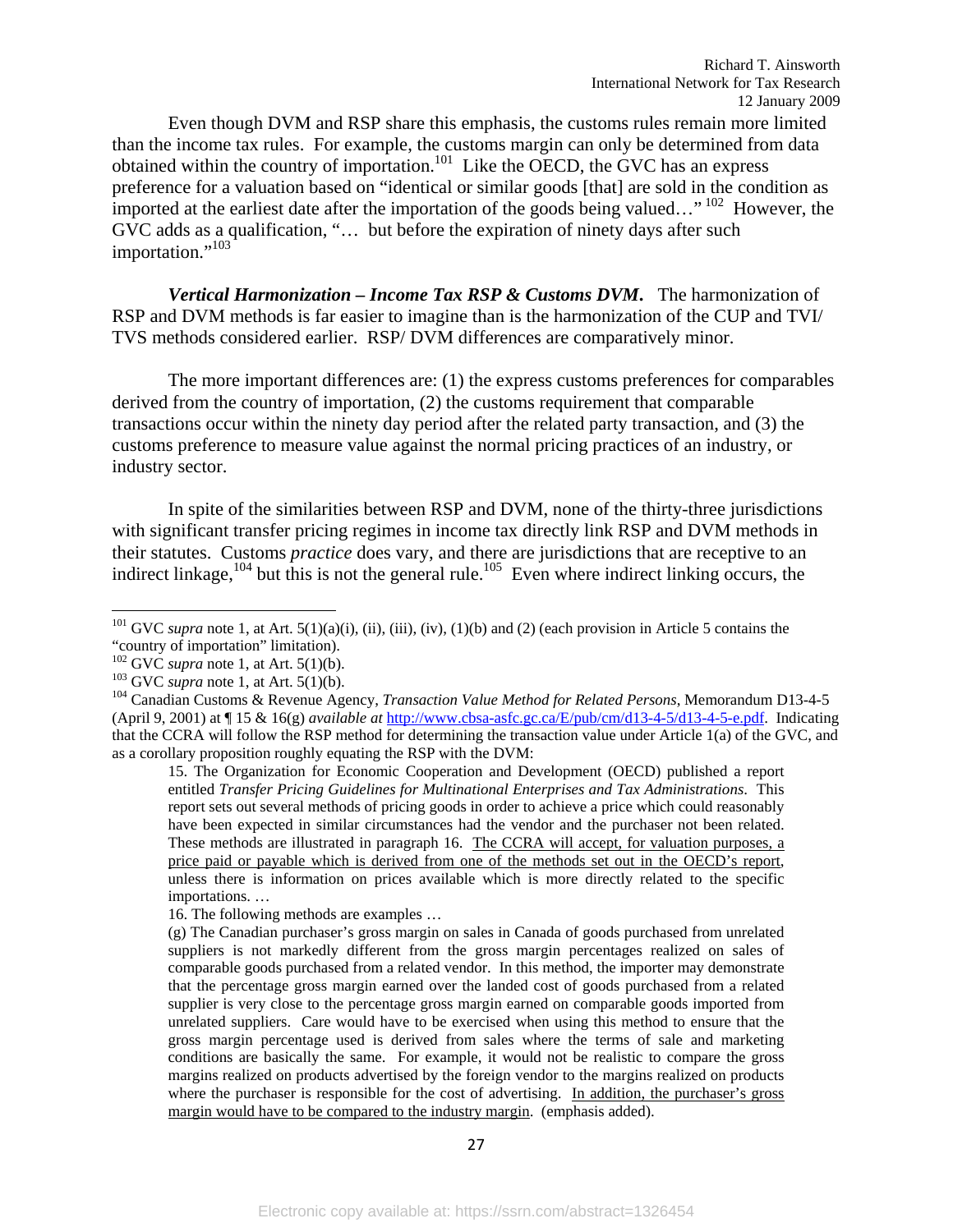Even though DVM and RSP share this emphasis, the customs rules remain more limited than the income tax rules. For example, the customs margin can only be determined from data obtained within the country of importation.[101] Like the OECD, the GVC has an express preference for a valuation based on "identical or similar goods [that] are sold in the condition as imported at the earliest date after the importation of the goods being valued…" [102] However, the GVC adds as a qualification, "… but before the expiration of ninety days after such importation."[103]

***Vertical Harmonization – Income Tax RSP & Customs DVM***. The harmonization of RSP and DVM methods is far easier to imagine than is the harmonization of the CUP and TVI/ TVS methods considered earlier. RSP/ DVM differences are comparatively minor.

The more important differences are: (1) the express customs preferences for comparables derived from the country of importation, (2) the customs requirement that comparable transactions occur within the ninety day period after the related party transaction, and (3) the customs preference to measure value against the normal pricing practices of an industry, or industry sector.

In spite of the similarities between RSP and DVM, none of the thirty-three jurisdictions with significant transfer pricing regimes in income tax directly link RSP and DVM methods in their statutes. Customs *practice* does vary, and there are jurisdictions that are receptive to an indirect linkage,[104] but this is not the general rule.[105] Even where indirect linking occurs, the

---

[101] GVC *supra* note 1, at Art. 5(1)(a)(i), (ii), (iii), (iv), (1)(b) and (2) (each provision in Article 5 contains the "country of importation" limitation).

[102] GVC *supra* note 1, at Art. 5(1)(b).

[103] GVC *supra* note 1, at Art. 5(1)(b).

[104] Canadian Customs & Revenue Agency, *Transaction Value Method for Related Persons*, Memorandum D13-4-5 (April 9, 2001) at ¶ 15 & 16(g) *available at* http://www.cbsa-asfc.gc.ca/E/pub/cm/d13-4-5/d13-4-5-e.pdf. Indicating that the CCRA will follow the RSP method for determining the transaction value under Article 1(a) of the GVC, and as a corollary proposition roughly equating the RSP with the DVM:

> 15. The Organization for Economic Cooperation and Development (OECD) published a report entitled *Transfer Pricing Guidelines for Multinational Enterprises and Tax Administrations*. This report sets out several methods of pricing goods in order to achieve a price which could reasonably have been expected in similar circumstances had the vendor and the purchaser not been related. These methods are illustrated in paragraph 16. <u>The CCRA will accept, for valuation purposes, a price paid or payable which is derived from one of the methods set out in the OECD's report</u>, unless there is information on prices available which is more directly related to the specific importations. …
>
> 16. The following methods are examples …
>
> (g) The Canadian purchaser's gross margin on sales in Canada of goods purchased from unrelated suppliers is not markedly different from the gross margin percentages realized on sales of comparable goods purchased from a related vendor. In this method, the importer may demonstrate that the percentage gross margin earned over the landed cost of goods purchased from a related supplier is very close to the percentage gross margin earned on comparable goods imported from unrelated suppliers. Care would have to be exercised when using this method to ensure that the gross margin percentage used is derived from sales where the terms of sale and marketing conditions are basically the same. For example, it would not be realistic to compare the gross margins realized on products advertised by the foreign vendor to the margins realized on products where the purchaser is responsible for the cost of advertising. <u>In addition, the purchaser's gross margin would have to be compared to the industry margin</u>. (emphasis added).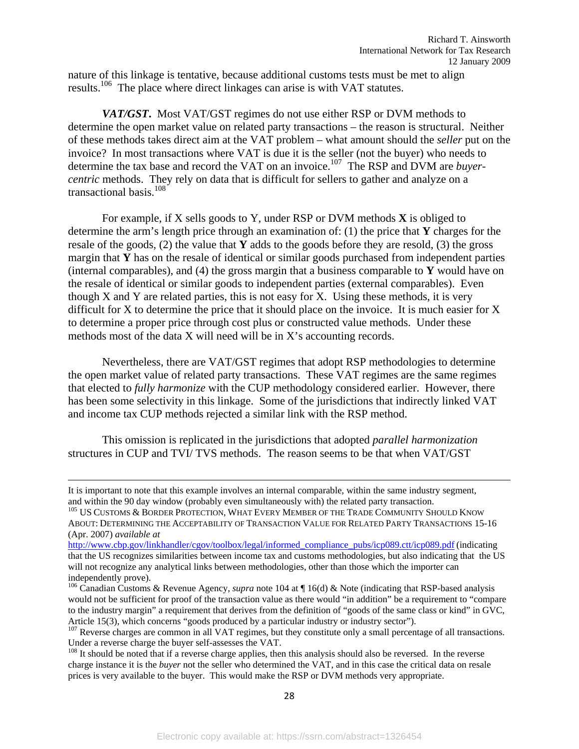nature of this linkage is tentative, because additional customs tests must be met to align results.[106] The place where direct linkages can arise is with VAT statutes.

***VAT/GST***. Most VAT/GST regimes do not use either RSP or DVM methods to determine the open market value on related party transactions – the reason is structural. Neither of these methods takes direct aim at the VAT problem – what amount should the *seller* put on the invoice? In most transactions where VAT is due it is the seller (not the buyer) who needs to determine the tax base and record the VAT on an invoice.[107] The RSP and DVM are *buyer-centric* methods. They rely on data that is difficult for sellers to gather and analyze on a transactional basis.[108]

For example, if X sells goods to Y, under RSP or DVM methods **X** is obliged to determine the arm's length price through an examination of: (1) the price that **Y** charges for the resale of the goods, (2) the value that **Y** adds to the goods before they are resold, (3) the gross margin that **Y** has on the resale of identical or similar goods purchased from independent parties (internal comparables), and (4) the gross margin that a business comparable to **Y** would have on the resale of identical or similar goods to independent parties (external comparables). Even though X and Y are related parties, this is not easy for X. Using these methods, it is very difficult for X to determine the price that it should place on the invoice. It is much easier for X to determine a proper price through cost plus or constructed value methods. Under these methods most of the data X will need will be in X's accounting records.

Nevertheless, there are VAT/GST regimes that adopt RSP methodologies to determine the open market value of related party transactions. These VAT regimes are the same regimes that elected to *fully harmonize* with the CUP methodology considered earlier. However, there has been some selectivity in this linkage. Some of the jurisdictions that indirectly linked VAT and income tax CUP methods rejected a similar link with the RSP method.

This omission is replicated in the jurisdictions that adopted *parallel harmonization* structures in CUP and TVI/ TVS methods. The reason seems to be that when VAT/GST

---

It is important to note that this example involves an internal comparable, within the same industry segment, and within the 90 day window (probably even simultaneously with) the related party transaction.

[105] US CUSTOMS & BORDER PROTECTION, WHAT EVERY MEMBER OF THE TRADE COMMUNITY SHOULD KNOW ABOUT: DETERMINING THE ACCEPTABILITY OF TRANSACTION VALUE FOR RELATED PARTY TRANSACTIONS 15-16 (Apr. 2007) *available at* http://www.cbp.gov/linkhandler/cgov/toolbox/legal/informed_compliance_pubs/icp089.ctt/icp089.pdf (indicating that the US recognizes similarities between income tax and customs methodologies, but also indicating that the US will not recognize any analytical links between methodologies, other than those which the importer can independently prove).

[106] Canadian Customs & Revenue Agency, *supra* note 104 at ¶ 16(d) & Note (indicating that RSP-based analysis would not be sufficient for proof of the transaction value as there would "in addition" be a requirement to "compare to the industry margin" a requirement that derives from the definition of "goods of the same class or kind" in GVC, Article 15(3), which concerns "goods produced by a particular industry or industry sector").

[107] Reverse charges are common in all VAT regimes, but they constitute only a small percentage of all transactions. Under a reverse charge the buyer self-assesses the VAT.

[108] It should be noted that if a reverse charge applies, then this analysis should also be reversed. In the reverse charge instance it is the *buyer* not the seller who determined the VAT, and in this case the critical data on resale prices is very available to the buyer. This would make the RSP or DVM methods very appropriate.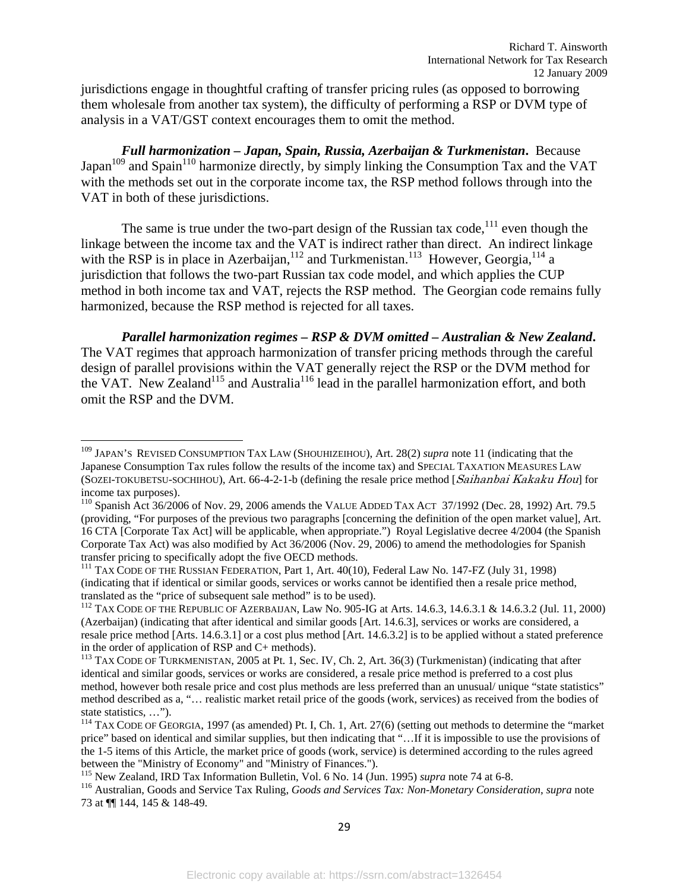jurisdictions engage in thoughtful crafting of transfer pricing rules (as opposed to borrowing them wholesale from another tax system), the difficulty of performing a RSP or DVM type of analysis in a VAT/GST context encourages them to omit the method.

***Full harmonization – Japan, Spain, Russia, Azerbaijan & Turkmenistan*.** Because Japan[109] and Spain[110] harmonize directly, by simply linking the Consumption Tax and the VAT with the methods set out in the corporate income tax, the RSP method follows through into the VAT in both of these jurisdictions.

The same is true under the two-part design of the Russian tax code,[111] even though the linkage between the income tax and the VAT is indirect rather than direct. An indirect linkage with the RSP is in place in Azerbaijan,[112] and Turkmenistan.[113] However, Georgia,[114] a jurisdiction that follows the two-part Russian tax code model, and which applies the CUP method in both income tax and VAT, rejects the RSP method. The Georgian code remains fully harmonized, because the RSP method is rejected for all taxes.

***Parallel harmonization regimes – RSP & DVM omitted – Australian & New Zealand*.** The VAT regimes that approach harmonization of transfer pricing methods through the careful design of parallel provisions within the VAT generally reject the RSP or the DVM method for the VAT. New Zealand[115] and Australia[116] lead in the parallel harmonization effort, and both omit the RSP and the DVM.

---

[109] JAPAN'S REVISED CONSUMPTION TAX LAW (SHOUHIZEIHOU), Art. 28(2) *supra* note 11 (indicating that the Japanese Consumption Tax rules follow the results of the income tax) and SPECIAL TAXATION MEASURES LAW (SOZEI-TOKUBETSU-SOCHIHOU), Art. 66-4-2-1-b (defining the resale price method [*Saihanbai Kakaku Hou*] for income tax purposes).

[110] Spanish Act 36/2006 of Nov. 29, 2006 amends the VALUE ADDED TAX ACT 37/1992 (Dec. 28, 1992) Art. 79.5 (providing, "For purposes of the previous two paragraphs [concerning the definition of the open market value], Art. 16 CTA [Corporate Tax Act] will be applicable, when appropriate.") Royal Legislative decree 4/2004 (the Spanish Corporate Tax Act) was also modified by Act 36/2006 (Nov. 29, 2006) to amend the methodologies for Spanish transfer pricing to specifically adopt the five OECD methods.

[111] TAX CODE OF THE RUSSIAN FEDERATION, Part 1, Art. 40(10), Federal Law No. 147-FZ (July 31, 1998) (indicating that if identical or similar goods, services or works cannot be identified then a resale price method, translated as the "price of subsequent sale method" is to be used).

[112] TAX CODE OF THE REPUBLIC OF AZERBAIJAN, Law No. 905-IG at Arts. 14.6.3, 14.6.3.1 & 14.6.3.2 (Jul. 11, 2000) (Azerbaijan) (indicating that after identical and similar goods [Art. 14.6.3], services or works are considered, a resale price method [Arts. 14.6.3.1] or a cost plus method [Art. 14.6.3.2] is to be applied without a stated preference in the order of application of RSP and C+ methods).

[113] TAX CODE OF TURKMENISTAN, 2005 at Pt. 1, Sec. IV, Ch. 2, Art. 36(3) (Turkmenistan) (indicating that after identical and similar goods, services or works are considered, a resale price method is preferred to a cost plus method, however both resale price and cost plus methods are less preferred than an unusual/ unique "state statistics" method described as a, "… realistic market retail price of the goods (work, services) as received from the bodies of state statistics, …").

[114] TAX CODE OF GEORGIA, 1997 (as amended) Pt. I, Ch. 1, Art. 27(6) (setting out methods to determine the "market price" based on identical and similar supplies, but then indicating that "…If it is impossible to use the provisions of the 1-5 items of this Article, the market price of goods (work, service) is determined according to the rules agreed between the "Ministry of Economy" and "Ministry of Finances.").

[115] New Zealand, IRD Tax Information Bulletin, Vol. 6 No. 14 (Jun. 1995) *supra* note 74 at 6-8.

[116] Australian, Goods and Service Tax Ruling, *Goods and Services Tax: Non-Monetary Consideration*, *supra* note 73 at ¶¶ 144, 145 & 148-49.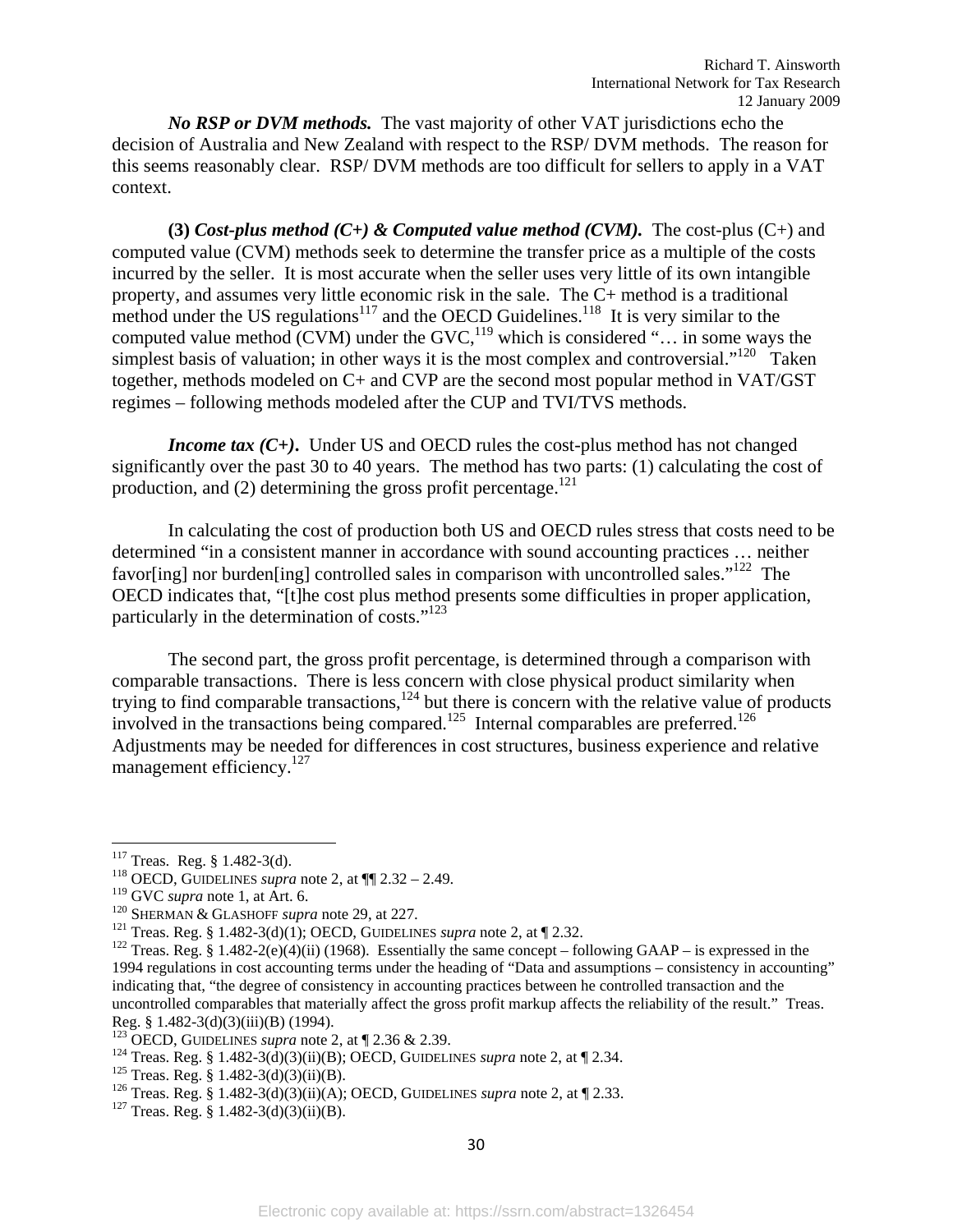***No RSP or DVM methods.*** The vast majority of other VAT jurisdictions echo the decision of Australia and New Zealand with respect to the RSP/ DVM methods. The reason for this seems reasonably clear. RSP/ DVM methods are too difficult for sellers to apply in a VAT context.

**(3) *Cost-plus method (C+) & Computed value method (CVM).*** The cost-plus (C+) and computed value (CVM) methods seek to determine the transfer price as a multiple of the costs incurred by the seller. It is most accurate when the seller uses very little of its own intangible property, and assumes very little economic risk in the sale. The C+ method is a traditional method under the US regulations[117] and the OECD Guidelines.[118] It is very similar to the computed value method (CVM) under the GVC,[119] which is considered "… in some ways the simplest basis of valuation; in other ways it is the most complex and controversial."[120] Taken together, methods modeled on C+ and CVP are the second most popular method in VAT/GST regimes – following methods modeled after the CUP and TVI/TVS methods.

***Income tax (C+).*** Under US and OECD rules the cost-plus method has not changed significantly over the past 30 to 40 years. The method has two parts: (1) calculating the cost of production, and (2) determining the gross profit percentage.[121]

In calculating the cost of production both US and OECD rules stress that costs need to be determined "in a consistent manner in accordance with sound accounting practices … neither favor[ing] nor burden[ing] controlled sales in comparison with uncontrolled sales."[122] The OECD indicates that, "[t]he cost plus method presents some difficulties in proper application, particularly in the determination of costs."[123]

The second part, the gross profit percentage, is determined through a comparison with comparable transactions. There is less concern with close physical product similarity when trying to find comparable transactions,[124] but there is concern with the relative value of products involved in the transactions being compared.[125] Internal comparables are preferred.[126] Adjustments may be needed for differences in cost structures, business experience and relative management efficiency.[127]

---

[117] Treas. Reg. § 1.482-3(d).

[118] OECD, GUIDELINES *supra* note 2, at ¶¶ 2.32 – 2.49.

[119] GVC *supra* note 1, at Art. 6.

[120] SHERMAN & GLASHOFF *supra* note 29, at 227.

[121] Treas. Reg. § 1.482-3(d)(1); OECD, GUIDELINES *supra* note 2, at ¶ 2.32.

[122] Treas. Reg. § 1.482-2(e)(4)(ii) (1968). Essentially the same concept – following GAAP – is expressed in the 1994 regulations in cost accounting terms under the heading of "Data and assumptions – consistency in accounting" indicating that, "the degree of consistency in accounting practices between he controlled transaction and the uncontrolled comparables that materially affect the gross profit markup affects the reliability of the result." Treas. Reg. § 1.482-3(d)(3)(iii)(B) (1994).

[123] OECD, GUIDELINES *supra* note 2, at ¶ 2.36 & 2.39.

[124] Treas. Reg. § 1.482-3(d)(3)(ii)(B); OECD, GUIDELINES *supra* note 2, at ¶ 2.34.

[125] Treas. Reg. § 1.482-3(d)(3)(ii)(B).

[126] Treas. Reg. § 1.482-3(d)(3)(ii)(A); OECD, GUIDELINES *supra* note 2, at ¶ 2.33.

[127] Treas. Reg. § 1.482-3(d)(3)(ii)(B).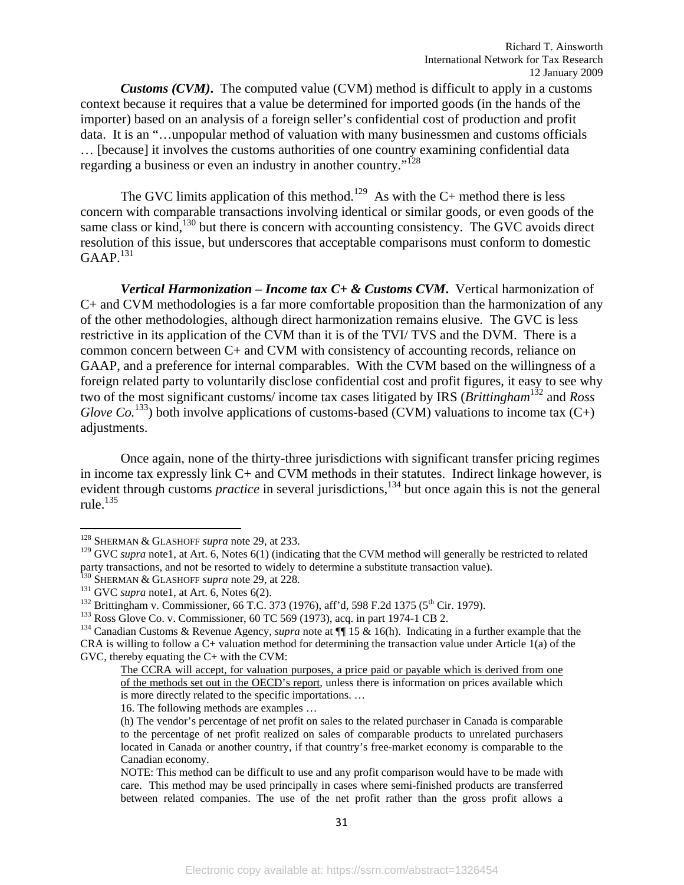***Customs (CVM)***. The computed value (CVM) method is difficult to apply in a customs context because it requires that a value be determined for imported goods (in the hands of the importer) based on an analysis of a foreign seller's confidential cost of production and profit data. It is an "…unpopular method of valuation with many businessmen and customs officials … [because] it involves the customs authorities of one country examining confidential data regarding a business or even an industry in another country."[128]

The GVC limits application of this method.[129] As with the C+ method there is less concern with comparable transactions involving identical or similar goods, or even goods of the same class or kind,[130] but there is concern with accounting consistency. The GVC avoids direct resolution of this issue, but underscores that acceptable comparisons must conform to domestic GAAP.[131]

***Vertical Harmonization – Income tax C+ & Customs CVM***. Vertical harmonization of C+ and CVM methodologies is a far more comfortable proposition than the harmonization of any of the other methodologies, although direct harmonization remains elusive. The GVC is less restrictive in its application of the CVM than it is of the TVI/ TVS and the DVM. There is a common concern between C+ and CVM with consistency of accounting records, reliance on GAAP, and a preference for internal comparables. With the CVM based on the willingness of a foreign related party to voluntarily disclose confidential cost and profit figures, it easy to see why two of the most significant customs/ income tax cases litigated by IRS (*Brittingham*[132] and *Ross Glove Co.*[133]) both involve applications of customs-based (CVM) valuations to income tax (C+) adjustments.

Once again, none of the thirty-three jurisdictions with significant transfer pricing regimes in income tax expressly link C+ and CVM methods in their statutes. Indirect linkage however, is evident through customs *practice* in several jurisdictions,[134] but once again this is not the general rule.[135]

---

[128] SHERMAN & GLASHOFF *supra* note 29, at 233.

[129] GVC *supra* note1, at Art. 6, Notes 6(1) (indicating that the CVM method will generally be restricted to related party transactions, and not be resorted to widely to determine a substitute transaction value).

[130] SHERMAN & GLASHOFF *supra* note 29, at 228.

[131] GVC *supra* note1, at Art. 6, Notes 6(2).

[132] Brittingham v. Commissioner, 66 T.C. 373 (1976), aff'd, 598 F.2d 1375 (5th Cir. 1979).

[133] Ross Glove Co. v. Commissioner, 60 TC 569 (1973), acq. in part 1974-1 CB 2.

[134] Canadian Customs & Revenue Agency, *supra* note at ¶¶ 15 & 16(h). Indicating in a further example that the CRA is willing to follow a C+ valuation method for determining the transaction value under Article 1(a) of the GVC, thereby equating the C+ with the CVM:

> The CCRA will accept, for valuation purposes, a price paid or payable which is derived from one of the methods set out in the OECD's report, unless there is information on prices available which is more directly related to the specific importations. …
>
> 16. The following methods are examples …
>
> (h) The vendor's percentage of net profit on sales to the related purchaser in Canada is comparable to the percentage of net profit realized on sales of comparable products to unrelated purchasers located in Canada or another country, if that country's free-market economy is comparable to the Canadian economy.
>
> NOTE: This method can be difficult to use and any profit comparison would have to be made with care. This method may be used principally in cases where semi-finished products are transferred between related companies. The use of the net profit rather than the gross profit allows a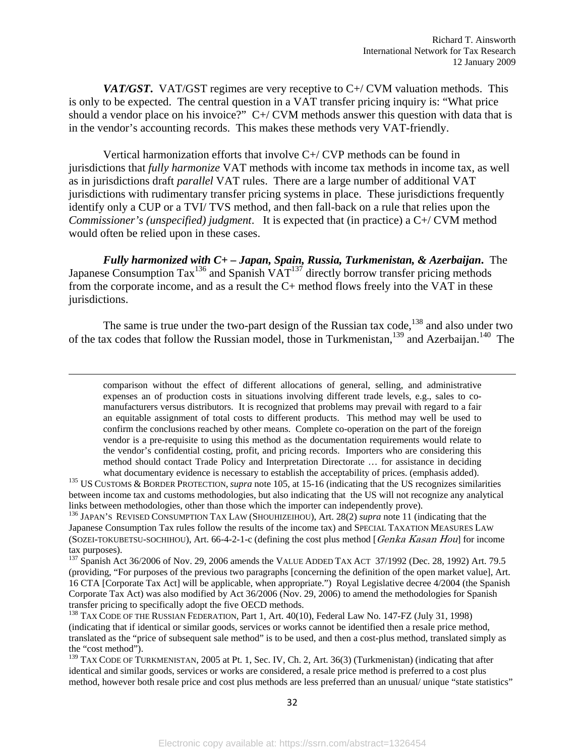***VAT/GST***. VAT/GST regimes are very receptive to C+/ CVM valuation methods. This is only to be expected. The central question in a VAT transfer pricing inquiry is: "What price should a vendor place on his invoice?" C+/ CVM methods answer this question with data that is in the vendor's accounting records. This makes these methods very VAT-friendly.

Vertical harmonization efforts that involve C+/ CVP methods can be found in jurisdictions that *fully harmonize* VAT methods with income tax methods in income tax, as well as in jurisdictions draft *parallel* VAT rules. There are a large number of additional VAT jurisdictions with rudimentary transfer pricing systems in place. These jurisdictions frequently identify only a CUP or a TVI/ TVS method, and then fall-back on a rule that relies upon the *Commissioner's (unspecified) judgment*. It is expected that (in practice) a C+/ CVM method would often be relied upon in these cases.

***Fully harmonized with C+ – Japan, Spain, Russia, Turkmenistan, & Azerbaijan***. The Japanese Consumption Tax[136] and Spanish VAT[137] directly borrow transfer pricing methods from the corporate income, and as a result the C+ method flows freely into the VAT in these jurisdictions.

The same is true under the two-part design of the Russian tax code,[138] and also under two of the tax codes that follow the Russian model, those in Turkmenistan,[139] and Azerbaijan.[140] The

---

comparison without the effect of different allocations of general, selling, and administrative expenses an of production costs in situations involving different trade levels, e.g., sales to co-manufacturers versus distributors. It is recognized that problems may prevail with regard to a fair an equitable assignment of total costs to different products. This method may well be used to confirm the conclusions reached by other means. Complete co-operation on the part of the foreign vendor is a pre-requisite to using this method as the documentation requirements would relate to the vendor's confidential costing, profit, and pricing records. Importers who are considering this method should contact Trade Policy and Interpretation Directorate … for assistance in deciding what documentary evidence is necessary to establish the acceptability of prices. (emphasis added).

[135] US CUSTOMS & BORDER PROTECTION, *supra* note 105, at 15-16 (indicating that the US recognizes similarities between income tax and customs methodologies, but also indicating that the US will not recognize any analytical links between methodologies, other than those which the importer can independently prove).

[136] JAPAN'S REVISED CONSUMPTION TAX LAW (SHOUHIZEIHOU), Art. 28(2) *supra* note 11 (indicating that the Japanese Consumption Tax rules follow the results of the income tax) and SPECIAL TAXATION MEASURES LAW (SOZEI-TOKUBETSU-SOCHIHOU), Art. 66-4-2-1-c (defining the cost plus method [*Genka Kasan Hou*] for income tax purposes).

[137] Spanish Act 36/2006 of Nov. 29, 2006 amends the VALUE ADDED TAX ACT 37/1992 (Dec. 28, 1992) Art. 79.5 (providing, "For purposes of the previous two paragraphs [concerning the definition of the open market value], Art. 16 CTA [Corporate Tax Act] will be applicable, when appropriate.") Royal Legislative decree 4/2004 (the Spanish Corporate Tax Act) was also modified by Act 36/2006 (Nov. 29, 2006) to amend the methodologies for Spanish transfer pricing to specifically adopt the five OECD methods.

[138] TAX CODE OF THE RUSSIAN FEDERATION, Part 1, Art. 40(10), Federal Law No. 147-FZ (July 31, 1998) (indicating that if identical or similar goods, services or works cannot be identified then a resale price method, translated as the "price of subsequent sale method" is to be used, and then a cost-plus method, translated simply as the "cost method").

[139] TAX CODE OF TURKMENISTAN, 2005 at Pt. 1, Sec. IV, Ch. 2, Art. 36(3) (Turkmenistan) (indicating that after identical and similar goods, services or works are considered, a resale price method is preferred to a cost plus method, however both resale price and cost plus methods are less preferred than an unusual/ unique "state statistics"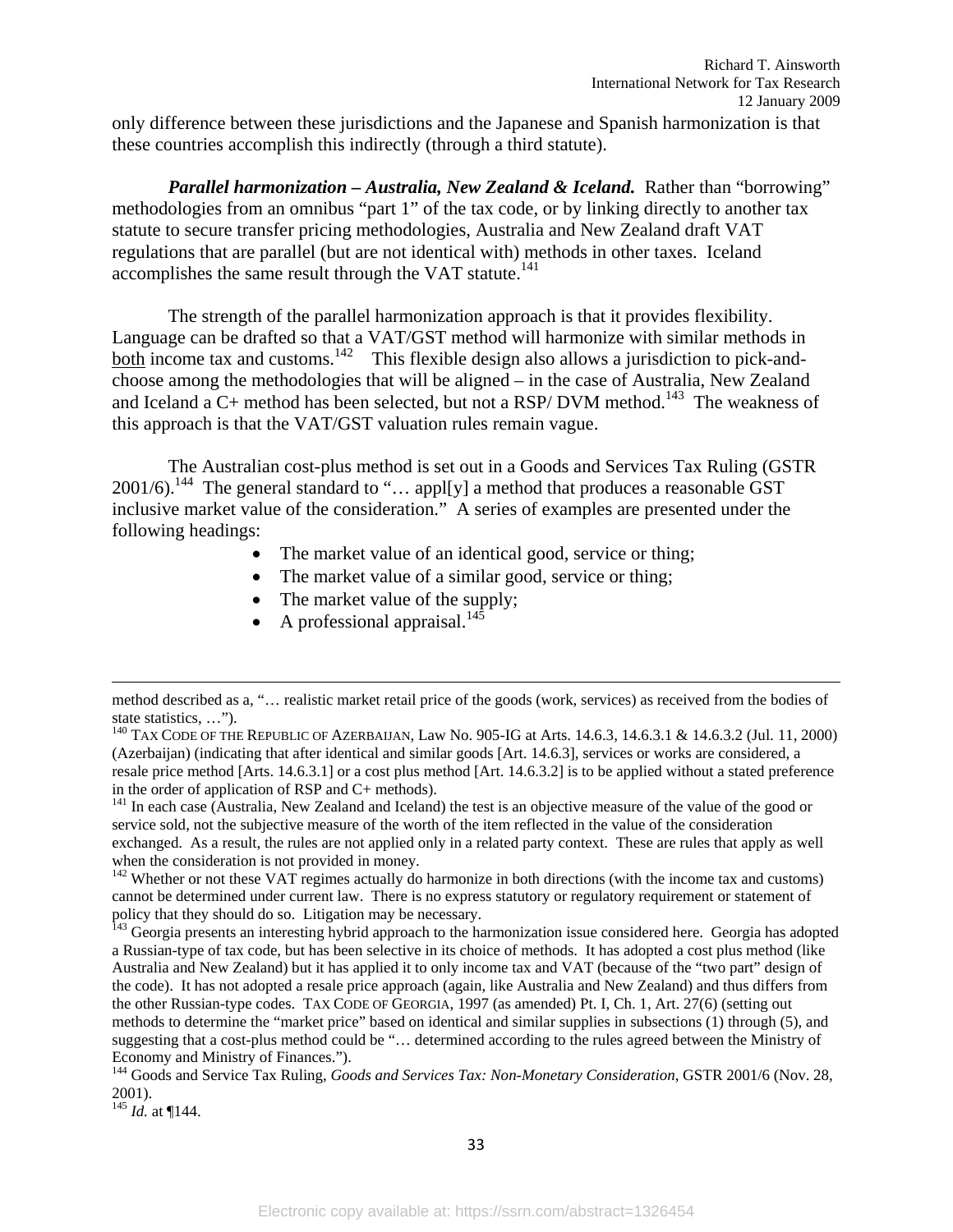only difference between these jurisdictions and the Japanese and Spanish harmonization is that these countries accomplish this indirectly (through a third statute).

***Parallel harmonization – Australia, New Zealand & Iceland.*** Rather than "borrowing" methodologies from an omnibus "part 1" of the tax code, or by linking directly to another tax statute to secure transfer pricing methodologies, Australia and New Zealand draft VAT regulations that are parallel (but are not identical with) methods in other taxes. Iceland accomplishes the same result through the VAT statute.[141]

The strength of the parallel harmonization approach is that it provides flexibility. Language can be drafted so that a VAT/GST method will harmonize with similar methods in <u>both</u> income tax and customs.[142] This flexible design also allows a jurisdiction to pick-and-choose among the methodologies that will be aligned – in the case of Australia, New Zealand and Iceland a C+ method has been selected, but not a RSP/ DVM method.[143] The weakness of this approach is that the VAT/GST valuation rules remain vague.

The Australian cost-plus method is set out in a Goods and Services Tax Ruling (GSTR 2001/6).[144] The general standard to "… appl[y] a method that produces a reasonable GST inclusive market value of the consideration." A series of examples are presented under the following headings:

- The market value of an identical good, service or thing;
- The market value of a similar good, service or thing;
- The market value of the supply;
- A professional appraisal.[145]

---

method described as a, "… realistic market retail price of the goods (work, services) as received from the bodies of state statistics, …").

[140] TAX CODE OF THE REPUBLIC OF AZERBAIJAN, Law No. 905-IG at Arts. 14.6.3, 14.6.3.1 & 14.6.3.2 (Jul. 11, 2000) (Azerbaijan) (indicating that after identical and similar goods [Art. 14.6.3], services or works are considered, a resale price method [Arts. 14.6.3.1] or a cost plus method [Art. 14.6.3.2] is to be applied without a stated preference in the order of application of RSP and C+ methods).

[141] In each case (Australia, New Zealand and Iceland) the test is an objective measure of the value of the good or service sold, not the subjective measure of the worth of the item reflected in the value of the consideration exchanged. As a result, the rules are not applied only in a related party context. These are rules that apply as well when the consideration is not provided in money.

[142] Whether or not these VAT regimes actually do harmonize in both directions (with the income tax and customs) cannot be determined under current law. There is no express statutory or regulatory requirement or statement of policy that they should do so. Litigation may be necessary.

[143] Georgia presents an interesting hybrid approach to the harmonization issue considered here. Georgia has adopted a Russian-type of tax code, but has been selective in its choice of methods. It has adopted a cost plus method (like Australia and New Zealand) but it has applied it to only income tax and VAT (because of the "two part" design of the code). It has not adopted a resale price approach (again, like Australia and New Zealand) and thus differs from the other Russian-type codes. TAX CODE OF GEORGIA, 1997 (as amended) Pt. I, Ch. 1, Art. 27(6) (setting out methods to determine the "market price" based on identical and similar supplies in subsections (1) through (5), and suggesting that a cost-plus method could be "… determined according to the rules agreed between the Ministry of Economy and Ministry of Finances.").

[144] Goods and Service Tax Ruling, *Goods and Services Tax: Non-Monetary Consideration*, GSTR 2001/6 (Nov. 28, 2001).

[145] *Id.* at ¶144.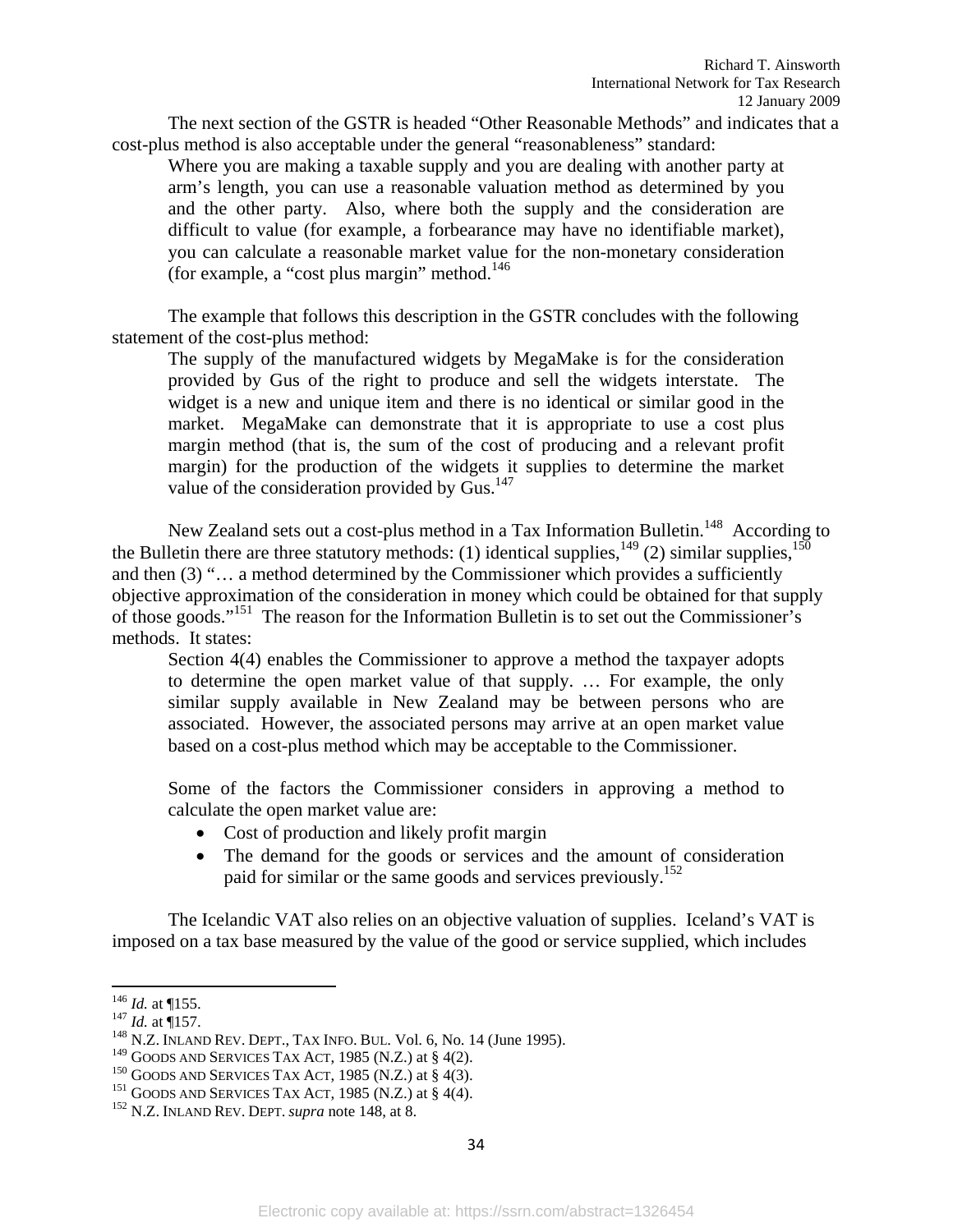The next section of the GSTR is headed "Other Reasonable Methods" and indicates that a cost-plus method is also acceptable under the general "reasonableness" standard:

> Where you are making a taxable supply and you are dealing with another party at arm's length, you can use a reasonable valuation method as determined by you and the other party. Also, where both the supply and the consideration are difficult to value (for example, a forbearance may have no identifiable market), you can calculate a reasonable market value for the non-monetary consideration (for example, a "cost plus margin" method.[146]

The example that follows this description in the GSTR concludes with the following statement of the cost-plus method:

> The supply of the manufactured widgets by MegaMake is for the consideration provided by Gus of the right to produce and sell the widgets interstate. The widget is a new and unique item and there is no identical or similar good in the market. MegaMake can demonstrate that it is appropriate to use a cost plus margin method (that is, the sum of the cost of producing and a relevant profit margin) for the production of the widgets it supplies to determine the market value of the consideration provided by Gus.[147]

New Zealand sets out a cost-plus method in a Tax Information Bulletin.[148] According to the Bulletin there are three statutory methods: (1) identical supplies,[149] (2) similar supplies,[150] and then (3) "… a method determined by the Commissioner which provides a sufficiently objective approximation of the consideration in money which could be obtained for that supply of those goods."[151] The reason for the Information Bulletin is to set out the Commissioner's methods. It states:

> Section 4(4) enables the Commissioner to approve a method the taxpayer adopts to determine the open market value of that supply. … For example, the only similar supply available in New Zealand may be between persons who are associated. However, the associated persons may arrive at an open market value based on a cost-plus method which may be acceptable to the Commissioner.
>
> Some of the factors the Commissioner considers in approving a method to calculate the open market value are:
>
> - Cost of production and likely profit margin
> - The demand for the goods or services and the amount of consideration paid for similar or the same goods and services previously.[152]

The Icelandic VAT also relies on an objective valuation of supplies. Iceland's VAT is imposed on a tax base measured by the value of the good or service supplied, which includes

---

[146] *Id.* at ¶155.
[147] *Id.* at ¶157.
[148] N.Z. Inland Rev. Dept., Tax Info. Bul. Vol. 6, No. 14 (June 1995).
[149] Goods and Services Tax Act, 1985 (N.Z.) at § 4(2).
[150] Goods and Services Tax Act, 1985 (N.Z.) at § 4(3).
[151] Goods and Services Tax Act, 1985 (N.Z.) at § 4(4).
[152] N.Z. Inland Rev. Dept. *supra* note 148, at 8.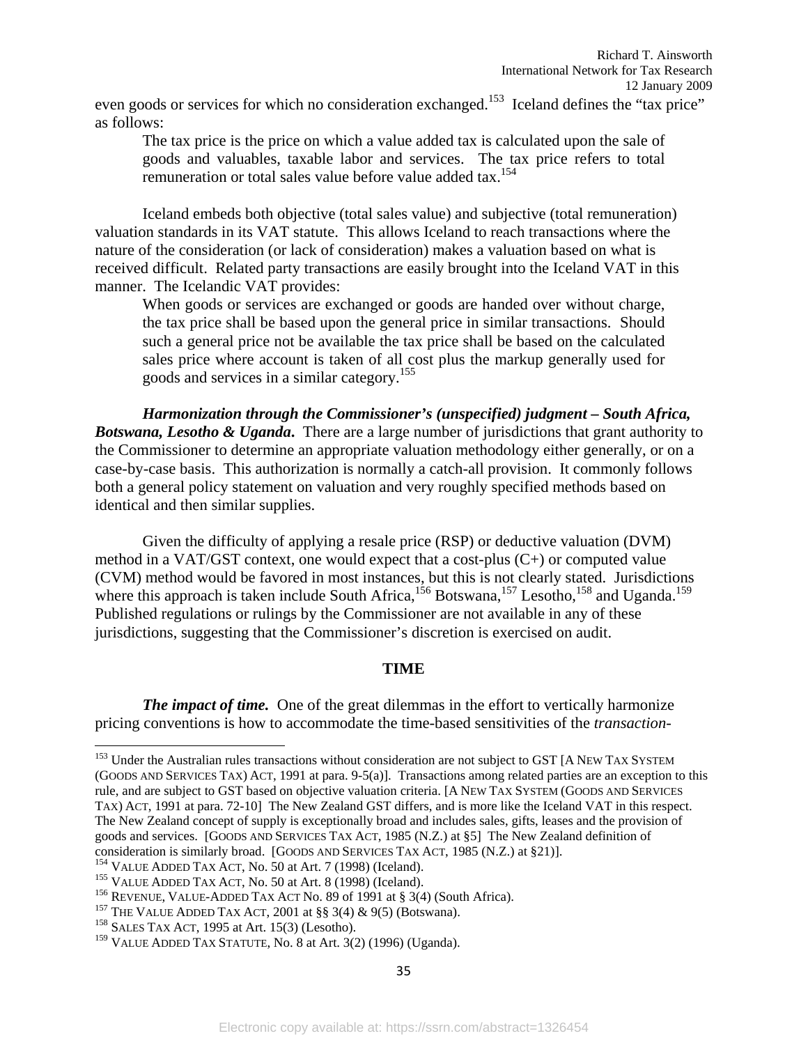even goods or services for which no consideration exchanged.[153] Iceland defines the "tax price" as follows:

> The tax price is the price on which a value added tax is calculated upon the sale of goods and valuables, taxable labor and services. The tax price refers to total remuneration or total sales value before value added tax.[154]

Iceland embeds both objective (total sales value) and subjective (total remuneration) valuation standards in its VAT statute. This allows Iceland to reach transactions where the nature of the consideration (or lack of consideration) makes a valuation based on what is received difficult. Related party transactions are easily brought into the Iceland VAT in this manner. The Icelandic VAT provides:

> When goods or services are exchanged or goods are handed over without charge, the tax price shall be based upon the general price in similar transactions. Should such a general price not be available the tax price shall be based on the calculated sales price where account is taken of all cost plus the markup generally used for goods and services in a similar category.[155]

***Harmonization through the Commissioner's (unspecified) judgment – South Africa, Botswana, Lesotho & Uganda.*** There are a large number of jurisdictions that grant authority to the Commissioner to determine an appropriate valuation methodology either generally, or on a case-by-case basis. This authorization is normally a catch-all provision. It commonly follows both a general policy statement on valuation and very roughly specified methods based on identical and then similar supplies.

Given the difficulty of applying a resale price (RSP) or deductive valuation (DVM) method in a VAT/GST context, one would expect that a cost-plus (C+) or computed value (CVM) method would be favored in most instances, but this is not clearly stated. Jurisdictions where this approach is taken include South Africa,[156] Botswana,[157] Lesotho,[158] and Uganda.[159] Published regulations or rulings by the Commissioner are not available in any of these jurisdictions, suggesting that the Commissioner's discretion is exercised on audit.

## TIME

***The impact of time.*** One of the great dilemmas in the effort to vertically harmonize pricing conventions is how to accommodate the time-based sensitivities of the *transaction-*

---

[153] Under the Australian rules transactions without consideration are not subject to GST [A NEW TAX SYSTEM (GOODS AND SERVICES TAX) ACT, 1991 at para. 9-5(a)]. Transactions among related parties are an exception to this rule, and are subject to GST based on objective valuation criteria. [A NEW TAX SYSTEM (GOODS AND SERVICES TAX) ACT, 1991 at para. 72-10] The New Zealand GST differs, and is more like the Iceland VAT in this respect. The New Zealand concept of supply is exceptionally broad and includes sales, gifts, leases and the provision of goods and services. [GOODS AND SERVICES TAX ACT, 1985 (N.Z.) at §5] The New Zealand definition of consideration is similarly broad. [GOODS AND SERVICES TAX ACT, 1985 (N.Z.) at §21)].

[154] VALUE ADDED TAX ACT, No. 50 at Art. 7 (1998) (Iceland).

[155] VALUE ADDED TAX ACT, No. 50 at Art. 8 (1998) (Iceland).

[156] REVENUE, VALUE-ADDED TAX ACT No. 89 of 1991 at § 3(4) (South Africa).

[157] THE VALUE ADDED TAX ACT, 2001 at §§ 3(4) & 9(5) (Botswana).

[158] SALES TAX ACT, 1995 at Art. 15(3) (Lesotho).

[159] VALUE ADDED TAX STATUTE, No. 8 at Art. 3(2) (1996) (Uganda).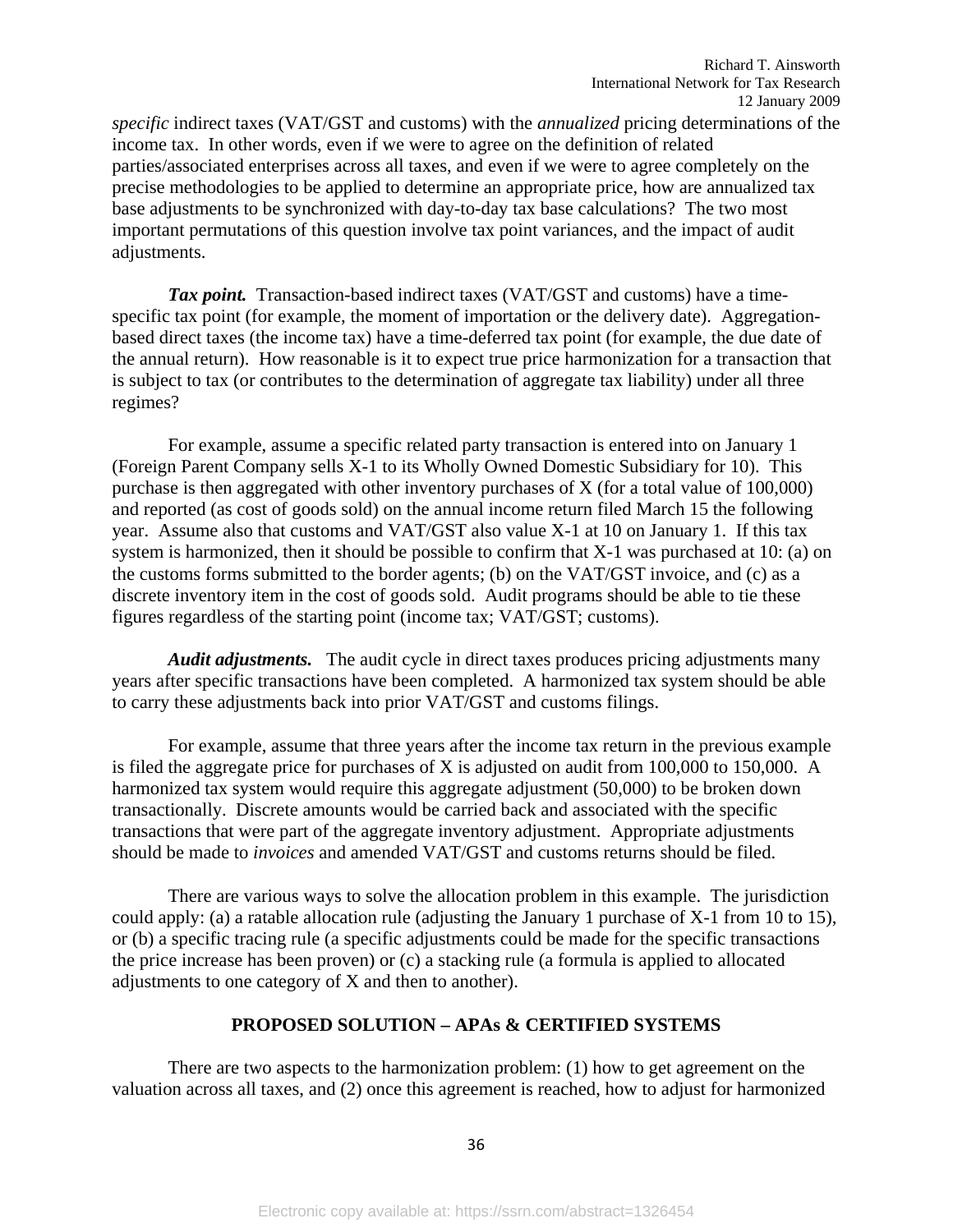*specific* indirect taxes (VAT/GST and customs) with the *annualized* pricing determinations of the income tax. In other words, even if we were to agree on the definition of related parties/associated enterprises across all taxes, and even if we were to agree completely on the precise methodologies to be applied to determine an appropriate price, how are annualized tax base adjustments to be synchronized with day-to-day tax base calculations? The two most important permutations of this question involve tax point variances, and the impact of audit adjustments.

***Tax point.*** Transaction-based indirect taxes (VAT/GST and customs) have a time-specific tax point (for example, the moment of importation or the delivery date). Aggregation-based direct taxes (the income tax) have a time-deferred tax point (for example, the due date of the annual return). How reasonable is it to expect true price harmonization for a transaction that is subject to tax (or contributes to the determination of aggregate tax liability) under all three regimes?

For example, assume a specific related party transaction is entered into on January 1 (Foreign Parent Company sells X-1 to its Wholly Owned Domestic Subsidiary for 10). This purchase is then aggregated with other inventory purchases of X (for a total value of 100,000) and reported (as cost of goods sold) on the annual income return filed March 15 the following year. Assume also that customs and VAT/GST also value X-1 at 10 on January 1. If this tax system is harmonized, then it should be possible to confirm that X-1 was purchased at 10: (a) on the customs forms submitted to the border agents; (b) on the VAT/GST invoice, and (c) as a discrete inventory item in the cost of goods sold. Audit programs should be able to tie these figures regardless of the starting point (income tax; VAT/GST; customs).

***Audit adjustments.*** The audit cycle in direct taxes produces pricing adjustments many years after specific transactions have been completed. A harmonized tax system should be able to carry these adjustments back into prior VAT/GST and customs filings.

For example, assume that three years after the income tax return in the previous example is filed the aggregate price for purchases of X is adjusted on audit from 100,000 to 150,000. A harmonized tax system would require this aggregate adjustment (50,000) to be broken down transactionally. Discrete amounts would be carried back and associated with the specific transactions that were part of the aggregate inventory adjustment. Appropriate adjustments should be made to *invoices* and amended VAT/GST and customs returns should be filed.

There are various ways to solve the allocation problem in this example. The jurisdiction could apply: (a) a ratable allocation rule (adjusting the January 1 purchase of X-1 from 10 to 15), or (b) a specific tracing rule (a specific adjustments could be made for the specific transactions the price increase has been proven) or (c) a stacking rule (a formula is applied to allocated adjustments to one category of X and then to another).

## PROPOSED SOLUTION – APAs & CERTIFIED SYSTEMS

There are two aspects to the harmonization problem: (1) how to get agreement on the valuation across all taxes, and (2) once this agreement is reached, how to adjust for harmonized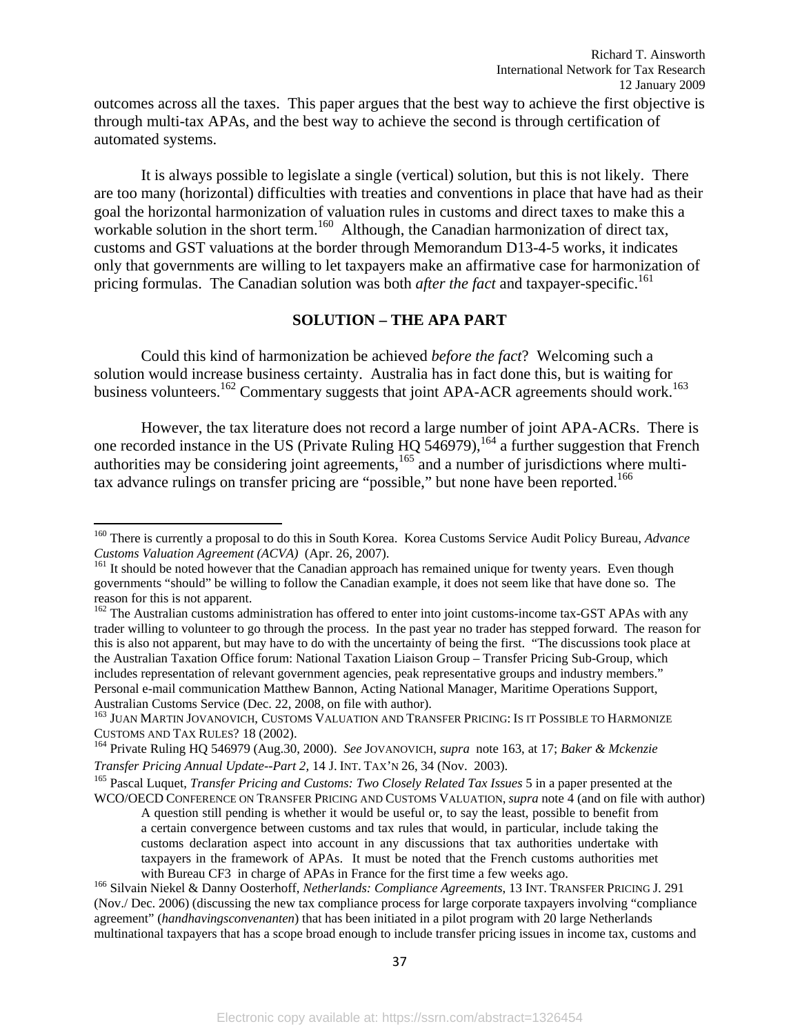outcomes across all the taxes. This paper argues that the best way to achieve the first objective is through multi-tax APAs, and the best way to achieve the second is through certification of automated systems.

It is always possible to legislate a single (vertical) solution, but this is not likely. There are too many (horizontal) difficulties with treaties and conventions in place that have had as their goal the horizontal harmonization of valuation rules in customs and direct taxes to make this a workable solution in the short term.[160] Although, the Canadian harmonization of direct tax, customs and GST valuations at the border through Memorandum D13-4-5 works, it indicates only that governments are willing to let taxpayers make an affirmative case for harmonization of pricing formulas. The Canadian solution was both *after the fact* and taxpayer-specific.[161]

## SOLUTION – THE APA PART

Could this kind of harmonization be achieved *before the fact*? Welcoming such a solution would increase business certainty. Australia has in fact done this, but is waiting for business volunteers.[162] Commentary suggests that joint APA-ACR agreements should work.[163]

However, the tax literature does not record a large number of joint APA-ACRs. There is one recorded instance in the US (Private Ruling HQ 546979),[164] a further suggestion that French authorities may be considering joint agreements,[165] and a number of jurisdictions where multi-tax advance rulings on transfer pricing are "possible," but none have been reported.[166]

---

[160] There is currently a proposal to do this in South Korea. Korea Customs Service Audit Policy Bureau, *Advance Customs Valuation Agreement (ACVA)* (Apr. 26, 2007).

[161] It should be noted however that the Canadian approach has remained unique for twenty years. Even though governments "should" be willing to follow the Canadian example, it does not seem like that have done so. The reason for this is not apparent.

[162] The Australian customs administration has offered to enter into joint customs-income tax-GST APAs with any trader willing to volunteer to go through the process. In the past year no trader has stepped forward. The reason for this is also not apparent, but may have to do with the uncertainty of being the first. "The discussions took place at the Australian Taxation Office forum: National Taxation Liaison Group – Transfer Pricing Sub-Group, which includes representation of relevant government agencies, peak representative groups and industry members." Personal e-mail communication Matthew Bannon, Acting National Manager, Maritime Operations Support, Australian Customs Service (Dec. 22, 2008, on file with author).

[163] JUAN MARTIN JOVANOVICH, CUSTOMS VALUATION AND TRANSFER PRICING: IS IT POSSIBLE TO HARMONIZE CUSTOMS AND TAX RULES? 18 (2002).

[164] Private Ruling HQ 546979 (Aug.30, 2000). *See* JOVANOVICH, *supra* note 163, at 17; *Baker & Mckenzie Transfer Pricing Annual Update--Part 2*, 14 J. INT. TAX'N 26, 34 (Nov. 2003).

[165] Pascal Luquet, *Transfer Pricing and Customs: Two Closely Related Tax Issues* 5 in a paper presented at the WCO/OECD CONFERENCE ON TRANSFER PRICING AND CUSTOMS VALUATION, *supra* note 4 (and on file with author)

> A question still pending is whether it would be useful or, to say the least, possible to benefit from a certain convergence between customs and tax rules that would, in particular, include taking the customs declaration aspect into account in any discussions that tax authorities undertake with taxpayers in the framework of APAs. It must be noted that the French customs authorities met with Bureau CF3 in charge of APAs in France for the first time a few weeks ago.

[166] Silvain Niekel & Danny Oosterhoff, *Netherlands: Compliance Agreements*, 13 INT. TRANSFER PRICING J. 291 (Nov./ Dec. 2006) (discussing the new tax compliance process for large corporate taxpayers involving "compliance agreement" (*handhavingsconvenanten*) that has been initiated in a pilot program with 20 large Netherlands multinational taxpayers that has a scope broad enough to include transfer pricing issues in income tax, customs and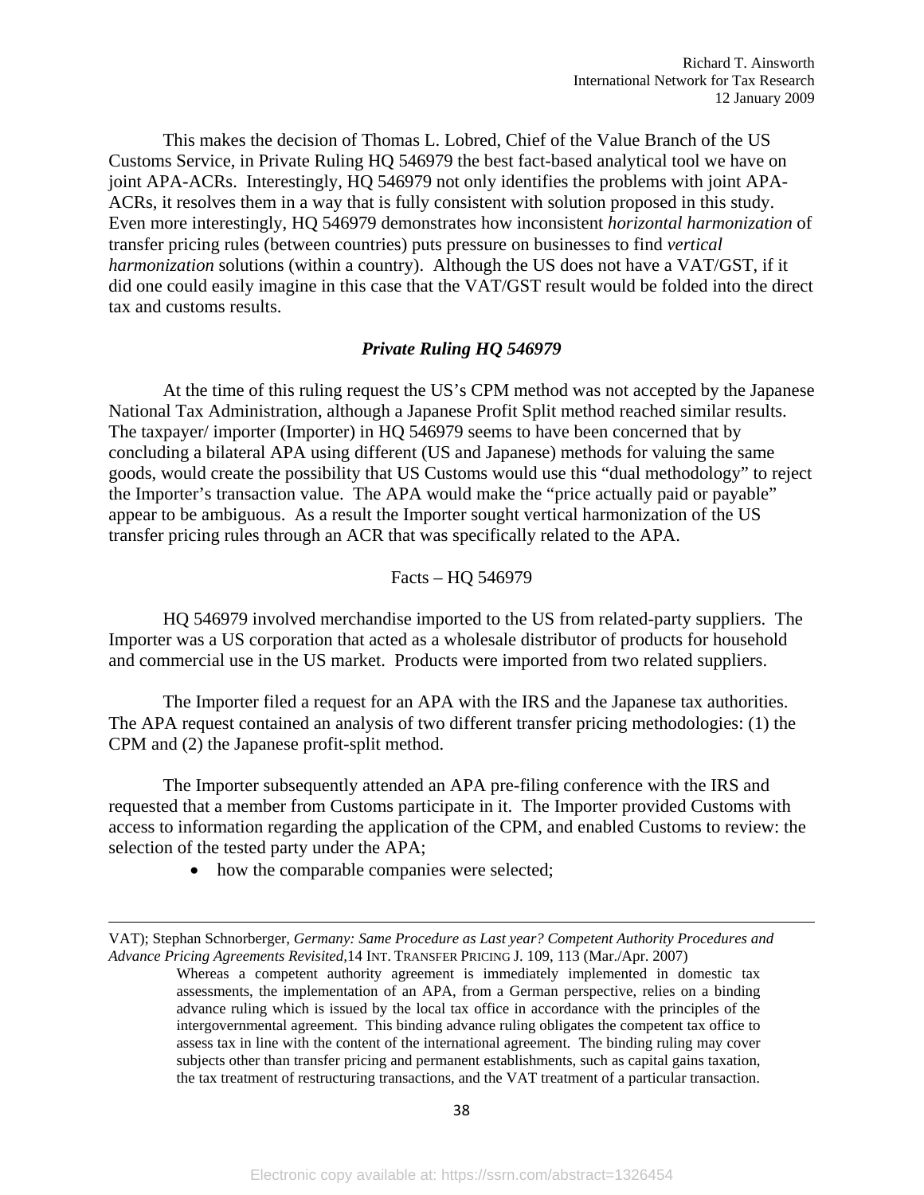This makes the decision of Thomas L. Lobred, Chief of the Value Branch of the US Customs Service, in Private Ruling HQ 546979 the best fact-based analytical tool we have on joint APA-ACRs. Interestingly, HQ 546979 not only identifies the problems with joint APA-ACRs, it resolves them in a way that is fully consistent with solution proposed in this study. Even more interestingly, HQ 546979 demonstrates how inconsistent *horizontal harmonization* of transfer pricing rules (between countries) puts pressure on businesses to find *vertical harmonization* solutions (within a country). Although the US does not have a VAT/GST, if it did one could easily imagine in this case that the VAT/GST result would be folded into the direct tax and customs results.

### *Private Ruling HQ 546979*

At the time of this ruling request the US's CPM method was not accepted by the Japanese National Tax Administration, although a Japanese Profit Split method reached similar results. The taxpayer/ importer (Importer) in HQ 546979 seems to have been concerned that by concluding a bilateral APA using different (US and Japanese) methods for valuing the same goods, would create the possibility that US Customs would use this "dual methodology" to reject the Importer's transaction value. The APA would make the "price actually paid or payable" appear to be ambiguous. As a result the Importer sought vertical harmonization of the US transfer pricing rules through an ACR that was specifically related to the APA.

#### Facts – HQ 546979

HQ 546979 involved merchandise imported to the US from related-party suppliers. The Importer was a US corporation that acted as a wholesale distributor of products for household and commercial use in the US market. Products were imported from two related suppliers.

The Importer filed a request for an APA with the IRS and the Japanese tax authorities. The APA request contained an analysis of two different transfer pricing methodologies: (1) the CPM and (2) the Japanese profit-split method.

The Importer subsequently attended an APA pre-filing conference with the IRS and requested that a member from Customs participate in it. The Importer provided Customs with access to information regarding the application of the CPM, and enabled Customs to review: the selection of the tested party under the APA;

- how the comparable companies were selected;

---

VAT); Stephan Schnorberger, *Germany: Same Procedure as Last year? Competent Authority Procedures and Advance Pricing Agreements Revisited,*14 INT. TRANSFER PRICING J. 109, 113 (Mar./Apr. 2007)

> Whereas a competent authority agreement is immediately implemented in domestic tax assessments, the implementation of an APA, from a German perspective, relies on a binding advance ruling which is issued by the local tax office in accordance with the principles of the intergovernmental agreement. This binding advance ruling obligates the competent tax office to assess tax in line with the content of the international agreement. The binding ruling may cover subjects other than transfer pricing and permanent establishments, such as capital gains taxation, the tax treatment of restructuring transactions, and the VAT treatment of a particular transaction.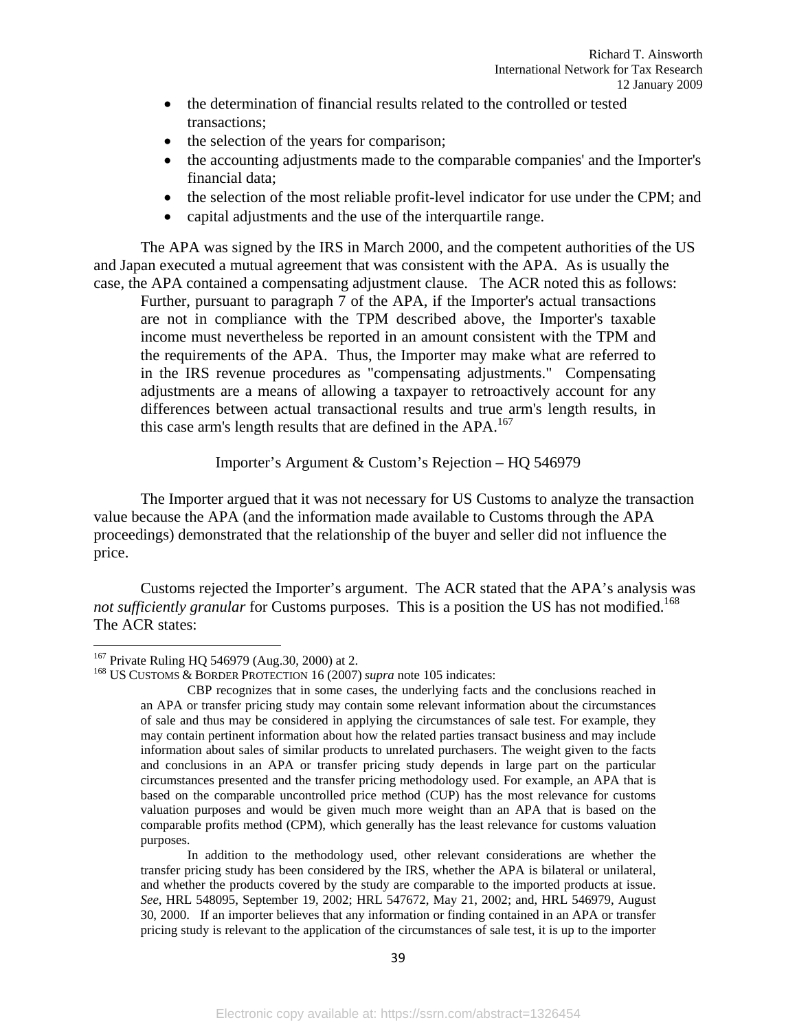- the determination of financial results related to the controlled or tested transactions;
- the selection of the years for comparison;
- the accounting adjustments made to the comparable companies' and the Importer's financial data;
- the selection of the most reliable profit-level indicator for use under the CPM; and
- capital adjustments and the use of the interquartile range.

The APA was signed by the IRS in March 2000, and the competent authorities of the US and Japan executed a mutual agreement that was consistent with the APA. As is usually the case, the APA contained a compensating adjustment clause. The ACR noted this as follows:

> Further, pursuant to paragraph 7 of the APA, if the Importer's actual transactions are not in compliance with the TPM described above, the Importer's taxable income must nevertheless be reported in an amount consistent with the TPM and the requirements of the APA. Thus, the Importer may make what are referred to in the IRS revenue procedures as "compensating adjustments." Compensating adjustments are a means of allowing a taxpayer to retroactively account for any differences between actual transactional results and true arm's length results, in this case arm's length results that are defined in the APA.[167]

Importer's Argument & Custom's Rejection – HQ 546979

The Importer argued that it was not necessary for US Customs to analyze the transaction value because the APA (and the information made available to Customs through the APA proceedings) demonstrated that the relationship of the buyer and seller did not influence the price.

Customs rejected the Importer's argument. The ACR stated that the APA's analysis was *not sufficiently granular* for Customs purposes. This is a position the US has not modified.[168] The ACR states:

---

[167] Private Ruling HQ 546979 (Aug.30, 2000) at 2.

[168] US CUSTOMS & BORDER PROTECTION 16 (2007) *supra* note 105 indicates:

> CBP recognizes that in some cases, the underlying facts and the conclusions reached in an APA or transfer pricing study may contain some relevant information about the circumstances of sale and thus may be considered in applying the circumstances of sale test. For example, they may contain pertinent information about how the related parties transact business and may include information about sales of similar products to unrelated purchasers. The weight given to the facts and conclusions in an APA or transfer pricing study depends in large part on the particular circumstances presented and the transfer pricing methodology used. For example, an APA that is based on the comparable uncontrolled price method (CUP) has the most relevance for customs valuation purposes and would be given much more weight than an APA that is based on the comparable profits method (CPM), which generally has the least relevance for customs valuation purposes.
>
> In addition to the methodology used, other relevant considerations are whether the transfer pricing study has been considered by the IRS, whether the APA is bilateral or unilateral, and whether the products covered by the study are comparable to the imported products at issue. *See*, HRL 548095, September 19, 2002; HRL 547672, May 21, 2002; and, HRL 546979, August 30, 2000. If an importer believes that any information or finding contained in an APA or transfer pricing study is relevant to the application of the circumstances of sale test, it is up to the importer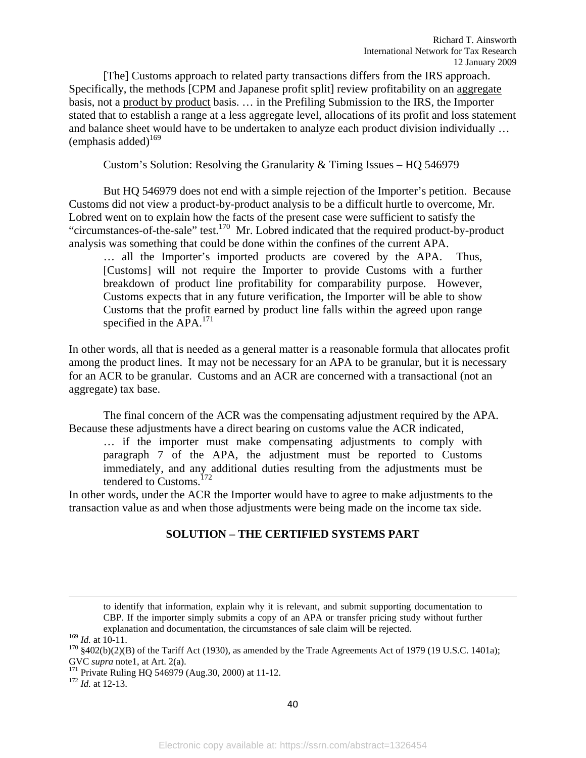[The] Customs approach to related party transactions differs from the IRS approach. Specifically, the methods [CPM and Japanese profit split] review profitability on an aggregate basis, not a product by product basis. … in the Prefiling Submission to the IRS, the Importer stated that to establish a range at a less aggregate level, allocations of its profit and loss statement and balance sheet would have to be undertaken to analyze each product division individually … (emphasis added)[169]

Custom's Solution: Resolving the Granularity & Timing Issues – HQ 546979

But HQ 546979 does not end with a simple rejection of the Importer's petition. Because Customs did not view a product-by-product analysis to be a difficult hurtle to overcome, Mr. Lobred went on to explain how the facts of the present case were sufficient to satisfy the "circumstances-of-the-sale" test.[170] Mr. Lobred indicated that the required product-by-product analysis was something that could be done within the confines of the current APA.

> … all the Importer's imported products are covered by the APA. Thus, [Customs] will not require the Importer to provide Customs with a further breakdown of product line profitability for comparability purpose. However, Customs expects that in any future verification, the Importer will be able to show Customs that the profit earned by product line falls within the agreed upon range specified in the APA.[171]

In other words, all that is needed as a general matter is a reasonable formula that allocates profit among the product lines. It may not be necessary for an APA to be granular, but it is necessary for an ACR to be granular. Customs and an ACR are concerned with a transactional (not an aggregate) tax base.

The final concern of the ACR was the compensating adjustment required by the APA. Because these adjustments have a direct bearing on customs value the ACR indicated,

> … if the importer must make compensating adjustments to comply with paragraph 7 of the APA, the adjustment must be reported to Customs immediately, and any additional duties resulting from the adjustments must be tendered to Customs.[172]

In other words, under the ACR the Importer would have to agree to make adjustments to the transaction value as and when those adjustments were being made on the income tax side.

**SOLUTION – THE CERTIFIED SYSTEMS PART**

---

to identify that information, explain why it is relevant, and submit supporting documentation to CBP. If the importer simply submits a copy of an APA or transfer pricing study without further explanation and documentation, the circumstances of sale claim will be rejected.

[169] *Id.* at 10-11.

[170] §402(b)(2)(B) of the Tariff Act (1930), as amended by the Trade Agreements Act of 1979 (19 U.S.C. 1401a); GVC *supra* note1, at Art. 2(a).

[171] Private Ruling HQ 546979 (Aug.30, 2000) at 11-12.

[172] *Id.* at 12-13.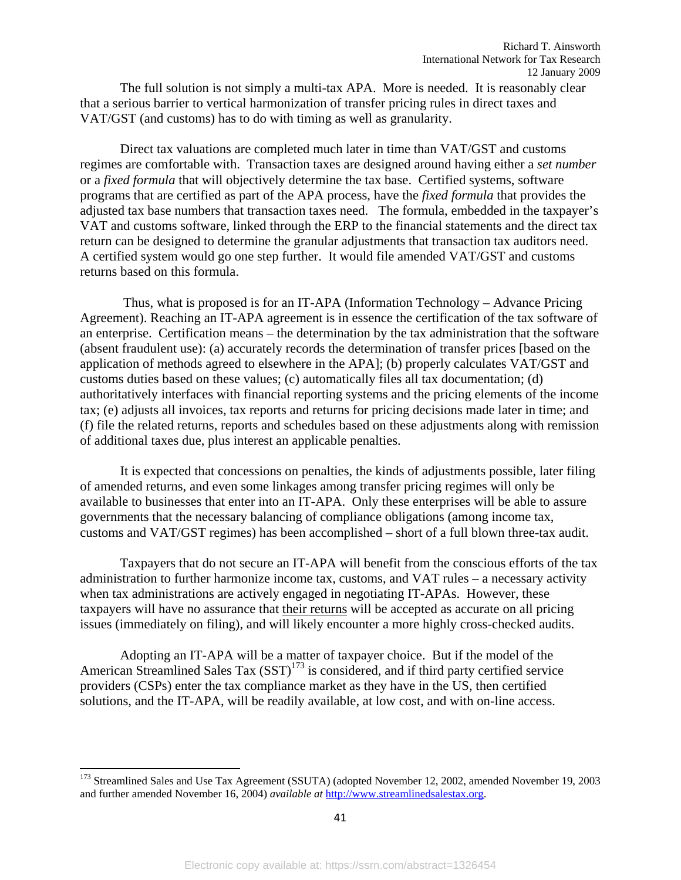The full solution is not simply a multi-tax APA. More is needed. It is reasonably clear that a serious barrier to vertical harmonization of transfer pricing rules in direct taxes and VAT/GST (and customs) has to do with timing as well as granularity.

Direct tax valuations are completed much later in time than VAT/GST and customs regimes are comfortable with. Transaction taxes are designed around having either a *set number* or a *fixed formula* that will objectively determine the tax base. Certified systems, software programs that are certified as part of the APA process, have the *fixed formula* that provides the adjusted tax base numbers that transaction taxes need. The formula, embedded in the taxpayer's VAT and customs software, linked through the ERP to the financial statements and the direct tax return can be designed to determine the granular adjustments that transaction tax auditors need. A certified system would go one step further. It would file amended VAT/GST and customs returns based on this formula.

Thus, what is proposed is for an IT-APA (Information Technology – Advance Pricing Agreement). Reaching an IT-APA agreement is in essence the certification of the tax software of an enterprise. Certification means – the determination by the tax administration that the software (absent fraudulent use): (a) accurately records the determination of transfer prices [based on the application of methods agreed to elsewhere in the APA]; (b) properly calculates VAT/GST and customs duties based on these values; (c) automatically files all tax documentation; (d) authoritatively interfaces with financial reporting systems and the pricing elements of the income tax; (e) adjusts all invoices, tax reports and returns for pricing decisions made later in time; and (f) file the related returns, reports and schedules based on these adjustments along with remission of additional taxes due, plus interest an applicable penalties.

It is expected that concessions on penalties, the kinds of adjustments possible, later filing of amended returns, and even some linkages among transfer pricing regimes will only be available to businesses that enter into an IT-APA. Only these enterprises will be able to assure governments that the necessary balancing of compliance obligations (among income tax, customs and VAT/GST regimes) has been accomplished – short of a full blown three-tax audit.

Taxpayers that do not secure an IT-APA will benefit from the conscious efforts of the tax administration to further harmonize income tax, customs, and VAT rules – a necessary activity when tax administrations are actively engaged in negotiating IT-APAs. However, these taxpayers will have no assurance that their returns will be accepted as accurate on all pricing issues (immediately on filing), and will likely encounter a more highly cross-checked audits.

Adopting an IT-APA will be a matter of taxpayer choice. But if the model of the American Streamlined Sales Tax (SST)[173] is considered, and if third party certified service providers (CSPs) enter the tax compliance market as they have in the US, then certified solutions, and the IT-APA, will be readily available, at low cost, and with on-line access.

---

[173] Streamlined Sales and Use Tax Agreement (SSUTA) (adopted November 12, 2002, amended November 19, 2003 and further amended November 16, 2004) *available at* http://www.streamlinedsalestax.org.